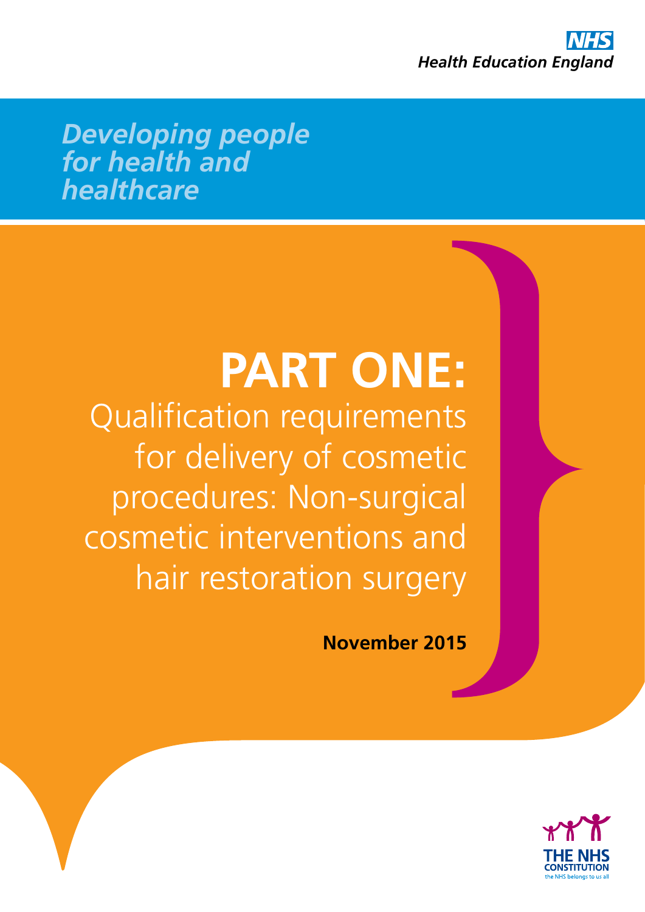NHS
Health Education England

*Developing people for health and healthcare*

# PART ONE:

## Qualification requirements for delivery of cosmetic procedures: Non-surgical cosmetic interventions and hair restoration surgery

**November 2015**

THE NHS CONSTITUTION
the NHS belongs to us all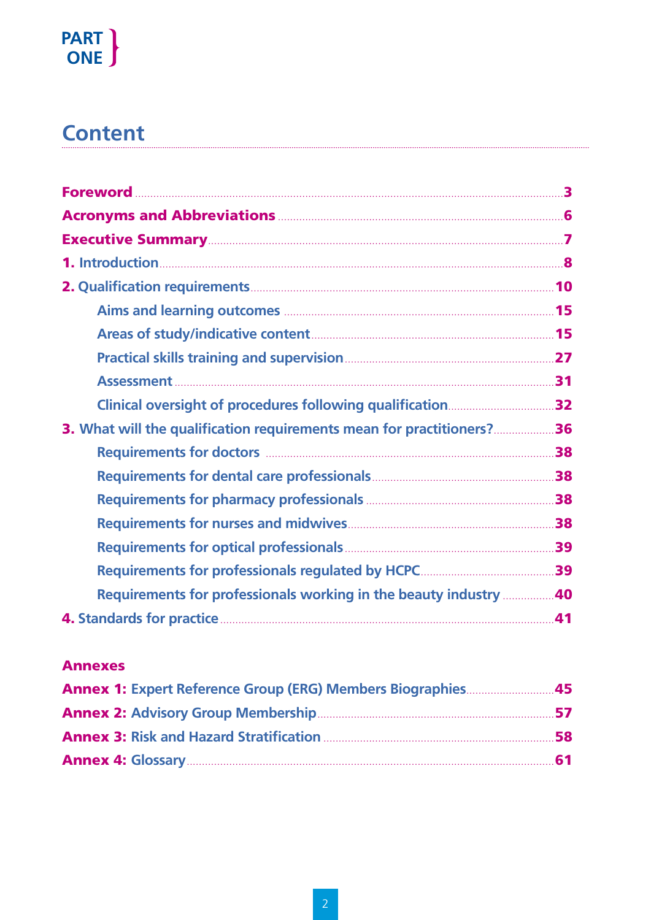PART ONE

# Content

**Foreword** ........ 3

**Acronyms and Abbreviations** ........ 6

**Executive Summary** ........ 7

**1.** Introduction ........ 8

**2.** Qualification requirements ........ 10

- Aims and learning outcomes ........ 15
- Areas of study/indicative content ........ 15
- Practical skills training and supervision ........ 27
- Assessment ........ 31
- Clinical oversight of procedures following qualification ........ 32

**3.** What will the qualification requirements mean for practitioners? ........ 36

- Requirements for doctors ........ 38
- Requirements for dental care professionals ........ 38
- Requirements for pharmacy professionals ........ 38
- Requirements for nurses and midwives ........ 38
- Requirements for optical professionals ........ 39
- Requirements for professionals regulated by HCPC ........ 39
- Requirements for professionals working in the beauty industry ........ 40

**4.** Standards for practice ........ 41

**Annexes**

**Annex 1:** Expert Reference Group (ERG) Members Biographies ........ 45

**Annex 2:** Advisory Group Membership ........ 57

**Annex 3:** Risk and Hazard Stratification ........ 58

**Annex 4:** Glossary ........ 61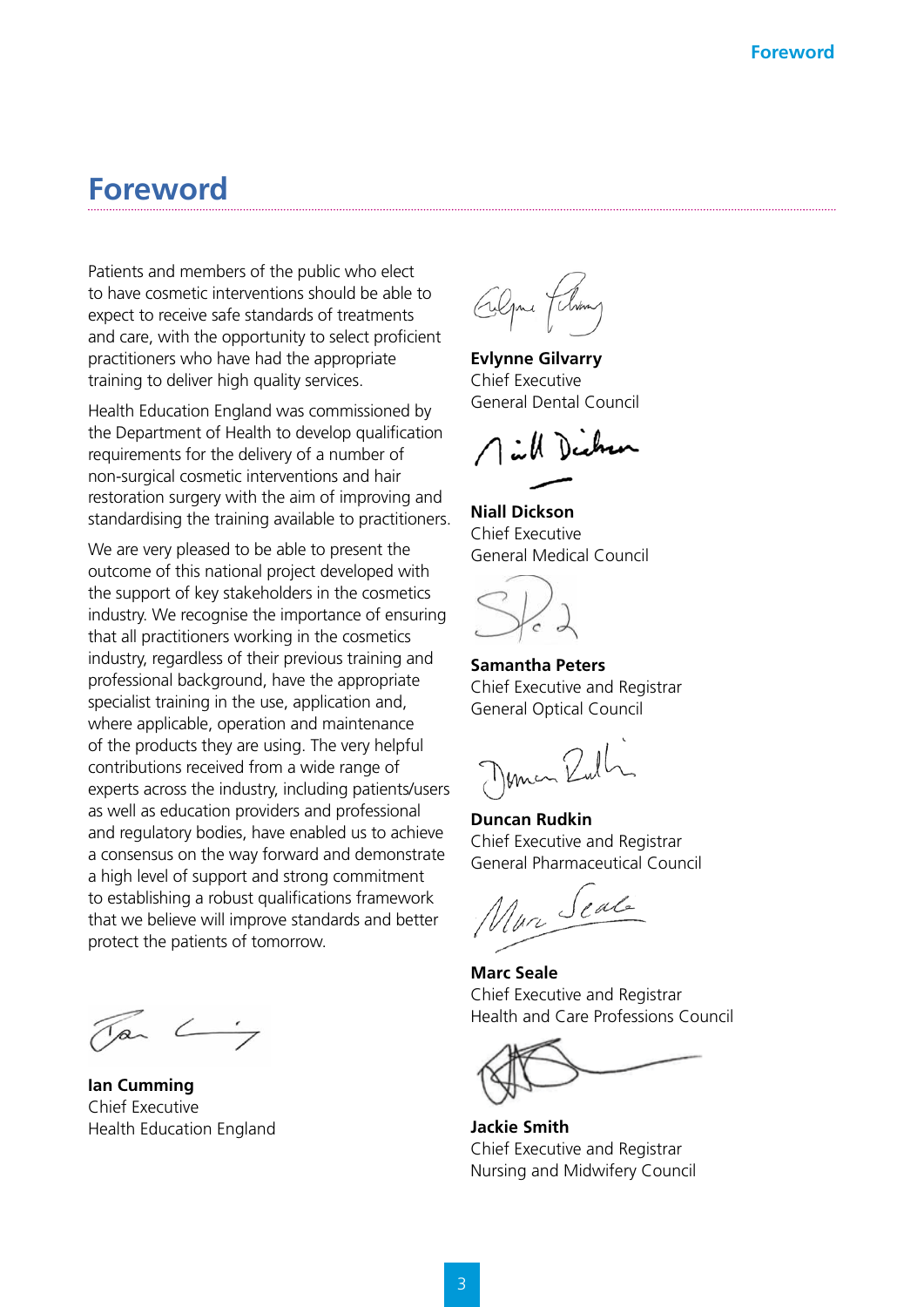# Foreword

Patients and members of the public who elect to have cosmetic interventions should be able to expect to receive safe standards of treatments and care, with the opportunity to select proficient practitioners who have had the appropriate training to deliver high quality services.

Health Education England was commissioned by the Department of Health to develop qualification requirements for the delivery of a number of non-surgical cosmetic interventions and hair restoration surgery with the aim of improving and standardising the training available to practitioners.

We are very pleased to be able to present the outcome of this national project developed with the support of key stakeholders in the cosmetics industry. We recognise the importance of ensuring that all practitioners working in the cosmetics industry, regardless of their previous training and professional background, have the appropriate specialist training in the use, application and, where applicable, operation and maintenance of the products they are using. The very helpful contributions received from a wide range of experts across the industry, including patients/users as well as education providers and professional and regulatory bodies, have enabled us to achieve a consensus on the way forward and demonstrate a high level of support and strong commitment to establishing a robust qualifications framework that we believe will improve standards and better protect the patients of tomorrow.

**Ian Cumming**
Chief Executive
Health Education England

**Evlynne Gilvarry**
Chief Executive
General Dental Council

**Niall Dickson**
Chief Executive
General Medical Council

**Samantha Peters**
Chief Executive and Registrar
General Optical Council

**Duncan Rudkin**
Chief Executive and Registrar
General Pharmaceutical Council

**Marc Seale**
Chief Executive and Registrar
Health and Care Professions Council

**Jackie Smith**
Chief Executive and Registrar
Nursing and Midwifery Council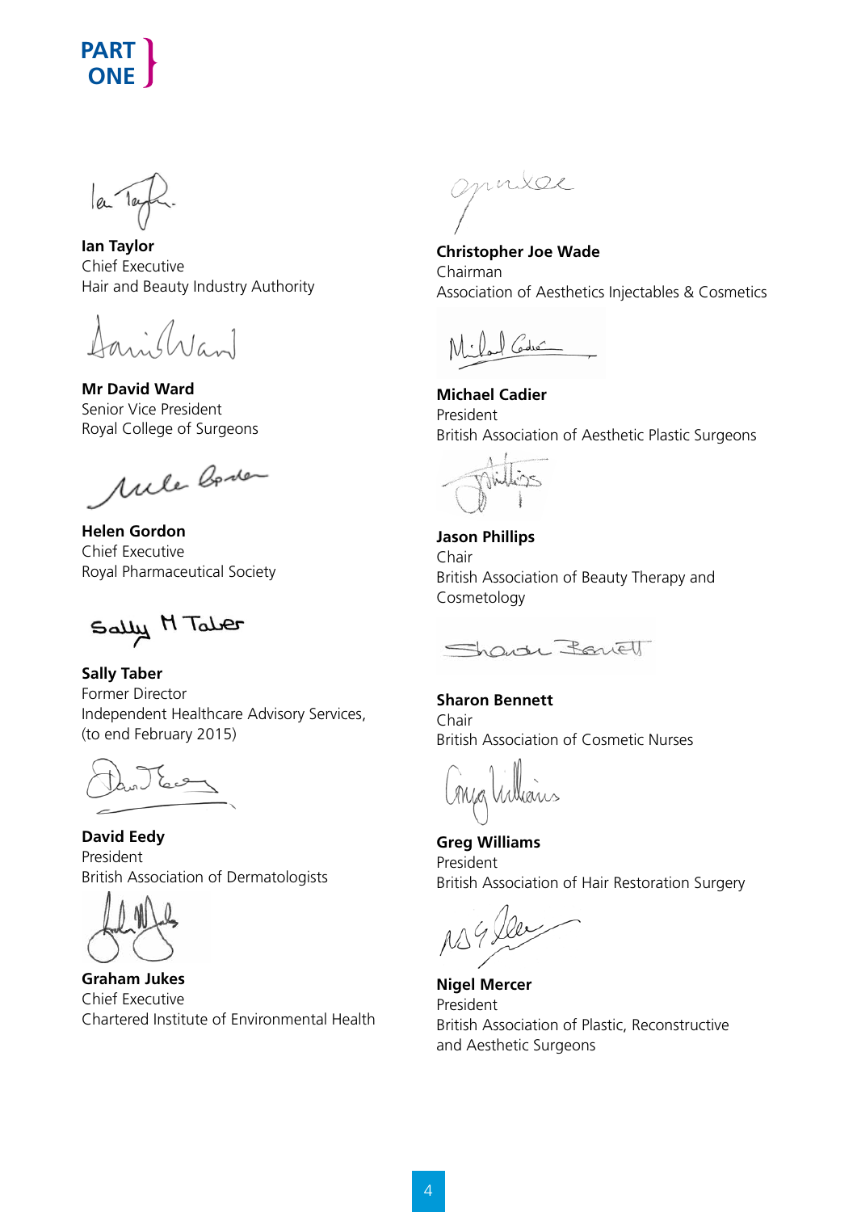**Ian Taylor**
Chief Executive
Hair and Beauty Industry Authority

**Mr David Ward**
Senior Vice President
Royal College of Surgeons

**Helen Gordon**
Chief Executive
Royal Pharmaceutical Society

**Sally Taber**
Former Director
Independent Healthcare Advisory Services,
(to end February 2015)

**David Eedy**
President
British Association of Dermatologists

**Graham Jukes**
Chief Executive
Chartered Institute of Environmental Health

**Christopher Joe Wade**
Chairman
Association of Aesthetics Injectables & Cosmetics

**Michael Cadier**
President
British Association of Aesthetic Plastic Surgeons

**Jason Phillips**
Chair
British Association of Beauty Therapy and Cosmetology

**Sharon Bennett**
Chair
British Association of Cosmetic Nurses

**Greg Williams**
President
British Association of Hair Restoration Surgery

**Nigel Mercer**
President
British Association of Plastic, Reconstructive and Aesthetic Surgeons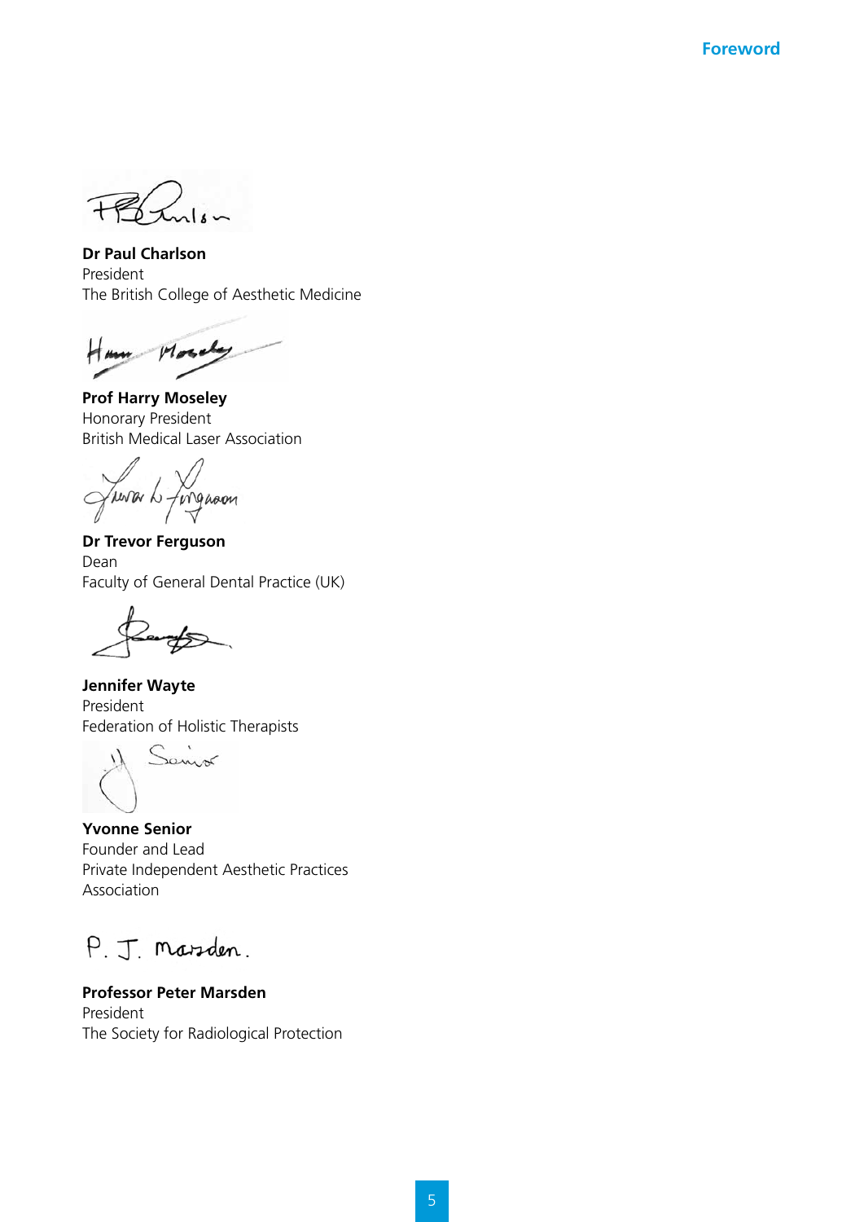**Dr Paul Charlson**
President
The British College of Aesthetic Medicine

**Prof Harry Moseley**
Honorary President
British Medical Laser Association

**Dr Trevor Ferguson**
Dean
Faculty of General Dental Practice (UK)

**Jennifer Wayte**
President
Federation of Holistic Therapists

**Yvonne Senior**
Founder and Lead
Private Independent Aesthetic Practices Association

**Professor Peter Marsden**
President
The Society for Radiological Protection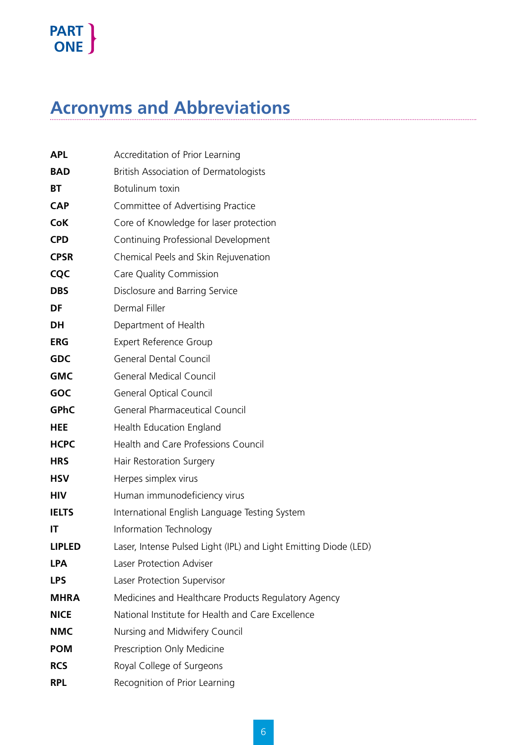PART ONE

# Acronyms and Abbreviations

| | |
|---|---|
| **APL** | Accreditation of Prior Learning |
| **BAD** | British Association of Dermatologists |
| **BT** | Botulinum toxin |
| **CAP** | Committee of Advertising Practice |
| **CoK** | Core of Knowledge for laser protection |
| **CPD** | Continuing Professional Development |
| **CPSR** | Chemical Peels and Skin Rejuvenation |
| **CQC** | Care Quality Commission |
| **DBS** | Disclosure and Barring Service |
| **DF** | Dermal Filler |
| **DH** | Department of Health |
| **ERG** | Expert Reference Group |
| **GDC** | General Dental Council |
| **GMC** | General Medical Council |
| **GOC** | General Optical Council |
| **GPhC** | General Pharmaceutical Council |
| **HEE** | Health Education England |
| **HCPC** | Health and Care Professions Council |
| **HRS** | Hair Restoration Surgery |
| **HSV** | Herpes simplex virus |
| **HIV** | Human immunodeficiency virus |
| **IELTS** | International English Language Testing System |
| **IT** | Information Technology |
| **LIPLED** | Laser, Intense Pulsed Light (IPL) and Light Emitting Diode (LED) |
| **LPA** | Laser Protection Adviser |
| **LPS** | Laser Protection Supervisor |
| **MHRA** | Medicines and Healthcare Products Regulatory Agency |
| **NICE** | National Institute for Health and Care Excellence |
| **NMC** | Nursing and Midwifery Council |
| **POM** | Prescription Only Medicine |
| **RCS** | Royal College of Surgeons |
| **RPL** | Recognition of Prior Learning |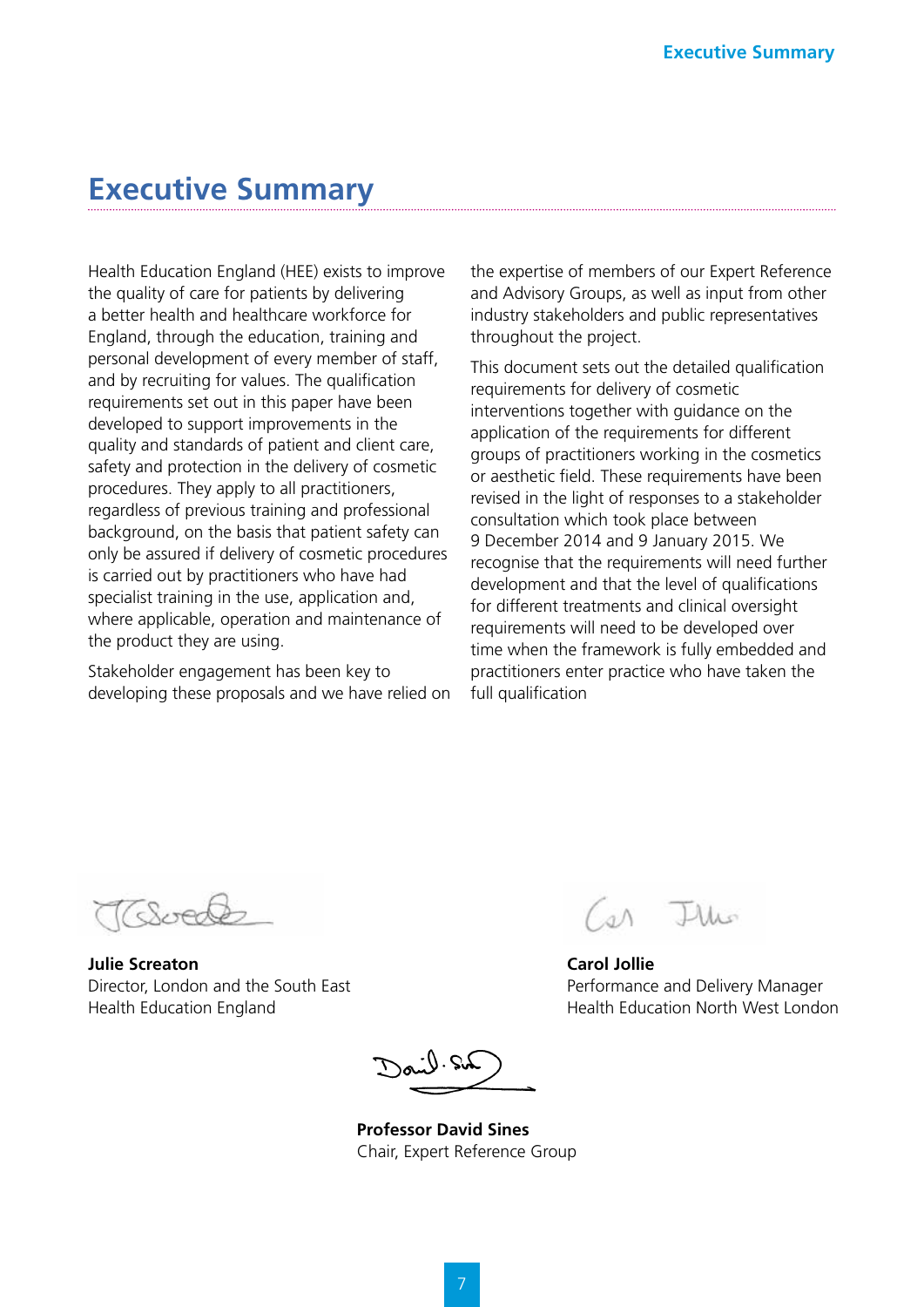# Executive Summary

Health Education England (HEE) exists to improve the quality of care for patients by delivering a better health and healthcare workforce for England, through the education, training and personal development of every member of staff, and by recruiting for values. The qualification requirements set out in this paper have been developed to support improvements in the quality and standards of patient and client care, safety and protection in the delivery of cosmetic procedures. They apply to all practitioners, regardless of previous training and professional background, on the basis that patient safety can only be assured if delivery of cosmetic procedures is carried out by practitioners who have had specialist training in the use, application and, where applicable, operation and maintenance of the product they are using.

Stakeholder engagement has been key to developing these proposals and we have relied on the expertise of members of our Expert Reference and Advisory Groups, as well as input from other industry stakeholders and public representatives throughout the project.

This document sets out the detailed qualification requirements for delivery of cosmetic interventions together with guidance on the application of the requirements for different groups of practitioners working in the cosmetics or aesthetic field. These requirements have been revised in the light of responses to a stakeholder consultation which took place between 9 December 2014 and 9 January 2015. We recognise that the requirements will need further development and that the level of qualifications for different treatments and clinical oversight requirements will need to be developed over time when the framework is fully embedded and practitioners enter practice who have taken the full qualification

**Julie Screaton**
Director, London and the South East
Health Education England

**Carol Jollie**
Performance and Delivery Manager
Health Education North West London

**Professor David Sines**
Chair, Expert Reference Group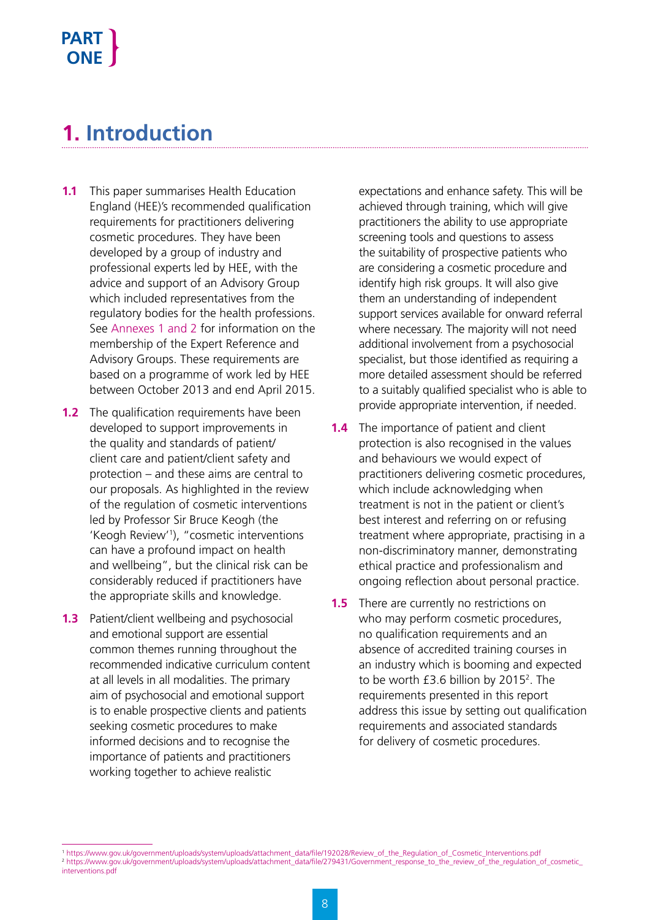**PART ONE**

# 1. Introduction

**1.1** This paper summarises Health Education England (HEE)'s recommended qualification requirements for practitioners delivering cosmetic procedures. They have been developed by a group of industry and professional experts led by HEE, with the advice and support of an Advisory Group which included representatives from the regulatory bodies for the health professions. See Annexes 1 and 2 for information on the membership of the Expert Reference and Advisory Groups. These requirements are based on a programme of work led by HEE between October 2013 and end April 2015.

**1.2** The qualification requirements have been developed to support improvements in the quality and standards of patient/client care and patient/client safety and protection – and these aims are central to our proposals. As highlighted in the review of the regulation of cosmetic interventions led by Professor Sir Bruce Keogh (the 'Keogh Review'[1]), "cosmetic interventions can have a profound impact on health and wellbeing", but the clinical risk can be considerably reduced if practitioners have the appropriate skills and knowledge.

**1.3** Patient/client wellbeing and psychosocial and emotional support are essential common themes running throughout the recommended indicative curriculum content at all levels in all modalities. The primary aim of psychosocial and emotional support is to enable prospective clients and patients seeking cosmetic procedures to make informed decisions and to recognise the importance of patients and practitioners working together to achieve realistic expectations and enhance safety. This will be achieved through training, which will give practitioners the ability to use appropriate screening tools and questions to assess the suitability of prospective patients who are considering a cosmetic procedure and identify high risk groups. It will also give them an understanding of independent support services available for onward referral where necessary. The majority will not need additional involvement from a psychosocial specialist, but those identified as requiring a more detailed assessment should be referred to a suitably qualified specialist who is able to provide appropriate intervention, if needed.

**1.4** The importance of patient and client protection is also recognised in the values and behaviours we would expect of practitioners delivering cosmetic procedures, which include acknowledging when treatment is not in the patient or client's best interest and referring on or refusing treatment where appropriate, practising in a non-discriminatory manner, demonstrating ethical practice and professionalism and ongoing reflection about personal practice.

**1.5** There are currently no restrictions on who may perform cosmetic procedures, no qualification requirements and an absence of accredited training courses in an industry which is booming and expected to be worth £3.6 billion by 2015[2]. The requirements presented in this report address this issue by setting out qualification requirements and associated standards for delivery of cosmetic procedures.

---

[1] https://www.gov.uk/government/uploads/system/uploads/attachment_data/file/192028/Review_of_the_Regulation_of_Cosmetic_Interventions.pdf

[2] https://www.gov.uk/government/uploads/system/uploads/attachment_data/file/279431/Government_response_to_the_review_of_the_regulation_of_cosmetic_interventions.pdf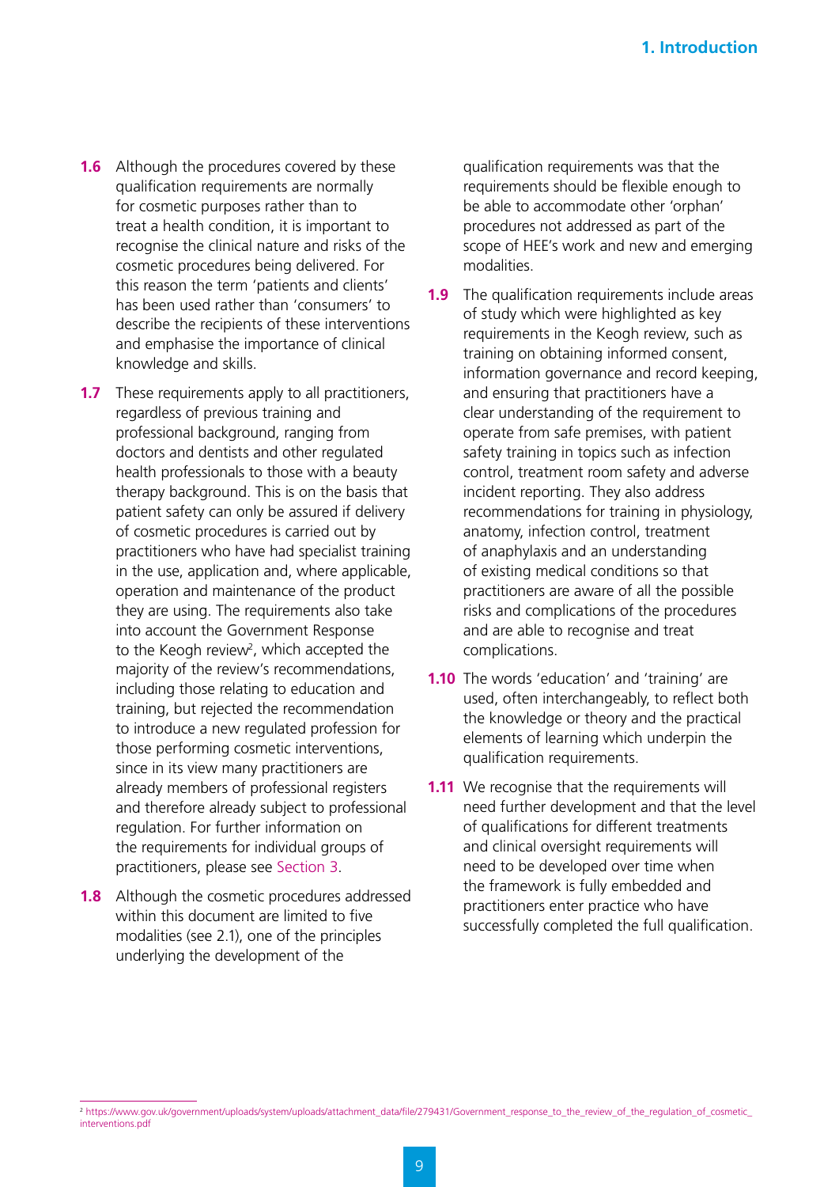**1.6** Although the procedures covered by these qualification requirements are normally for cosmetic purposes rather than to treat a health condition, it is important to recognise the clinical nature and risks of the cosmetic procedures being delivered. For this reason the term 'patients and clients' has been used rather than 'consumers' to describe the recipients of these interventions and emphasise the importance of clinical knowledge and skills.

**1.7** These requirements apply to all practitioners, regardless of previous training and professional background, ranging from doctors and dentists and other regulated health professionals to those with a beauty therapy background. This is on the basis that patient safety can only be assured if delivery of cosmetic procedures is carried out by practitioners who have had specialist training in the use, application and, where applicable, operation and maintenance of the product they are using. The requirements also take into account the Government Response to the Keogh review[2], which accepted the majority of the review's recommendations, including those relating to education and training, but rejected the recommendation to introduce a new regulated profession for those performing cosmetic interventions, since in its view many practitioners are already members of professional registers and therefore already subject to professional regulation. For further information on the requirements for individual groups of practitioners, please see Section 3.

**1.8** Although the cosmetic procedures addressed within this document are limited to five modalities (see 2.1), one of the principles underlying the development of the qualification requirements was that the requirements should be flexible enough to be able to accommodate other 'orphan' procedures not addressed as part of the scope of HEE's work and new and emerging modalities.

**1.9** The qualification requirements include areas of study which were highlighted as key requirements in the Keogh review, such as training on obtaining informed consent, information governance and record keeping, and ensuring that practitioners have a clear understanding of the requirement to operate from safe premises, with patient safety training in topics such as infection control, treatment room safety and adverse incident reporting. They also address recommendations for training in physiology, anatomy, infection control, treatment of anaphylaxis and an understanding of existing medical conditions so that practitioners are aware of all the possible risks and complications of the procedures and are able to recognise and treat complications.

**1.10** The words 'education' and 'training' are used, often interchangeably, to reflect both the knowledge or theory and the practical elements of learning which underpin the qualification requirements.

**1.11** We recognise that the requirements will need further development and that the level of qualifications for different treatments and clinical oversight requirements will need to be developed over time when the framework is fully embedded and practitioners enter practice who have successfully completed the full qualification.

---

[2] https://www.gov.uk/government/uploads/system/uploads/attachment_data/file/279431/Government_response_to_the_review_of_the_regulation_of_cosmetic_interventions.pdf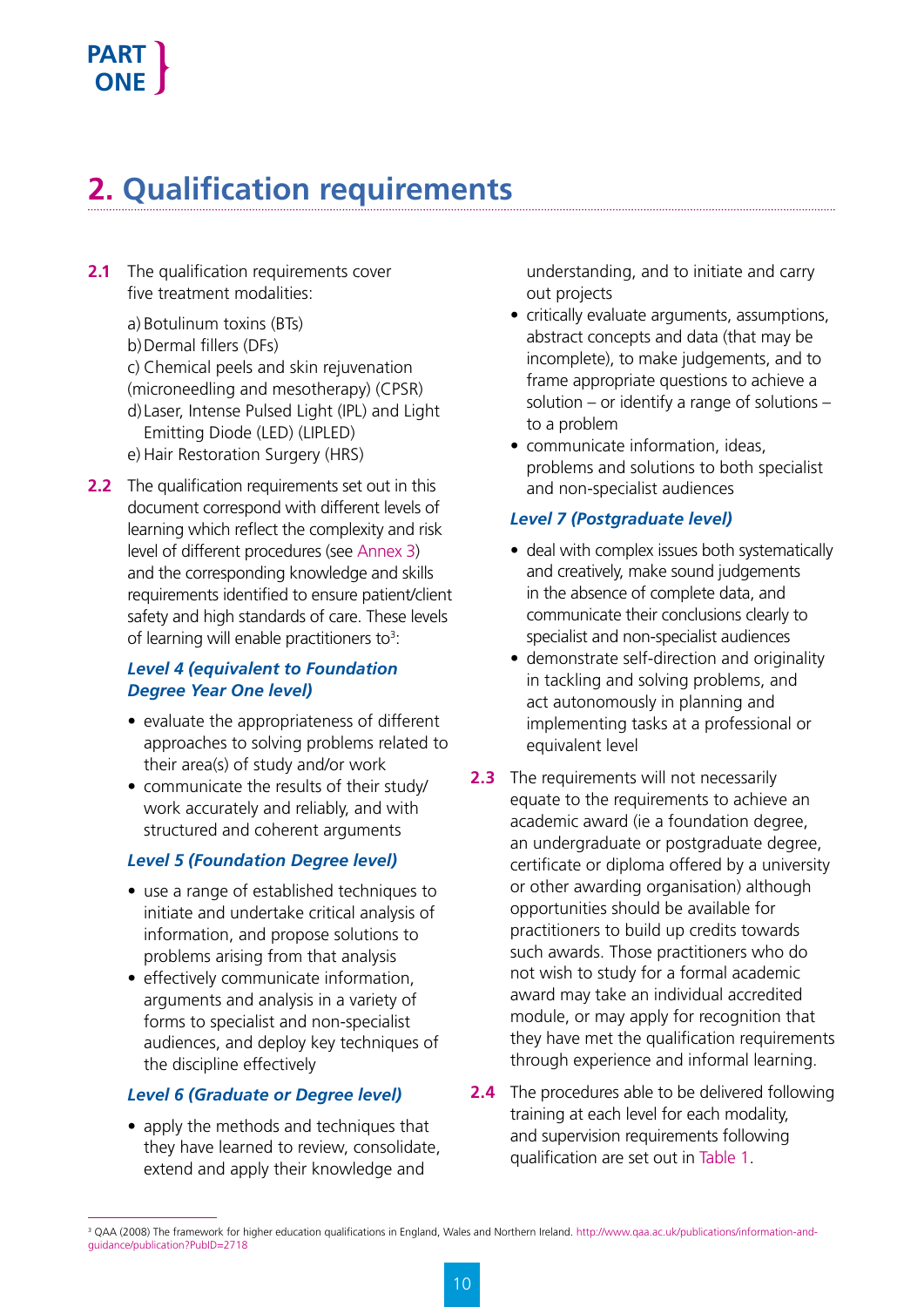# 2. Qualification requirements

**2.1** The qualification requirements cover five treatment modalities:

a) Botulinum toxins (BTs)
b) Dermal fillers (DFs)
c) Chemical peels and skin rejuvenation (microneedling and mesotherapy) (CPSR)
d) Laser, Intense Pulsed Light (IPL) and Light Emitting Diode (LED) (LIPLED)
e) Hair Restoration Surgery (HRS)

**2.2** The qualification requirements set out in this document correspond with different levels of learning which reflect the complexity and risk level of different procedures (see Annex 3) and the corresponding knowledge and skills requirements identified to ensure patient/client safety and high standards of care. These levels of learning will enable practitioners to[3]:

***Level 4 (equivalent to Foundation Degree Year One level)***

- evaluate the appropriateness of different approaches to solving problems related to their area(s) of study and/or work
- communicate the results of their study/work accurately and reliably, and with structured and coherent arguments

***Level 5 (Foundation Degree level)***

- use a range of established techniques to initiate and undertake critical analysis of information, and propose solutions to problems arising from that analysis
- effectively communicate information, arguments and analysis in a variety of forms to specialist and non-specialist audiences, and deploy key techniques of the discipline effectively

***Level 6 (Graduate or Degree level)***

- apply the methods and techniques that they have learned to review, consolidate, extend and apply their knowledge and understanding, and to initiate and carry out projects
- critically evaluate arguments, assumptions, abstract concepts and data (that may be incomplete), to make judgements, and to frame appropriate questions to achieve a solution – or identify a range of solutions – to a problem
- communicate information, ideas, problems and solutions to both specialist and non-specialist audiences

***Level 7 (Postgraduate level)***

- deal with complex issues both systematically and creatively, make sound judgements in the absence of complete data, and communicate their conclusions clearly to specialist and non-specialist audiences
- demonstrate self-direction and originality in tackling and solving problems, and act autonomously in planning and implementing tasks at a professional or equivalent level

**2.3** The requirements will not necessarily equate to the requirements to achieve an academic award (ie a foundation degree, an undergraduate or postgraduate degree, certificate or diploma offered by a university or other awarding organisation) although opportunities should be available for practitioners to build up credits towards such awards. Those practitioners who do not wish to study for a formal academic award may take an individual accredited module, or may apply for recognition that they have met the qualification requirements through experience and informal learning.

**2.4** The procedures able to be delivered following training at each level for each modality, and supervision requirements following qualification are set out in Table 1.

---

[3] QAA (2008) The framework for higher education qualifications in England, Wales and Northern Ireland. http://www.qaa.ac.uk/publications/information-and-guidance/publication?PubID=2718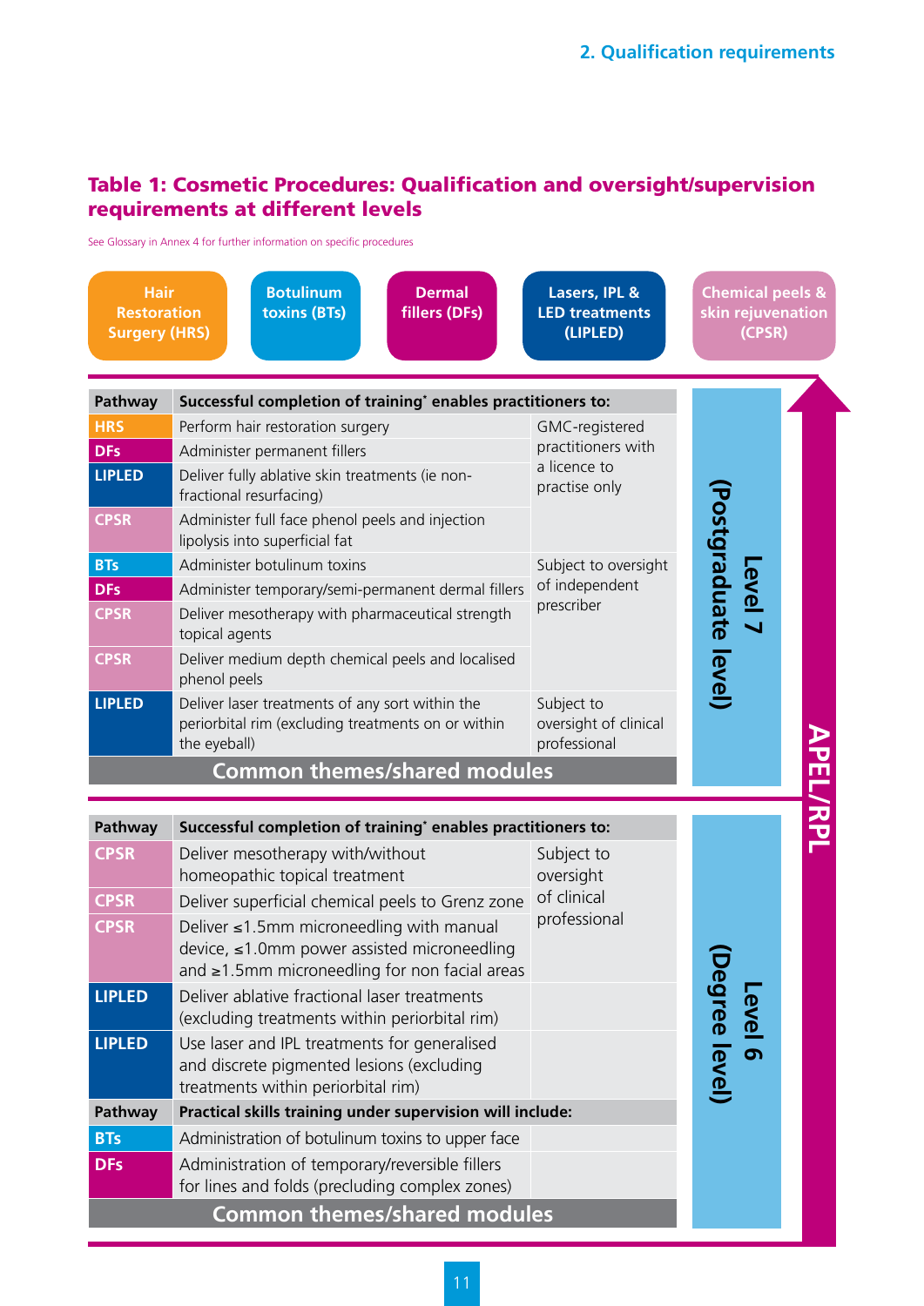## Table 1: Cosmetic Procedures: Qualification and oversight/supervision requirements at different levels

See Glossary in Annex 4 for further information on specific procedures

Hair Restoration Surgery (HRS) | Botulinum toxins (BTs) | Dermal fillers (DFs) | Lasers, IPL & LED treatments (LIPLED) | Chemical peels & skin rejuvenation (CPSR)

**Level 7 (Postgraduate level)**

| Pathway | Successful completion of training* enables practitioners to: | |
|---|---|---|
| HRS | Perform hair restoration surgery | GMC-registered practitioners with a licence to practise only |
| DFs | Administer permanent fillers | |
| LIPLED | Deliver fully ablative skin treatments (ie non-fractional resurfacing) | |
| CPSR | Administer full face phenol peels and injection lipolysis into superficial fat | |
| BTs | Administer botulinum toxins | Subject to oversight of independent prescriber |
| DFs | Administer temporary/semi-permanent dermal fillers | |
| CPSR | Deliver mesotherapy with pharmaceutical strength topical agents | |
| CPSR | Deliver medium depth chemical peels and localised phenol peels | |
| LIPLED | Deliver laser treatments of any sort within the periorbital rim (excluding treatments on or within the eyeball) | Subject to oversight of clinical professional |
| Common themes/shared modules | | |

**Level 6 (Degree level)**

| Pathway | Successful completion of training* enables practitioners to: | |
|---|---|---|
| CPSR | Deliver mesotherapy with/without homeopathic topical treatment | Subject to oversight of clinical professional |
| CPSR | Deliver superficial chemical peels to Grenz zone | |
| CPSR | Deliver ≤1.5mm microneedling with manual device, ≤1.0mm power assisted microneedling and ≥1.5mm microneedling for non facial areas | |
| LIPLED | Deliver ablative fractional laser treatments (excluding treatments within periorbital rim) | |
| LIPLED | Use laser and IPL treatments for generalised and discrete pigmented lesions (excluding treatments within periorbital rim) | |
| **Pathway** | **Practical skills training under supervision will include:** | |
| BTs | Administration of botulinum toxins to upper face | |
| DFs | Administration of temporary/reversible fillers for lines and folds (precluding complex zones) | |
| Common themes/shared modules | | |

APEL/RPL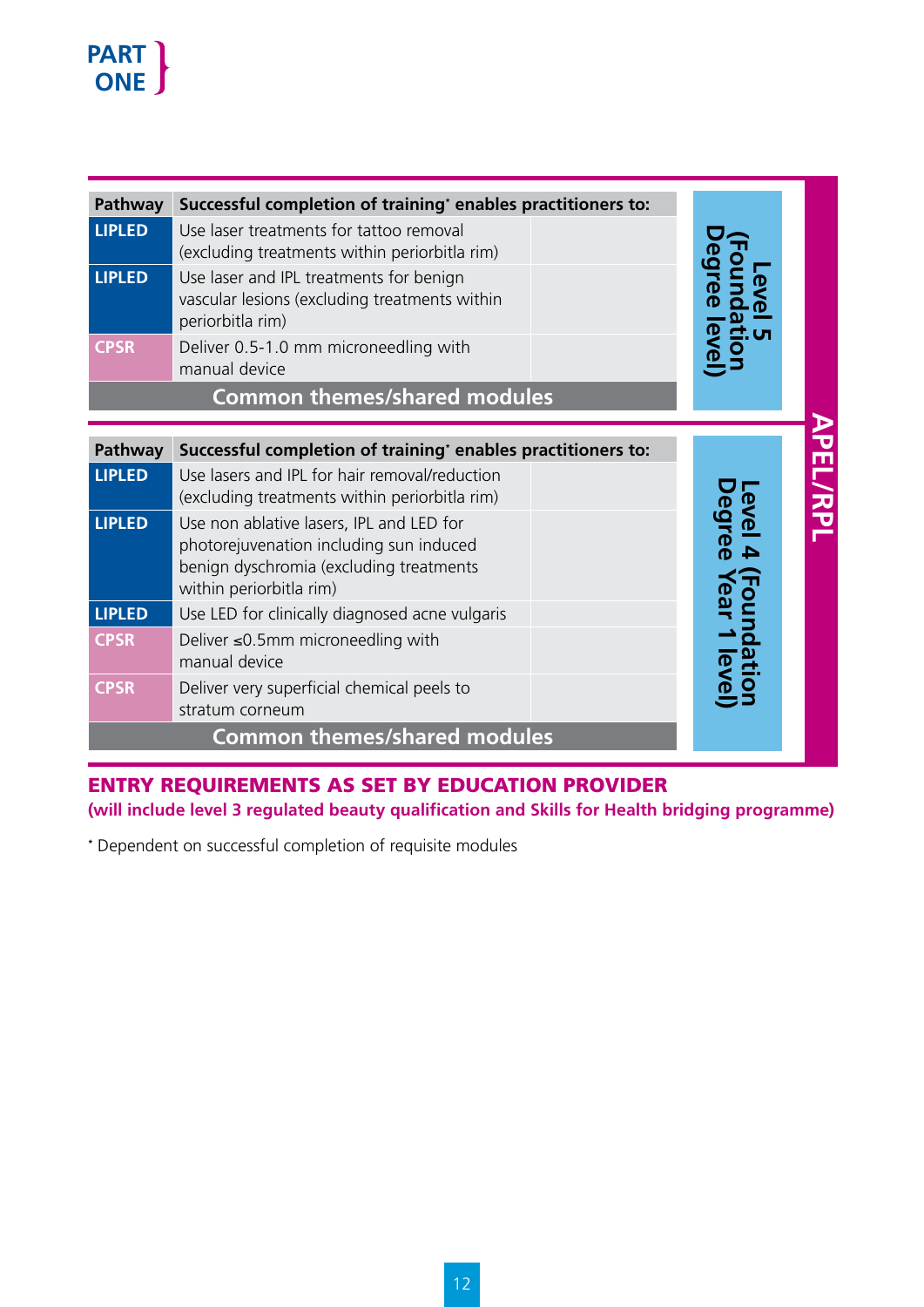**PART ONE**

| Pathway | Successful completion of training* enables practitioners to: | Level |
|---|---|---|
| LIPLED | Use laser treatments for tattoo removal (excluding treatments within periorbitla rim) | Level 5 (Foundation Degree level) |
| LIPLED | Use laser and IPL treatments for benign vascular lesions (excluding treatments within periorbitla rim) | |
| CPSR | Deliver 0.5-1.0 mm microneedling with manual device | |
| Common themes/shared modules | | |

| Pathway | Successful completion of training* enables practitioners to: | Level |
|---|---|---|
| LIPLED | Use lasers and IPL for hair removal/reduction (excluding treatments within periorbitla rim) | Level 4 (Foundation Degree Year 1 level) |
| LIPLED | Use non ablative lasers, IPL and LED for photorejuvenation including sun induced benign dyschromia (excluding treatments within periorbitla rim) | |
| LIPLED | Use LED for clinically diagnosed acne vulgaris | |
| CPSR | Deliver ≤0.5mm microneedling with manual device | |
| CPSR | Deliver very superficial chemical peels to stratum corneum | |
| Common themes/shared modules | | |

APEL/RPL

**ENTRY REQUIREMENTS AS SET BY EDUCATION PROVIDER**
**(will include level 3 regulated beauty qualification and Skills for Health bridging programme)**

* Dependent on successful completion of requisite modules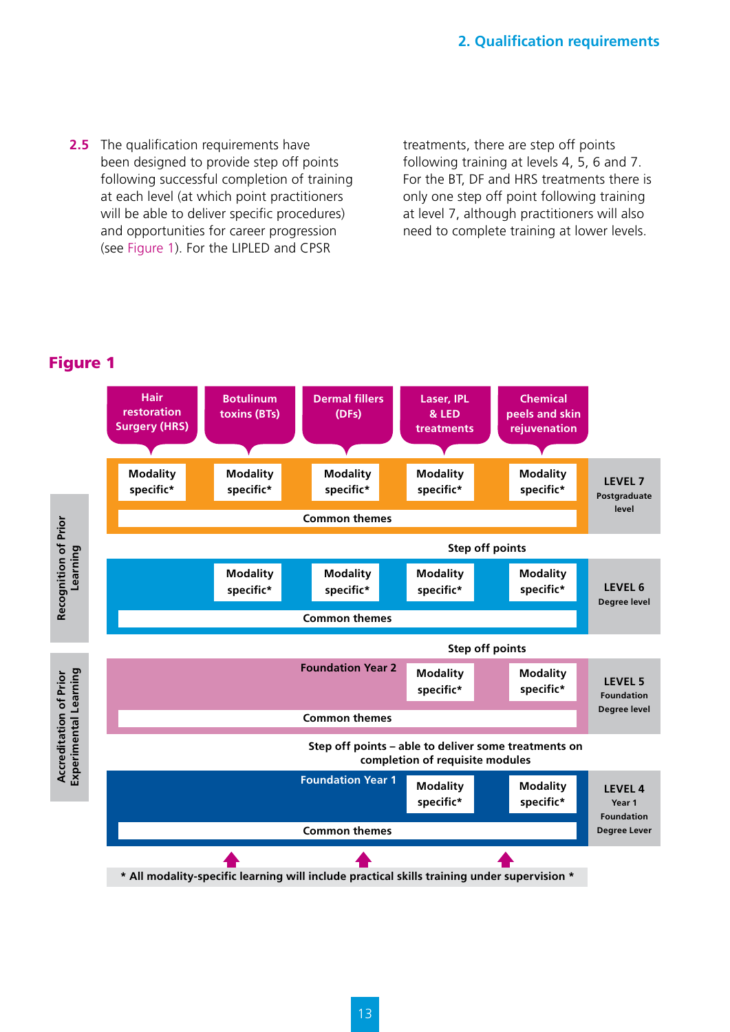**2.5** The qualification requirements have been designed to provide step off points following successful completion of training at each level (at which point practitioners will be able to deliver specific procedures) and opportunities for career progression (see Figure 1). For the LIPLED and CPSR treatments, there are step off points following training at levels 4, 5, 6 and 7. For the BT, DF and HRS treatments there is only one step off point following training at level 7, although practitioners will also need to complete training at lower levels.

## Figure 1

| | Hair restoration Surgery (HRS) | Botulinum toxins (BTs) | Dermal fillers (DFs) | Laser, IPL & LED treatments | Chemical peels and skin rejuvenation | |
|---|---|---|---|---|---|---|
| Recognition of Prior Learning | Modality specific* | Modality specific* | Modality specific* | Modality specific* | Modality specific* | **LEVEL 7** Postgraduate level |
| | Common themes | | | | | |
| | | | | Step off points | | |
| | | Modality specific* | Modality specific* | Modality specific* | Modality specific* | **LEVEL 6** Degree level |
| | Common themes | | | | | |
| | | | | Step off points | | |
| Accreditation of Prior Experimental Learning | | | Foundation Year 2 | Modality specific* | Modality specific* | **LEVEL 5** Foundation Degree level |
| | Common themes | | | | | |
| | | | Step off points – able to deliver some treatments on completion of requisite modules | | | |
| | | | Foundation Year 1 | Modality specific* | Modality specific* | **LEVEL 4** Year 1 Foundation Degree Lever |
| | Common themes | | | | | |

\* All modality-specific learning will include practical skills training under supervision \*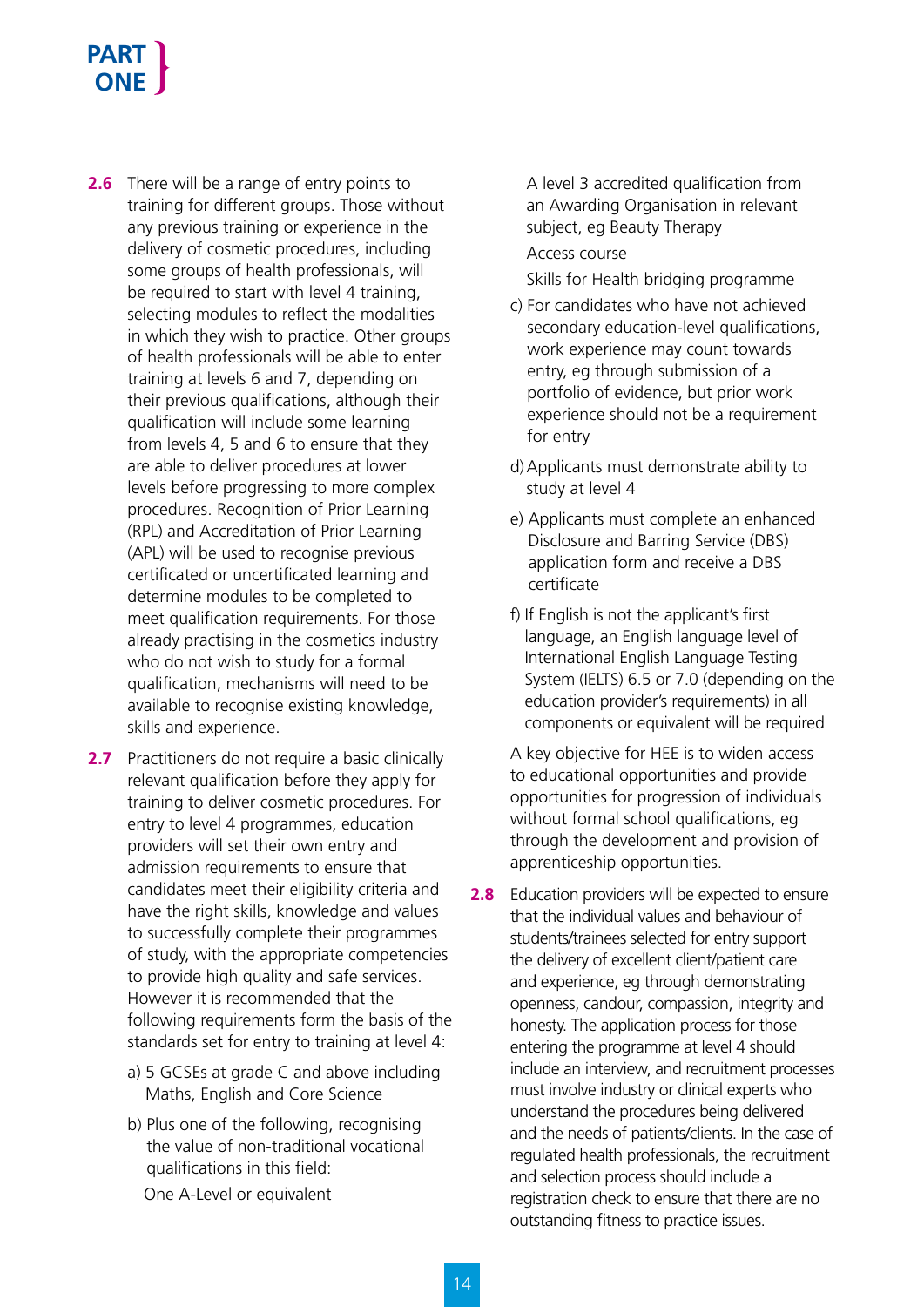**2.6** There will be a range of entry points to training for different groups. Those without any previous training or experience in the delivery of cosmetic procedures, including some groups of health professionals, will be required to start with level 4 training, selecting modules to reflect the modalities in which they wish to practice. Other groups of health professionals will be able to enter training at levels 6 and 7, depending on their previous qualifications, although their qualification will include some learning from levels 4, 5 and 6 to ensure that they are able to deliver procedures at lower levels before progressing to more complex procedures. Recognition of Prior Learning (RPL) and Accreditation of Prior Learning (APL) will be used to recognise previous certificated or uncertificated learning and determine modules to be completed to meet qualification requirements. For those already practising in the cosmetics industry who do not wish to study for a formal qualification, mechanisms will need to be available to recognise existing knowledge, skills and experience.

**2.7** Practitioners do not require a basic clinically relevant qualification before they apply for training to deliver cosmetic procedures. For entry to level 4 programmes, education providers will set their own entry and admission requirements to ensure that candidates meet their eligibility criteria and have the right skills, knowledge and values to successfully complete their programmes of study, with the appropriate competencies to provide high quality and safe services. However it is recommended that the following requirements form the basis of the standards set for entry to training at level 4:

a) 5 GCSEs at grade C and above including Maths, English and Core Science

b) Plus one of the following, recognising the value of non-traditional vocational qualifications in this field:

One A-Level or equivalent

A level 3 accredited qualification from an Awarding Organisation in relevant subject, eg Beauty Therapy

Access course

Skills for Health bridging programme

c) For candidates who have not achieved secondary education-level qualifications, work experience may count towards entry, eg through submission of a portfolio of evidence, but prior work experience should not be a requirement for entry

d) Applicants must demonstrate ability to study at level 4

e) Applicants must complete an enhanced Disclosure and Barring Service (DBS) application form and receive a DBS certificate

f) If English is not the applicant's first language, an English language level of International English Language Testing System (IELTS) 6.5 or 7.0 (depending on the education provider's requirements) in all components or equivalent will be required

A key objective for HEE is to widen access to educational opportunities and provide opportunities for progression of individuals without formal school qualifications, eg through the development and provision of apprenticeship opportunities.

**2.8** Education providers will be expected to ensure that the individual values and behaviour of students/trainees selected for entry support the delivery of excellent client/patient care and experience, eg through demonstrating openness, candour, compassion, integrity and honesty. The application process for those entering the programme at level 4 should include an interview, and recruitment processes must involve industry or clinical experts who understand the procedures being delivered and the needs of patients/clients. In the case of regulated health professionals, the recruitment and selection process should include a registration check to ensure that there are no outstanding fitness to practice issues.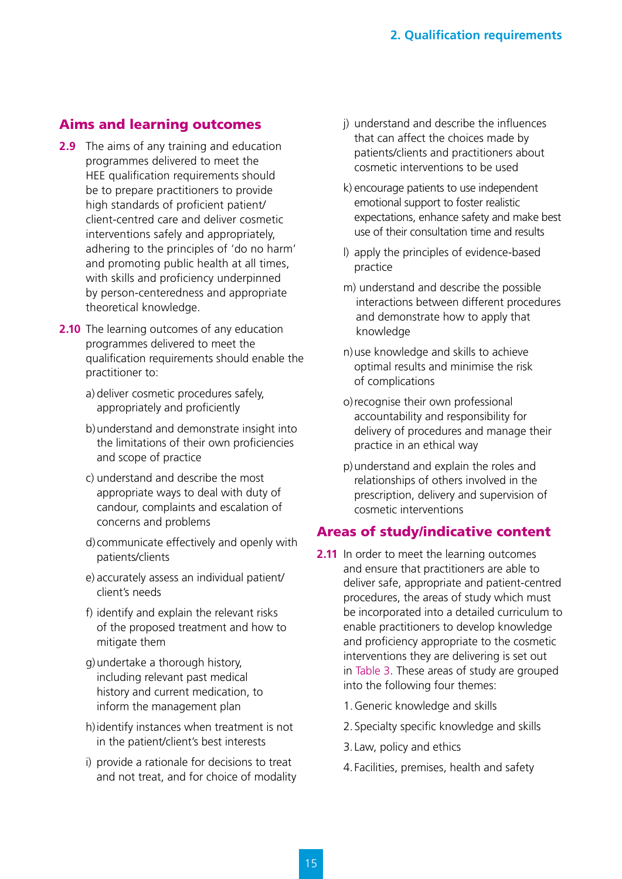## Aims and learning outcomes

**2.9** The aims of any training and education programmes delivered to meet the HEE qualification requirements should be to prepare practitioners to provide high standards of proficient patient/client-centred care and deliver cosmetic interventions safely and appropriately, adhering to the principles of 'do no harm' and promoting public health at all times, with skills and proficiency underpinned by person-centeredness and appropriate theoretical knowledge.

**2.10** The learning outcomes of any education programmes delivered to meet the qualification requirements should enable the practitioner to:

a) deliver cosmetic procedures safely, appropriately and proficiently

b) understand and demonstrate insight into the limitations of their own proficiencies and scope of practice

c) understand and describe the most appropriate ways to deal with duty of candour, complaints and escalation of concerns and problems

d) communicate effectively and openly with patients/clients

e) accurately assess an individual patient/client's needs

f) identify and explain the relevant risks of the proposed treatment and how to mitigate them

g) undertake a thorough history, including relevant past medical history and current medication, to inform the management plan

h) identify instances when treatment is not in the patient/client's best interests

i) provide a rationale for decisions to treat and not treat, and for choice of modality

j) understand and describe the influences that can affect the choices made by patients/clients and practitioners about cosmetic interventions to be used

k) encourage patients to use independent emotional support to foster realistic expectations, enhance safety and make best use of their consultation time and results

l) apply the principles of evidence-based practice

m) understand and describe the possible interactions between different procedures and demonstrate how to apply that knowledge

n) use knowledge and skills to achieve optimal results and minimise the risk of complications

o) recognise their own professional accountability and responsibility for delivery of procedures and manage their practice in an ethical way

p) understand and explain the roles and relationships of others involved in the prescription, delivery and supervision of cosmetic interventions

## Areas of study/indicative content

**2.11** In order to meet the learning outcomes and ensure that practitioners are able to deliver safe, appropriate and patient-centred procedures, the areas of study which must be incorporated into a detailed curriculum to enable practitioners to develop knowledge and proficiency appropriate to the cosmetic interventions they are delivering is set out in Table 3. These areas of study are grouped into the following four themes:

1. Generic knowledge and skills
2. Specialty specific knowledge and skills
3. Law, policy and ethics
4. Facilities, premises, health and safety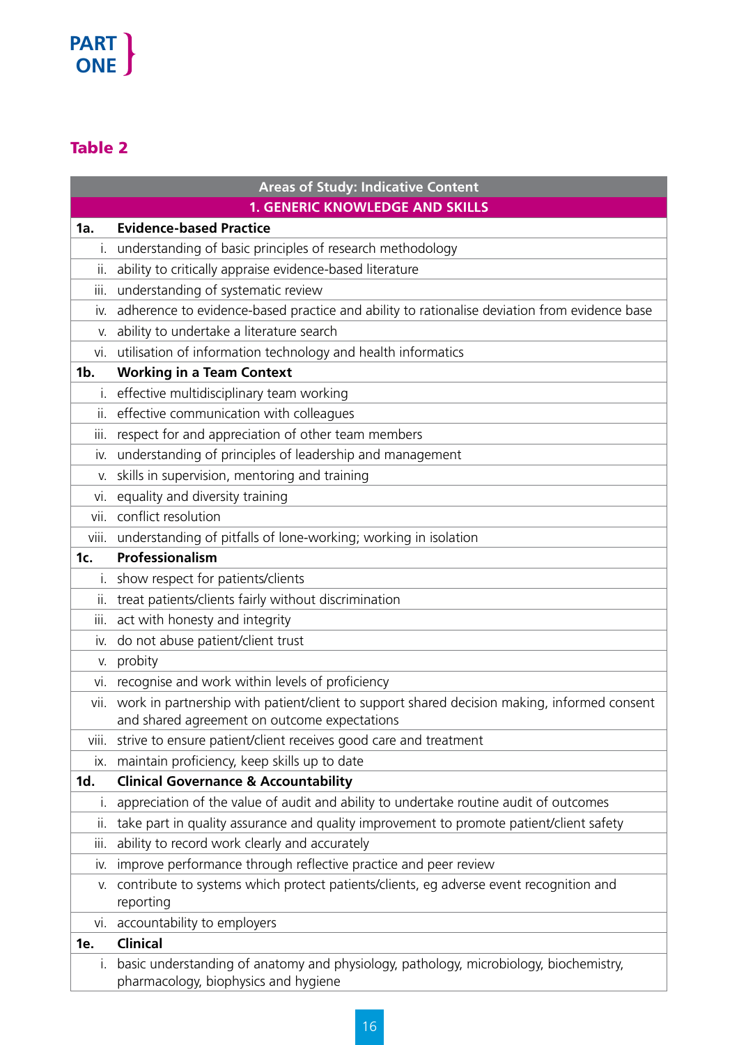**PART ONE**

## Table 2

| Areas of Study: Indicative Content | |
|---|---|
| **1. GENERIC KNOWLEDGE AND SKILLS** | |
| **1a.** | **Evidence-based Practice** |
| i. | understanding of basic principles of research methodology |
| ii. | ability to critically appraise evidence-based literature |
| iii. | understanding of systematic review |
| iv. | adherence to evidence-based practice and ability to rationalise deviation from evidence base |
| v. | ability to undertake a literature search |
| vi. | utilisation of information technology and health informatics |
| **1b.** | **Working in a Team Context** |
| i. | effective multidisciplinary team working |
| ii. | effective communication with colleagues |
| iii. | respect for and appreciation of other team members |
| iv. | understanding of principles of leadership and management |
| v. | skills in supervision, mentoring and training |
| vi. | equality and diversity training |
| vii. | conflict resolution |
| viii. | understanding of pitfalls of lone-working; working in isolation |
| **1c.** | **Professionalism** |
| i. | show respect for patients/clients |
| ii. | treat patients/clients fairly without discrimination |
| iii. | act with honesty and integrity |
| iv. | do not abuse patient/client trust |
| v. | probity |
| vi. | recognise and work within levels of proficiency |
| vii. | work in partnership with patient/client to support shared decision making, informed consent and shared agreement on outcome expectations |
| viii. | strive to ensure patient/client receives good care and treatment |
| ix. | maintain proficiency, keep skills up to date |
| **1d.** | **Clinical Governance & Accountability** |
| i. | appreciation of the value of audit and ability to undertake routine audit of outcomes |
| ii. | take part in quality assurance and quality improvement to promote patient/client safety |
| iii. | ability to record work clearly and accurately |
| iv. | improve performance through reflective practice and peer review |
| v. | contribute to systems which protect patients/clients, eg adverse event recognition and reporting |
| vi. | accountability to employers |
| **1e.** | **Clinical** |
| i. | basic understanding of anatomy and physiology, pathology, microbiology, biochemistry, pharmacology, biophysics and hygiene |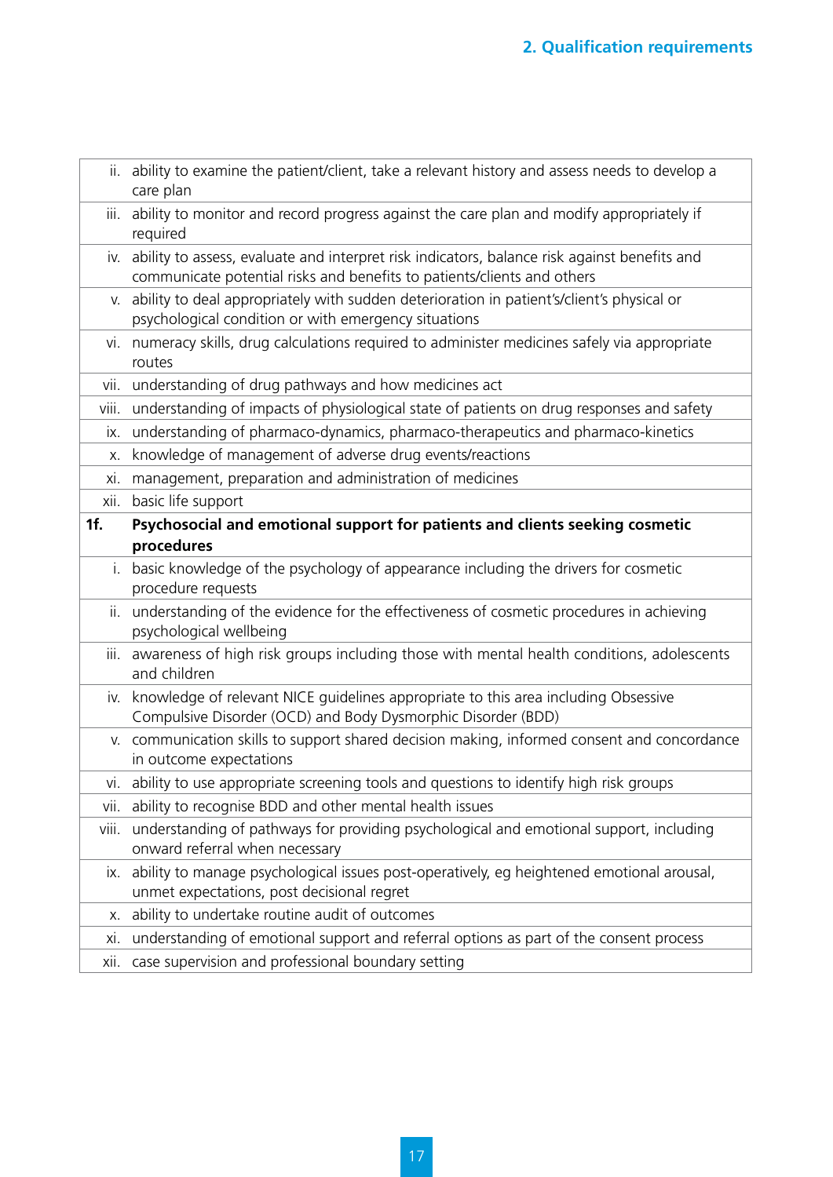| | |
|---|---|
| ii. | ability to examine the patient/client, take a relevant history and assess needs to develop a care plan |
| iii. | ability to monitor and record progress against the care plan and modify appropriately if required |
| iv. | ability to assess, evaluate and interpret risk indicators, balance risk against benefits and communicate potential risks and benefits to patients/clients and others |
| v. | ability to deal appropriately with sudden deterioration in patient's/client's physical or psychological condition or with emergency situations |
| vi. | numeracy skills, drug calculations required to administer medicines safely via appropriate routes |
| vii. | understanding of drug pathways and how medicines act |
| viii. | understanding of impacts of physiological state of patients on drug responses and safety |
| ix. | understanding of pharmaco-dynamics, pharmaco-therapeutics and pharmaco-kinetics |
| x. | knowledge of management of adverse drug events/reactions |
| xi. | management, preparation and administration of medicines |
| xii. | basic life support |
| **1f.** | **Psychosocial and emotional support for patients and clients seeking cosmetic procedures** |
| i. | basic knowledge of the psychology of appearance including the drivers for cosmetic procedure requests |
| ii. | understanding of the evidence for the effectiveness of cosmetic procedures in achieving psychological wellbeing |
| iii. | awareness of high risk groups including those with mental health conditions, adolescents and children |
| iv. | knowledge of relevant NICE guidelines appropriate to this area including Obsessive Compulsive Disorder (OCD) and Body Dysmorphic Disorder (BDD) |
| v. | communication skills to support shared decision making, informed consent and concordance in outcome expectations |
| vi. | ability to use appropriate screening tools and questions to identify high risk groups |
| vii. | ability to recognise BDD and other mental health issues |
| viii. | understanding of pathways for providing psychological and emotional support, including onward referral when necessary |
| ix. | ability to manage psychological issues post-operatively, eg heightened emotional arousal, unmet expectations, post decisional regret |
| x. | ability to undertake routine audit of outcomes |
| xi. | understanding of emotional support and referral options as part of the consent process |
| xii. | case supervision and professional boundary setting |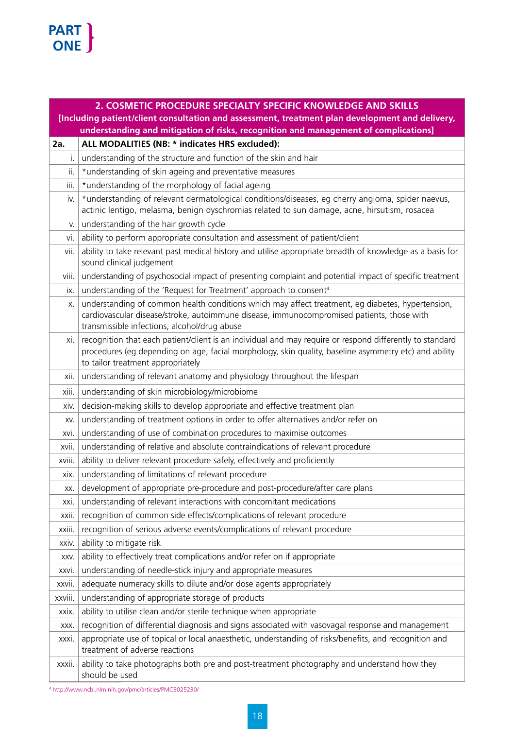| 2. COSMETIC PROCEDURE SPECIALTY SPECIFIC KNOWLEDGE AND SKILLS [Including patient/client consultation and assessment, treatment plan development and delivery, understanding and mitigation of risks, recognition and management of complications] | |
|---|---|
| **2a.** | **ALL MODALITIES (NB: * indicates HRS excluded):** |
| i. | understanding of the structure and function of the skin and hair |
| ii. | *understanding of skin ageing and preventative measures |
| iii. | *understanding of the morphology of facial ageing |
| iv. | *understanding of relevant dermatological conditions/diseases, eg cherry angioma, spider naevus, actinic lentigo, melasma, benign dyschromias related to sun damage, acne, hirsutism, rosacea |
| v. | understanding of the hair growth cycle |
| vi. | ability to perform appropriate consultation and assessment of patient/client |
| vii. | ability to take relevant past medical history and utilise appropriate breadth of knowledge as a basis for sound clinical judgement |
| viii. | understanding of psychosocial impact of presenting complaint and potential impact of specific treatment |
| ix. | understanding of the 'Request for Treatment' approach to consent[4] |
| x. | understanding of common health conditions which may affect treatment, eg diabetes, hypertension, cardiovascular disease/stroke, autoimmune disease, immunocompromised patients, those with transmissible infections, alcohol/drug abuse |
| xi. | recognition that each patient/client is an individual and may require or respond differently to standard procedures (eg depending on age, facial morphology, skin quality, baseline asymmetry etc) and ability to tailor treatment appropriately |
| xii. | understanding of relevant anatomy and physiology throughout the lifespan |
| xiii. | understanding of skin microbiology/microbiome |
| xiv. | decision-making skills to develop appropriate and effective treatment plan |
| xv. | understanding of treatment options in order to offer alternatives and/or refer on |
| xvi. | understanding of use of combination procedures to maximise outcomes |
| xvii. | understanding of relative and absolute contraindications of relevant procedure |
| xviii. | ability to deliver relevant procedure safely, effectively and proficiently |
| xix. | understanding of limitations of relevant procedure |
| xx. | development of appropriate pre-procedure and post-procedure/after care plans |
| xxi. | understanding of relevant interactions with concomitant medications |
| xxii. | recognition of common side effects/complications of relevant procedure |
| xxiii. | recognition of serious adverse events/complications of relevant procedure |
| xxiv. | ability to mitigate risk |
| xxv. | ability to effectively treat complications and/or refer on if appropriate |
| xxvi. | understanding of needle-stick injury and appropriate measures |
| xxvii. | adequate numeracy skills to dilute and/or dose agents appropriately |
| xxviii. | understanding of appropriate storage of products |
| xxix. | ability to utilise clean and/or sterile technique when appropriate |
| xxx. | recognition of differential diagnosis and signs associated with vasovagal response and management |
| xxxi. | appropriate use of topical or local anaesthetic, understanding of risks/benefits, and recognition and treatment of adverse reactions |
| xxxii. | ability to take photographs both pre and post-treatment photography and understand how they should be used |

[4] http://www.ncbi.nlm.nih.gov/pmc/articles/PMC3025230/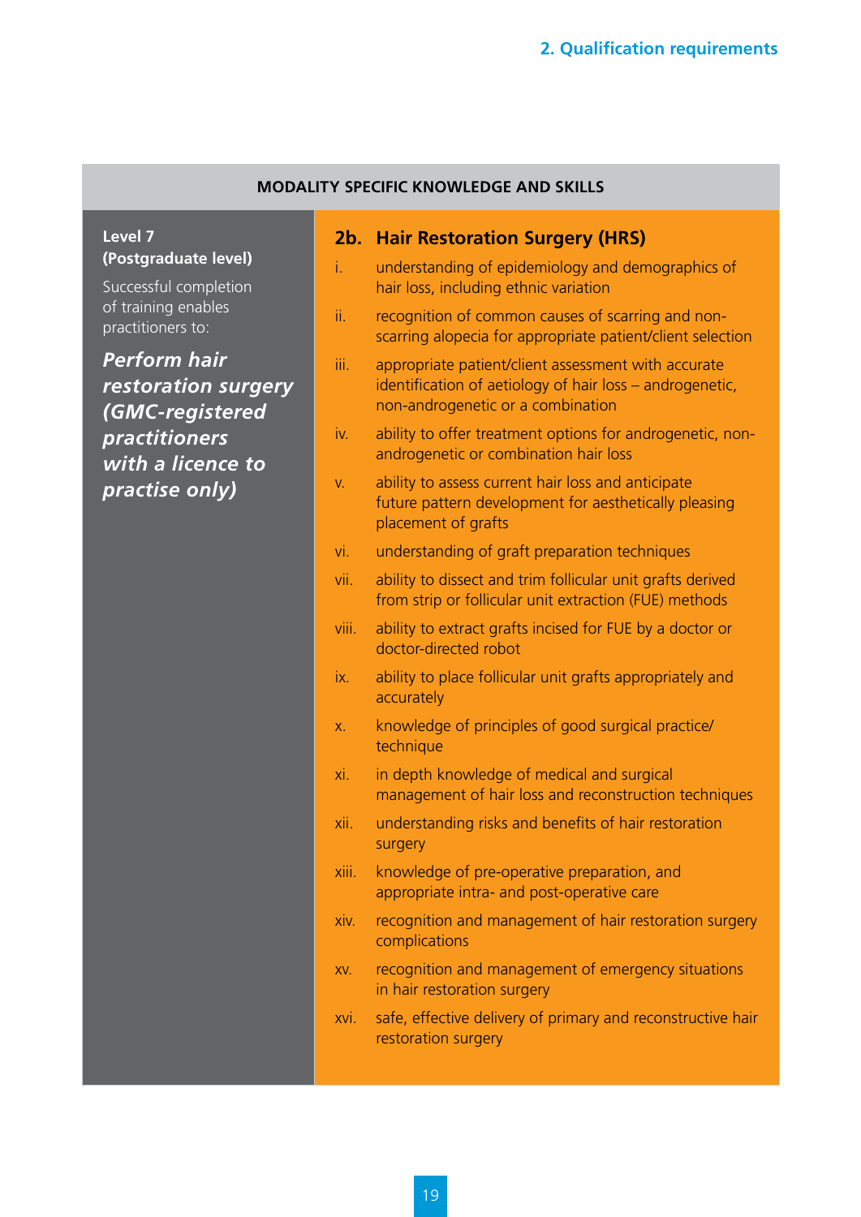## MODALITY SPECIFIC KNOWLEDGE AND SKILLS

**Level 7**
**(Postgraduate level)**

Successful completion of training enables practitioners to:

***Perform hair restoration surgery (GMC-registered practitioners with a licence to practise only)***

### 2b. Hair Restoration Surgery (HRS)

i. understanding of epidemiology and demographics of hair loss, including ethnic variation

ii. recognition of common causes of scarring and non-scarring alopecia for appropriate patient/client selection

iii. appropriate patient/client assessment with accurate identification of aetiology of hair loss – androgenetic, non-androgenetic or a combination

iv. ability to offer treatment options for androgenetic, non-androgenetic or combination hair loss

v. ability to assess current hair loss and anticipate future pattern development for aesthetically pleasing placement of grafts

vi. understanding of graft preparation techniques

vii. ability to dissect and trim follicular unit grafts derived from strip or follicular unit extraction (FUE) methods

viii. ability to extract grafts incised for FUE by a doctor or doctor-directed robot

ix. ability to place follicular unit grafts appropriately and accurately

x. knowledge of principles of good surgical practice/technique

xi. in depth knowledge of medical and surgical management of hair loss and reconstruction techniques

xii. understanding risks and benefits of hair restoration surgery

xiii. knowledge of pre-operative preparation, and appropriate intra- and post-operative care

xiv. recognition and management of hair restoration surgery complications

xv. recognition and management of emergency situations in hair restoration surgery

xvi. safe, effective delivery of primary and reconstructive hair restoration surgery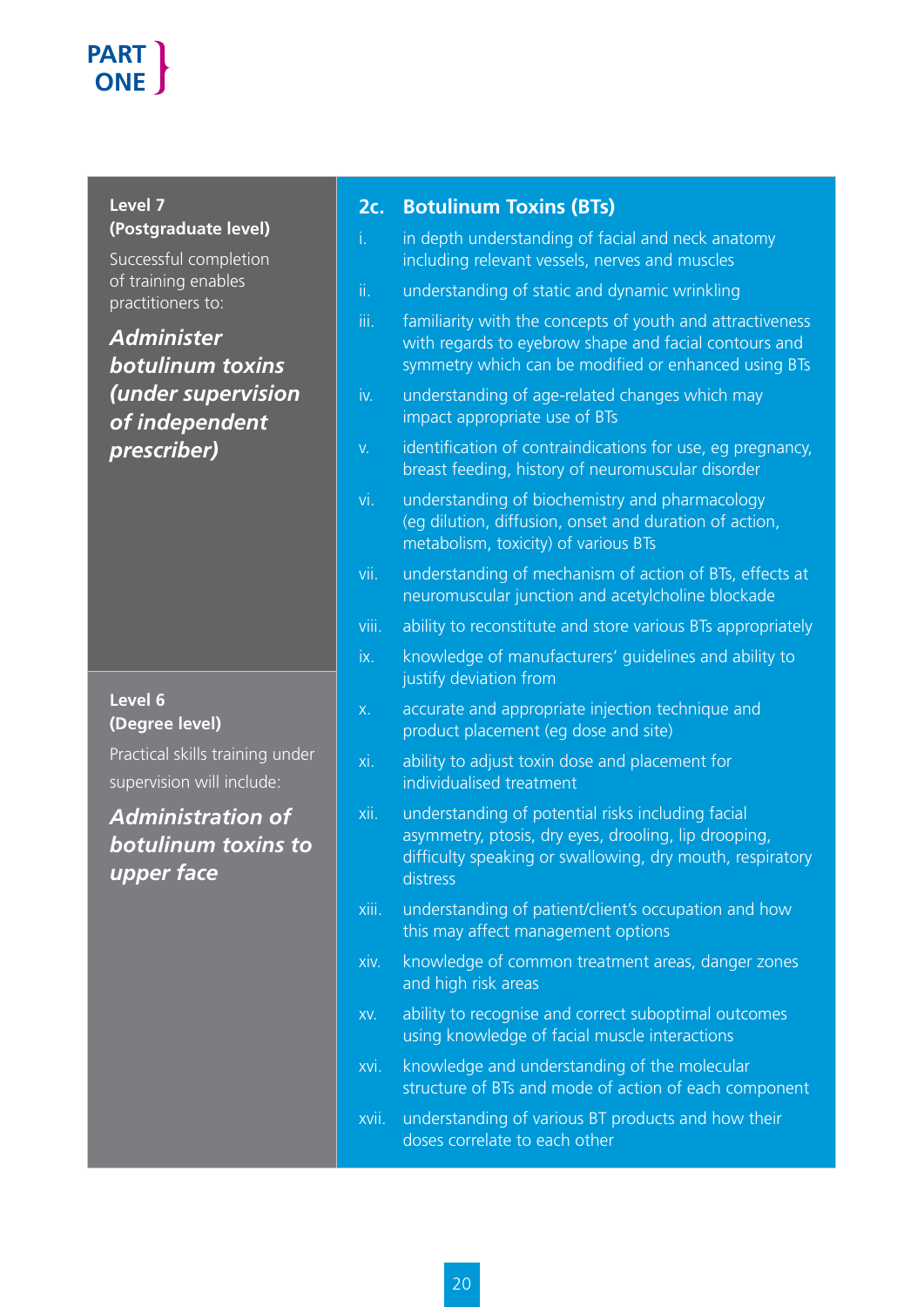**PART ONE**

**Level 7 (Postgraduate level)**

Successful completion of training enables practitioners to:

***Administer botulinum toxins (under supervision of independent prescriber)***

**Level 6 (Degree level)**

Practical skills training under supervision will include:

***Administration of botulinum toxins to upper face***

## 2c. Botulinum Toxins (BTs)

i. in depth understanding of facial and neck anatomy including relevant vessels, nerves and muscles

ii. understanding of static and dynamic wrinkling

iii. familiarity with the concepts of youth and attractiveness with regards to eyebrow shape and facial contours and symmetry which can be modified or enhanced using BTs

iv. understanding of age-related changes which may impact appropriate use of BTs

v. identification of contraindications for use, eg pregnancy, breast feeding, history of neuromuscular disorder

vi. understanding of biochemistry and pharmacology (eg dilution, diffusion, onset and duration of action, metabolism, toxicity) of various BTs

vii. understanding of mechanism of action of BTs, effects at neuromuscular junction and acetylcholine blockade

viii. ability to reconstitute and store various BTs appropriately

ix. knowledge of manufacturers' guidelines and ability to justify deviation from

x. accurate and appropriate injection technique and product placement (eg dose and site)

xi. ability to adjust toxin dose and placement for individualised treatment

xii. understanding of potential risks including facial asymmetry, ptosis, dry eyes, drooling, lip drooping, difficulty speaking or swallowing, dry mouth, respiratory distress

xiii. understanding of patient/client's occupation and how this may affect management options

xiv. knowledge of common treatment areas, danger zones and high risk areas

xv. ability to recognise and correct suboptimal outcomes using knowledge of facial muscle interactions

xvi. knowledge and understanding of the molecular structure of BTs and mode of action of each component

xvii. understanding of various BT products and how their doses correlate to each other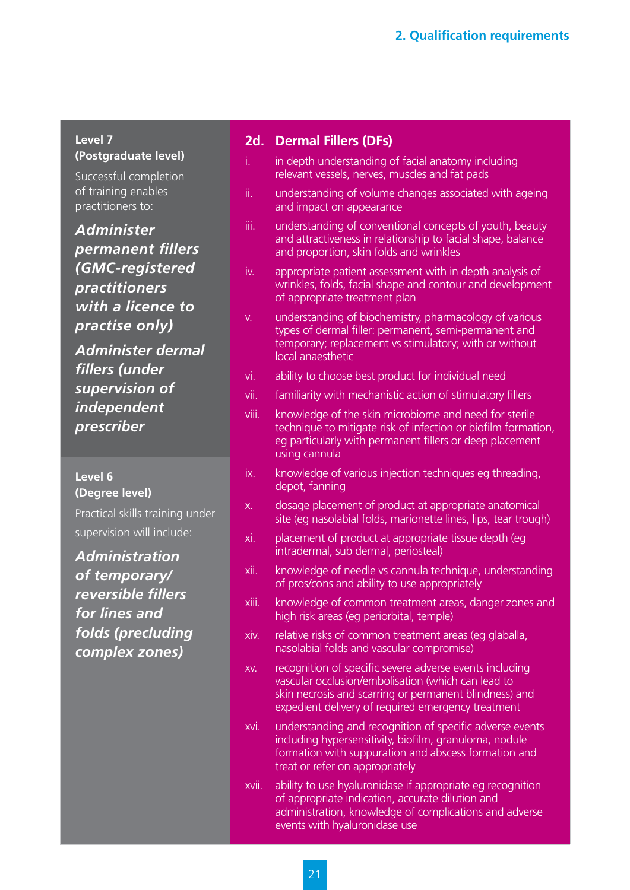**Level 7**
**(Postgraduate level)**

Successful completion of training enables practitioners to:

***Administer permanent fillers (GMC-registered practitioners with a licence to practise only)***

***Administer dermal fillers (under supervision of independent prescriber***

**Level 6**
**(Degree level)**

Practical skills training under supervision will include:

***Administration of temporary/ reversible fillers for lines and folds (precluding complex zones)***

## 2d. Dermal Fillers (DFs)

i. in depth understanding of facial anatomy including relevant vessels, nerves, muscles and fat pads

ii. understanding of volume changes associated with ageing and impact on appearance

iii. understanding of conventional concepts of youth, beauty and attractiveness in relationship to facial shape, balance and proportion, skin folds and wrinkles

iv. appropriate patient assessment with in depth analysis of wrinkles, folds, facial shape and contour and development of appropriate treatment plan

v. understanding of biochemistry, pharmacology of various types of dermal filler: permanent, semi-permanent and temporary; replacement vs stimulatory; with or without local anaesthetic

vi. ability to choose best product for individual need

vii. familiarity with mechanistic action of stimulatory fillers

viii. knowledge of the skin microbiome and need for sterile technique to mitigate risk of infection or biofilm formation, eg particularly with permanent fillers or deep placement using cannula

ix. knowledge of various injection techniques eg threading, depot, fanning

x. dosage placement of product at appropriate anatomical site (eg nasolabial folds, marionette lines, lips, tear trough)

xi. placement of product at appropriate tissue depth (eg intradermal, sub dermal, periosteal)

xii. knowledge of needle vs cannula technique, understanding of pros/cons and ability to use appropriately

xiii. knowledge of common treatment areas, danger zones and high risk areas (eg periorbital, temple)

xiv. relative risks of common treatment areas (eg glaballa, nasolabial folds and vascular compromise)

xv. recognition of specific severe adverse events including vascular occlusion/embolisation (which can lead to skin necrosis and scarring or permanent blindness) and expedient delivery of required emergency treatment

xvi. understanding and recognition of specific adverse events including hypersensitivity, biofilm, granuloma, nodule formation with suppuration and abscess formation and treat or refer on appropriately

xvii. ability to use hyaluronidase if appropriate eg recognition of appropriate indication, accurate dilution and administration, knowledge of complications and adverse events with hyaluronidase use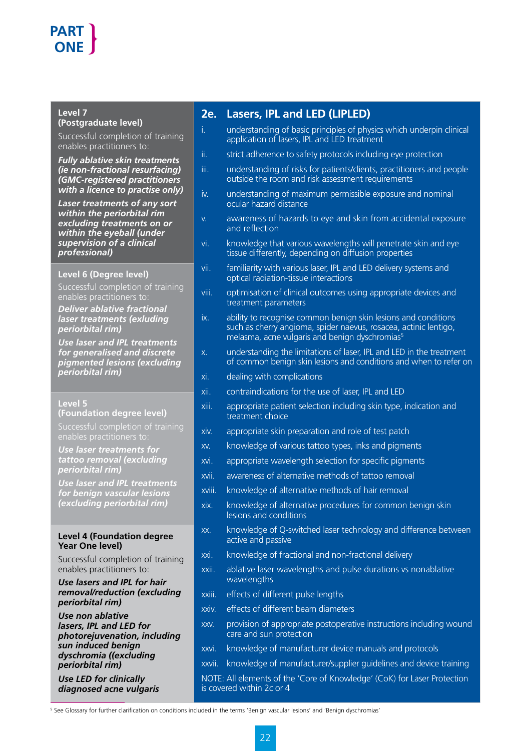**PART ONE**

**Level 7**
**(Postgraduate level)**

Successful completion of training enables practitioners to:

***Fully ablative skin treatments (ie non-fractional resurfacing) (GMC-registered practitioners with a licence to practise only)***

***Laser treatments of any sort within the periorbital rim excluding treatments on or within the eyeball (under supervision of a clinical professional)***

**Level 6 (Degree level)**

Successful completion of training enables practitioners to:

***Deliver ablative fractional laser treatments (exluding periorbital rim)***

***Use laser and IPL treatments for generalised and discrete pigmented lesions (excluding periorbital rim)***

**Level 5**
**(Foundation degree level)**

Successful completion of training enables practitioners to:

***Use laser treatments for tattoo removal (excluding periorbital rim)***

***Use laser and IPL treatments for benign vascular lesions (excluding periorbital rim)***

**Level 4 (Foundation degree Year One level)**

Successful completion of training enables practitioners to:

***Use lasers and IPL for hair removal/reduction (excluding periorbital rim)***

***Use non ablative lasers, IPL and LED for photorejuvenation, including sun induced benign dyschromia ((excluding periorbital rim)***

***Use LED for clinically diagnosed acne vulgaris***

## 2e. Lasers, IPL and LED (LIPLED)

i. understanding of basic principles of physics which underpin clinical application of lasers, IPL and LED treatment
ii. strict adherence to safety protocols including eye protection
iii. understanding of risks for patients/clients, practitioners and people outside the room and risk assessment requirements
iv. understanding of maximum permissible exposure and nominal ocular hazard distance
v. awareness of hazards to eye and skin from accidental exposure and reflection
vi. knowledge that various wavelengths will penetrate skin and eye tissue differently, depending on diffusion properties
vii. familiarity with various laser, IPL and LED delivery systems and optical radiation-tissue interactions
viii. optimisation of clinical outcomes using appropriate devices and treatment parameters
ix. ability to recognise common benign skin lesions and conditions such as cherry angioma, spider naevus, rosacea, actinic lentigo, melasma, acne vulgaris and benign dyschromias[5]
x. understanding the limitations of laser, IPL and LED in the treatment of common benign skin lesions and conditions and when to refer on
xi. dealing with complications
xii. contraindications for the use of laser, IPL and LED
xiii. appropriate patient selection including skin type, indication and treatment choice
xiv. appropriate skin preparation and role of test patch
xv. knowledge of various tattoo types, inks and pigments
xvi. appropriate wavelength selection for specific pigments
xvii. awareness of alternative methods of tattoo removal
xviii. knowledge of alternative methods of hair removal
xix. knowledge of alternative procedures for common benign skin lesions and conditions
xx. knowledge of Q-switched laser technology and difference between active and passive
xxi. knowledge of fractional and non-fractional delivery
xxii. ablative laser wavelengths and pulse durations vs nonablative wavelengths
xxiii. effects of different pulse lengths
xxiv. effects of different beam diameters
xxv. provision of appropriate postoperative instructions including wound care and sun protection
xxvi. knowledge of manufacturer device manuals and protocols
xxvii. knowledge of manufacturer/supplier guidelines and device training

NOTE: All elements of the 'Core of Knowledge' (CoK) for Laser Protection is covered within 2c or 4

[5] See Glossary for further clarification on conditions included in the terms 'Benign vascular lesions' and 'Benign dyschromias'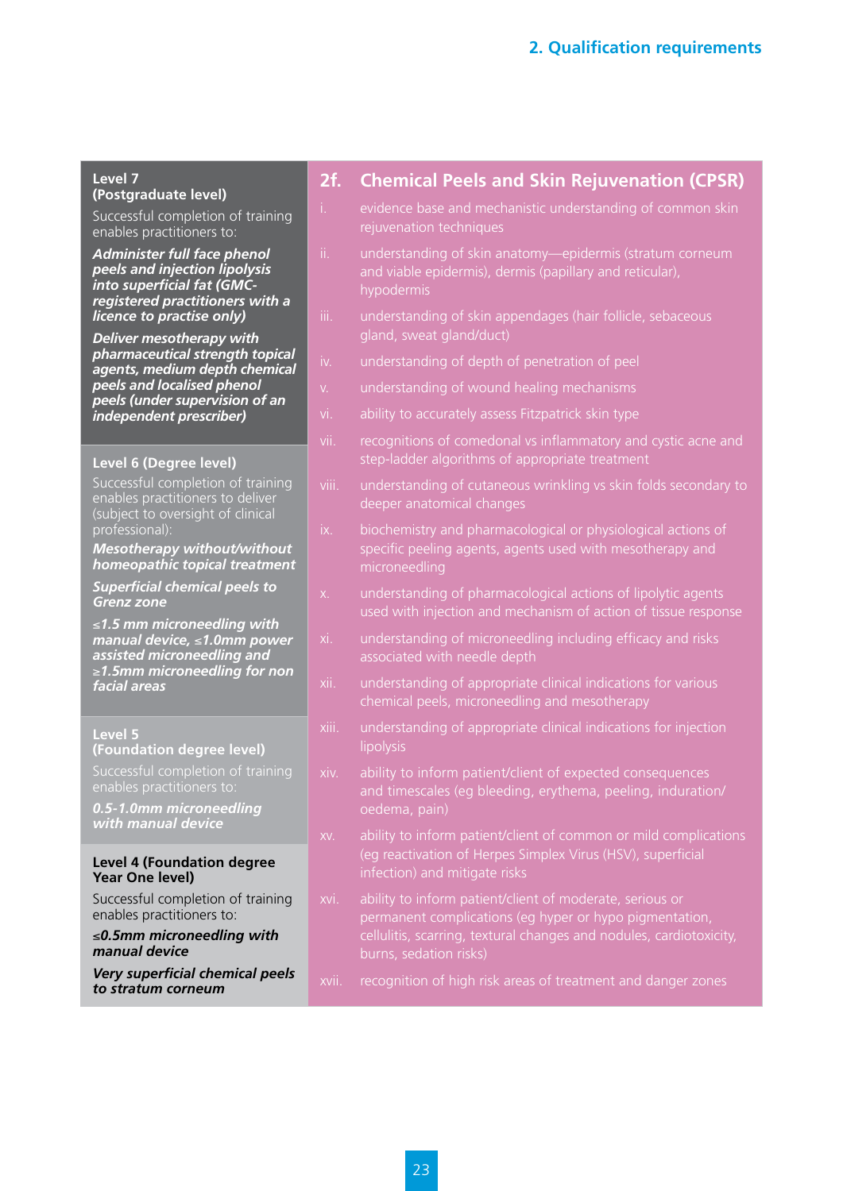| Level | 2f. Chemical Peels and Skin Rejuvenation (CPSR) |
|---|---|
| **Level 7 (Postgraduate level)**<br>Successful completion of training enables practitioners to:<br>***Administer full face phenol peels and injection lipolysis into superficial fat (GMC-registered practitioners with a licence to practise only)***<br>***Deliver mesotherapy with pharmaceutical strength topical agents, medium depth chemical peels and localised phenol peels (under supervision of an independent prescriber)*** | i. evidence base and mechanistic understanding of common skin rejuvenation techniques<br>ii. understanding of skin anatomy—epidermis (stratum corneum and viable epidermis), dermis (papillary and reticular), hypodermis<br>iii. understanding of skin appendages (hair follicle, sebaceous gland, sweat gland/duct)<br>iv. understanding of depth of penetration of peel<br>v. understanding of wound healing mechanisms<br>vi. ability to accurately assess Fitzpatrick skin type<br>vii. recognitions of comedonal vs inflammatory and cystic acne and step-ladder algorithms of appropriate treatment<br>viii. understanding of cutaneous wrinkling vs skin folds secondary to deeper anatomical changes<br>ix. biochemistry and pharmacological or physiological actions of specific peeling agents, agents used with mesotherapy and microneedling<br>x. understanding of pharmacological actions of lipolytic agents used with injection and mechanism of action of tissue response<br>xi. understanding of microneedling including efficacy and risks associated with needle depth<br>xii. understanding of appropriate clinical indications for various chemical peels, microneedling and mesotherapy<br>xiii. understanding of appropriate clinical indications for injection lipolysis<br>xiv. ability to inform patient/client of expected consequences and timescales (eg bleeding, erythema, peeling, induration/ oedema, pain)<br>xv. ability to inform patient/client of common or mild complications (eg reactivation of Herpes Simplex Virus (HSV), superficial infection) and mitigate risks<br>xvi. ability to inform patient/client of moderate, serious or permanent complications (eg hyper or hypo pigmentation, cellulitis, scarring, textural changes and nodules, cardiotoxicity, burns, sedation risks)<br>xvii. recognition of high risk areas of treatment and danger zones |
| **Level 6 (Degree level)**<br>Successful completion of training enables practitioners to deliver (subject to oversight of clinical professional):<br>***Mesotherapy without/without homeopathic topical treatment***<br>***Superficial chemical peels to Grenz zone***<br>***≤1.5 mm microneedling with manual device, ≤1.0mm power assisted microneedling and ≥1.5mm microneedling for non facial areas*** | |
| **Level 5 (Foundation degree level)**<br>Successful completion of training enables practitioners to:<br>***0.5-1.0mm microneedling with manual device*** | |
| **Level 4 (Foundation degree Year One level)**<br>Successful completion of training enables practitioners to:<br>***≤0.5mm microneedling with manual device***<br>***Very superficial chemical peels to stratum corneum*** | |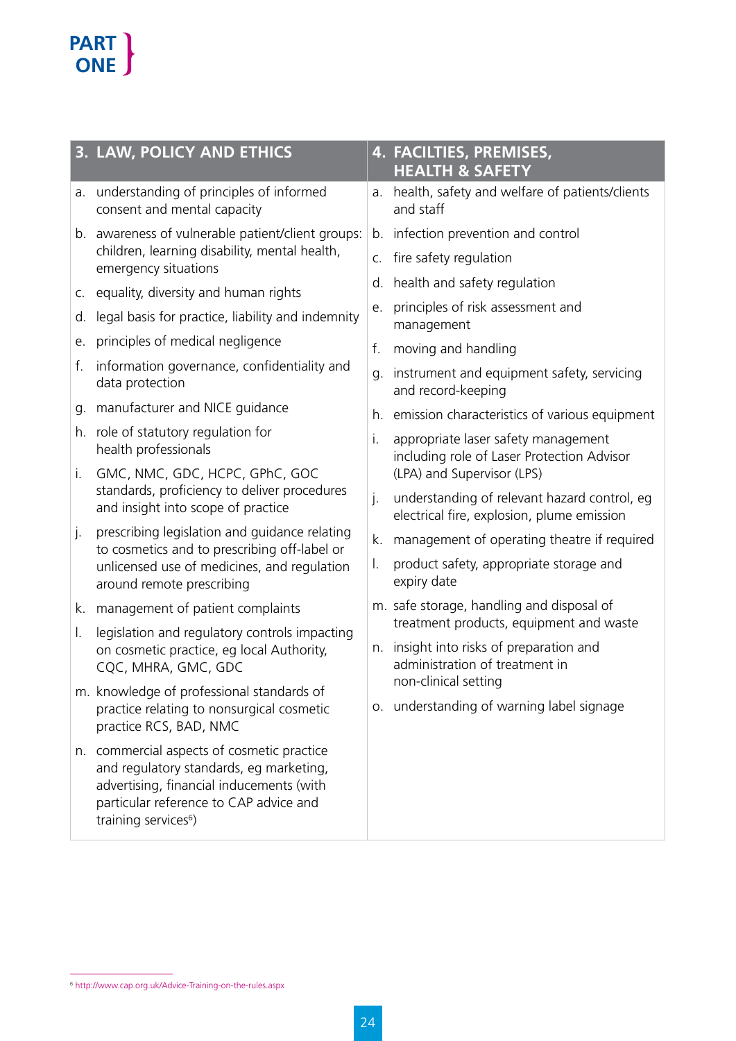PART ONE

## 3. LAW, POLICY AND ETHICS

a. understanding of principles of informed consent and mental capacity
b. awareness of vulnerable patient/client groups: children, learning disability, mental health, emergency situations
c. equality, diversity and human rights
d. legal basis for practice, liability and indemnity
e. principles of medical negligence
f. information governance, confidentiality and data protection
g. manufacturer and NICE guidance
h. role of statutory regulation for health professionals
i. GMC, NMC, GDC, HCPC, GPhC, GOC standards, proficiency to deliver procedures and insight into scope of practice
j. prescribing legislation and guidance relating to cosmetics and to prescribing off-label or unlicensed use of medicines, and regulation around remote prescribing
k. management of patient complaints
l. legislation and regulatory controls impacting on cosmetic practice, eg local Authority, CQC, MHRA, GMC, GDC
m. knowledge of professional standards of practice relating to nonsurgical cosmetic practice RCS, BAD, NMC
n. commercial aspects of cosmetic practice and regulatory standards, eg marketing, advertising, financial inducements (with particular reference to CAP advice and training services[6])

## 4. FACILTIES, PREMISES, HEALTH & SAFETY

a. health, safety and welfare of patients/clients and staff
b. infection prevention and control
c. fire safety regulation
d. health and safety regulation
e. principles of risk assessment and management
f. moving and handling
g. instrument and equipment safety, servicing and record-keeping
h. emission characteristics of various equipment
i. appropriate laser safety management including role of Laser Protection Advisor (LPA) and Supervisor (LPS)
j. understanding of relevant hazard control, eg electrical fire, explosion, plume emission
k. management of operating theatre if required
l. product safety, appropriate storage and expiry date
m. safe storage, handling and disposal of treatment products, equipment and waste
n. insight into risks of preparation and administration of treatment in non-clinical setting
o. understanding of warning label signage

[6] http://www.cap.org.uk/Advice-Training-on-the-rules.aspx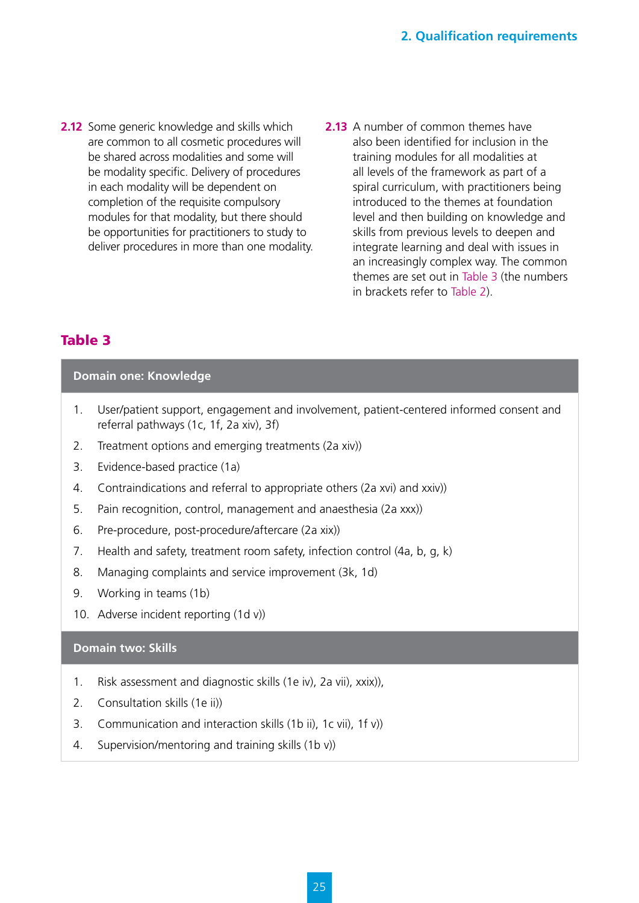**2.12** Some generic knowledge and skills which are common to all cosmetic procedures will be shared across modalities and some will be modality specific. Delivery of procedures in each modality will be dependent on completion of the requisite compulsory modules for that modality, but there should be opportunities for practitioners to study to deliver procedures in more than one modality.

**2.13** A number of common themes have also been identified for inclusion in the training modules for all modalities at all levels of the framework as part of a spiral curriculum, with practitioners being introduced to the themes at foundation level and then building on knowledge and skills from previous levels to deepen and integrate learning and deal with issues in an increasingly complex way. The common themes are set out in Table 3 (the numbers in brackets refer to Table 2).

## Table 3

| Domain one: Knowledge |
|---|
| 1. User/patient support, engagement and involvement, patient-centered informed consent and referral pathways (1c, 1f, 2a xiv), 3f) |
| 2. Treatment options and emerging treatments (2a xiv)) |
| 3. Evidence-based practice (1a) |
| 4. Contraindications and referral to appropriate others (2a xvi) and xxiv)) |
| 5. Pain recognition, control, management and anaesthesia (2a xxx)) |
| 6. Pre-procedure, post-procedure/aftercare (2a xix)) |
| 7. Health and safety, treatment room safety, infection control (4a, b, g, k) |
| 8. Managing complaints and service improvement (3k, 1d) |
| 9. Working in teams (1b) |
| 10. Adverse incident reporting (1d v)) |
| **Domain two: Skills** |
| 1. Risk assessment and diagnostic skills (1e iv), 2a vii), xxix)), |
| 2. Consultation skills (1e ii)) |
| 3. Communication and interaction skills (1b ii), 1c vii), 1f v)) |
| 4. Supervision/mentoring and training skills (1b v)) |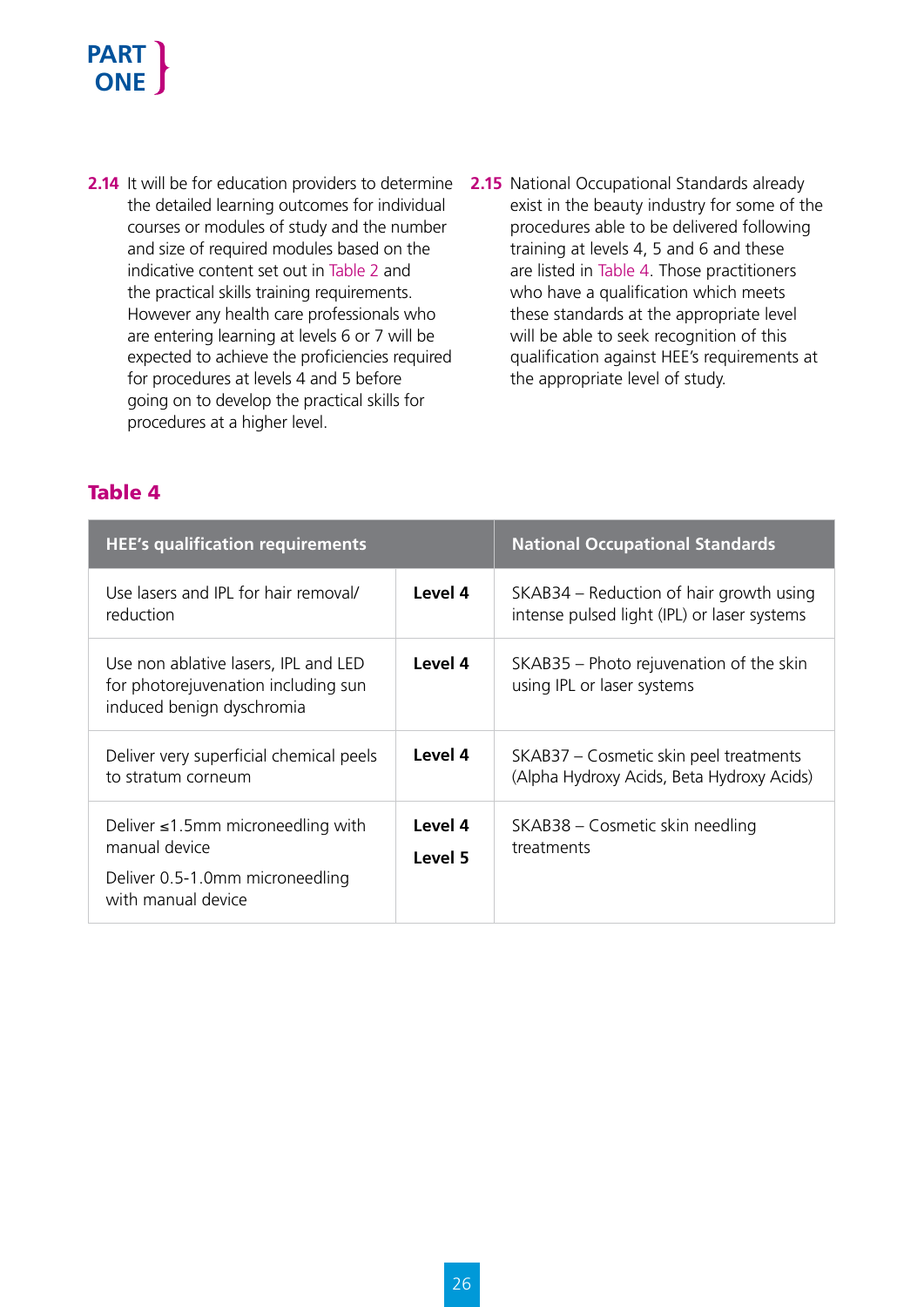**2.14** It will be for education providers to determine the detailed learning outcomes for individual courses or modules of study and the number and size of required modules based on the indicative content set out in Table 2 and the practical skills training requirements. However any health care professionals who are entering learning at levels 6 or 7 will be expected to achieve the proficiencies required for procedures at levels 4 and 5 before going on to develop the practical skills for procedures at a higher level.

**2.15** National Occupational Standards already exist in the beauty industry for some of the procedures able to be delivered following training at levels 4, 5 and 6 and these are listed in Table 4. Those practitioners who have a qualification which meets these standards at the appropriate level will be able to seek recognition of this qualification against HEE's requirements at the appropriate level of study.

## Table 4

| HEE's qualification requirements | | National Occupational Standards |
|---|---|---|
| Use lasers and IPL for hair removal/ reduction | **Level 4** | SKAB34 – Reduction of hair growth using intense pulsed light (IPL) or laser systems |
| Use non ablative lasers, IPL and LED for photorejuvenation including sun induced benign dyschromia | **Level 4** | SKAB35 – Photo rejuvenation of the skin using IPL or laser systems |
| Deliver very superficial chemical peels to stratum corneum | **Level 4** | SKAB37 – Cosmetic skin peel treatments (Alpha Hydroxy Acids, Beta Hydroxy Acids) |
| Deliver ≤1.5mm microneedling with manual device<br>Deliver 0.5-1.0mm microneedling with manual device | **Level 4**<br>**Level 5** | SKAB38 – Cosmetic skin needling treatments |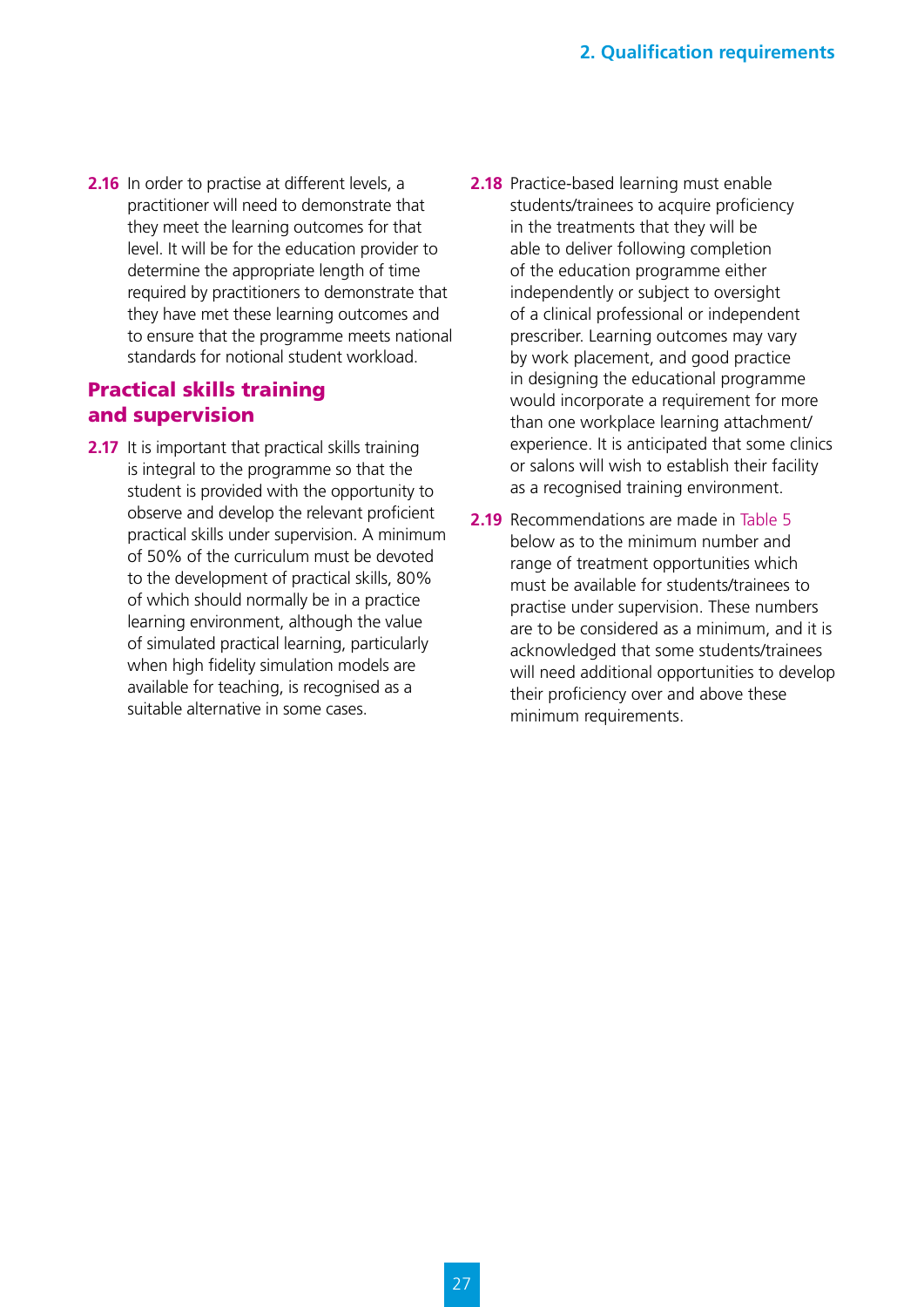**2.16** In order to practise at different levels, a practitioner will need to demonstrate that they meet the learning outcomes for that level. It will be for the education provider to determine the appropriate length of time required by practitioners to demonstrate that they have met these learning outcomes and to ensure that the programme meets national standards for notional student workload.

## Practical skills training and supervision

**2.17** It is important that practical skills training is integral to the programme so that the student is provided with the opportunity to observe and develop the relevant proficient practical skills under supervision. A minimum of 50% of the curriculum must be devoted to the development of practical skills, 80% of which should normally be in a practice learning environment, although the value of simulated practical learning, particularly when high fidelity simulation models are available for teaching, is recognised as a suitable alternative in some cases.

**2.18** Practice-based learning must enable students/trainees to acquire proficiency in the treatments that they will be able to deliver following completion of the education programme either independently or subject to oversight of a clinical professional or independent prescriber. Learning outcomes may vary by work placement, and good practice in designing the educational programme would incorporate a requirement for more than one workplace learning attachment/experience. It is anticipated that some clinics or salons will wish to establish their facility as a recognised training environment.

**2.19** Recommendations are made in Table 5 below as to the minimum number and range of treatment opportunities which must be available for students/trainees to practise under supervision. These numbers are to be considered as a minimum, and it is acknowledged that some students/trainees will need additional opportunities to develop their proficiency over and above these minimum requirements.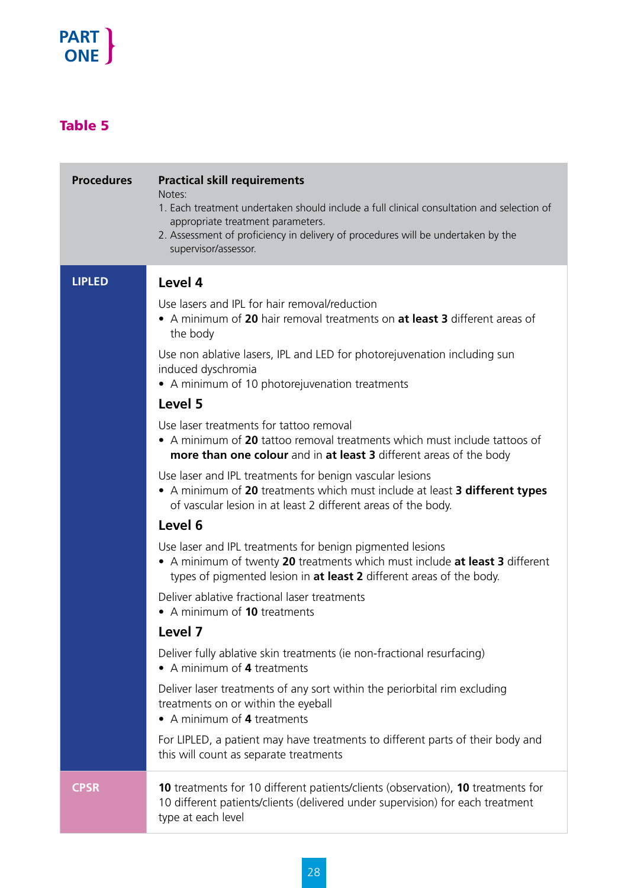## Table 5

| Procedures | Practical skill requirements<br>Notes:<br>1. Each treatment undertaken should include a full clinical consultation and selection of appropriate treatment parameters.<br>2. Assessment of proficiency in delivery of procedures will be undertaken by the supervisor/assessor. |
|---|---|
| LIPLED | **Level 4**<br>Use lasers and IPL for hair removal/reduction<br>• A minimum of **20** hair removal treatments on **at least 3** different areas of the body<br>Use non ablative lasers, IPL and LED for photorejuvenation including sun induced dyschromia<br>• A minimum of 10 photorejuvenation treatments<br>**Level 5**<br>Use laser treatments for tattoo removal<br>• A minimum of **20** tattoo removal treatments which must include tattoos of **more than one colour** and in **at least 3** different areas of the body<br>Use laser and IPL treatments for benign vascular lesions<br>• A minimum of **20** treatments which must include at least **3 different types** of vascular lesion in at least 2 different areas of the body.<br>**Level 6**<br>Use laser and IPL treatments for benign pigmented lesions<br>• A minimum of twenty **20** treatments which must include **at least 3** different types of pigmented lesion in **at least 2** different areas of the body.<br>Deliver ablative fractional laser treatments<br>• A minimum of **10** treatments<br>**Level 7**<br>Deliver fully ablative skin treatments (ie non-fractional resurfacing)<br>• A minimum of **4** treatments<br>Deliver laser treatments of any sort within the periorbital rim excluding treatments on or within the eyeball<br>• A minimum of **4** treatments<br>For LIPLED, a patient may have treatments to different parts of their body and this will count as separate treatments |
| CPSR | **10** treatments for 10 different patients/clients (observation), **10** treatments for 10 different patients/clients (delivered under supervision) for each treatment type at each level |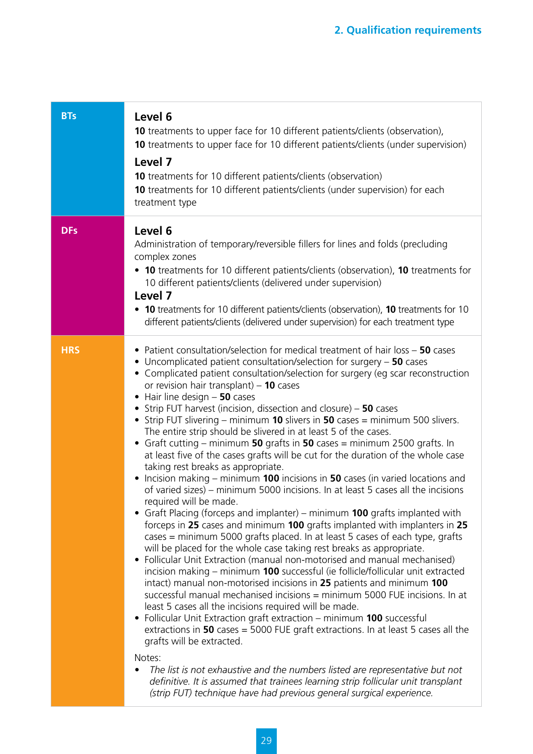| | |
|---|---|
| **BTs** | **Level 6**<br>**10** treatments to upper face for 10 different patients/clients (observation),<br>**10** treatments to upper face for 10 different patients/clients (under supervision)<br>**Level 7**<br>**10** treatments for 10 different patients/clients (observation)<br>**10** treatments for 10 different patients/clients (under supervision) for each treatment type |
| **DFs** | **Level 6**<br>Administration of temporary/reversible fillers for lines and folds (precluding complex zones<br>• **10** treatments for 10 different patients/clients (observation), **10** treatments for 10 different patients/clients (delivered under supervision)<br>**Level 7**<br>• **10** treatments for 10 different patients/clients (observation), **10** treatments for 10 different patients/clients (delivered under supervision) for each treatment type |
| **HRS** | • Patient consultation/selection for medical treatment of hair loss – **50** cases<br>• Uncomplicated patient consultation/selection for surgery – **50** cases<br>• Complicated patient consultation/selection for surgery (eg scar reconstruction or revision hair transplant) – **10** cases<br>• Hair line design – **50** cases<br>• Strip FUT harvest (incision, dissection and closure) – **50** cases<br>• Strip FUT slivering – minimum **10** slivers in **50** cases = minimum 500 slivers. The entire strip should be slivered in at least 5 of the cases.<br>• Graft cutting – minimum **50** grafts in **50** cases = minimum 2500 grafts. In at least five of the cases grafts will be cut for the duration of the whole case taking rest breaks as appropriate.<br>• Incision making – minimum **100** incisions in **50** cases (in varied locations and of varied sizes) – minimum 5000 incisions. In at least 5 cases all the incisions required will be made.<br>• Graft Placing (forceps and implanter) – minimum **100** grafts implanted with forceps in **25** cases and minimum **100** grafts implanted with implanters in **25** cases = minimum 5000 grafts placed. In at least 5 cases of each type, grafts will be placed for the whole case taking rest breaks as appropriate.<br>• Follicular Unit Extraction (manual non-motorised and manual mechanised) incision making – minimum **100** successful (ie follicle/follicular unit extracted intact) manual non-motorised incisions in **25** patients and minimum **100** successful manual mechanised incisions = minimum 5000 FUE incisions. In at least 5 cases all the incisions required will be made.<br>• Follicular Unit Extraction graft extraction – minimum **100** successful extractions in **50** cases = 5000 FUE graft extractions. In at least 5 cases all the grafts will be extracted.<br><br>Notes:<br>• *The list is not exhaustive and the numbers listed are representative but not definitive. It is assumed that trainees learning strip follicular unit transplant (strip FUT) technique have had previous general surgical experience.* |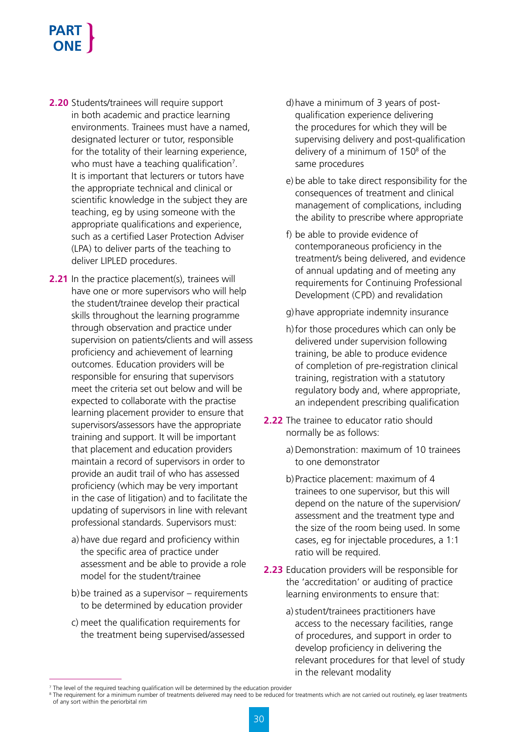**2.20** Students/trainees will require support in both academic and practice learning environments. Trainees must have a named, designated lecturer or tutor, responsible for the totality of their learning experience, who must have a teaching qualification[7]. It is important that lecturers or tutors have the appropriate technical and clinical or scientific knowledge in the subject they are teaching, eg by using someone with the appropriate qualifications and experience, such as a certified Laser Protection Adviser (LPA) to deliver parts of the teaching to deliver LIPLED procedures.

**2.21** In the practice placement(s), trainees will have one or more supervisors who will help the student/trainee develop their practical skills throughout the learning programme through observation and practice under supervision on patients/clients and will assess proficiency and achievement of learning outcomes. Education providers will be responsible for ensuring that supervisors meet the criteria set out below and will be expected to collaborate with the practise learning placement provider to ensure that supervisors/assessors have the appropriate training and support. It will be important that placement and education providers maintain a record of supervisors in order to provide an audit trail of who has assessed proficiency (which may be very important in the case of litigation) and to facilitate the updating of supervisors in line with relevant professional standards. Supervisors must:

a) have due regard and proficiency within the specific area of practice under assessment and be able to provide a role model for the student/trainee

b) be trained as a supervisor – requirements to be determined by education provider

c) meet the qualification requirements for the treatment being supervised/assessed

d) have a minimum of 3 years of post-qualification experience delivering the procedures for which they will be supervising delivery and post-qualification delivery of a minimum of 150[8] of the same procedures

e) be able to take direct responsibility for the consequences of treatment and clinical management of complications, including the ability to prescribe where appropriate

f) be able to provide evidence of contemporaneous proficiency in the treatment/s being delivered, and evidence of annual updating and of meeting any requirements for Continuing Professional Development (CPD) and revalidation

g) have appropriate indemnity insurance

h) for those procedures which can only be delivered under supervision following training, be able to produce evidence of completion of pre-registration clinical training, registration with a statutory regulatory body and, where appropriate, an independent prescribing qualification

**2.22** The trainee to educator ratio should normally be as follows:

a) Demonstration: maximum of 10 trainees to one demonstrator

b) Practice placement: maximum of 4 trainees to one supervisor, but this will depend on the nature of the supervision/assessment and the treatment type and the size of the room being used. In some cases, eg for injectable procedures, a 1:1 ratio will be required.

**2.23** Education providers will be responsible for the 'accreditation' or auditing of practice learning environments to ensure that:

a) student/trainees practitioners have access to the necessary facilities, range of procedures, and support in order to develop proficiency in delivering the relevant procedures for that level of study in the relevant modality

---

[7] The level of the required teaching qualification will be determined by the education provider

[8] The requirement for a minimum number of treatments delivered may need to be reduced for treatments which are not carried out routinely, eg laser treatments of any sort within the periorbital rim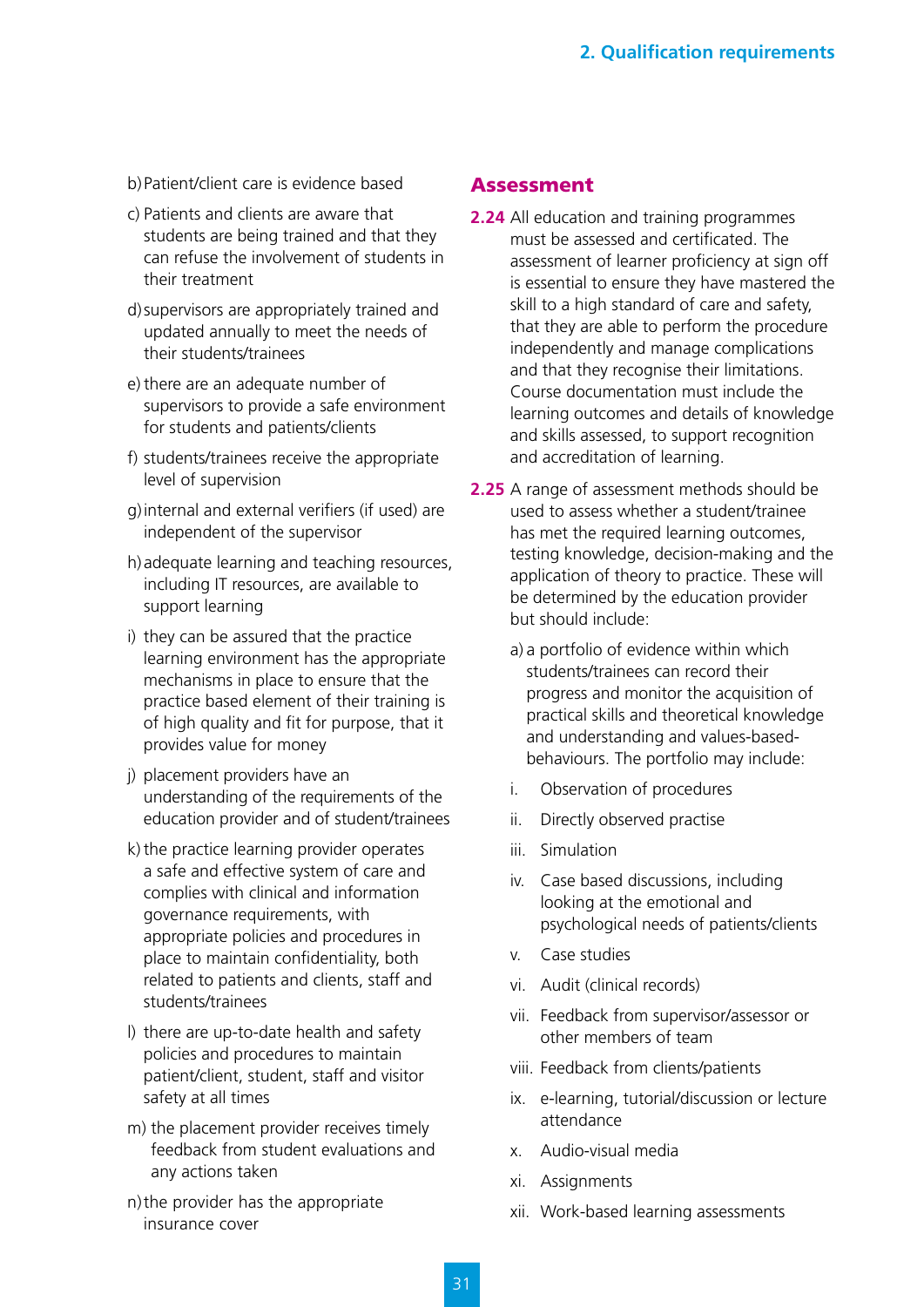b) Patient/client care is evidence based

c) Patients and clients are aware that students are being trained and that they can refuse the involvement of students in their treatment

d) supervisors are appropriately trained and updated annually to meet the needs of their students/trainees

e) there are an adequate number of supervisors to provide a safe environment for students and patients/clients

f) students/trainees receive the appropriate level of supervision

g) internal and external verifiers (if used) are independent of the supervisor

h) adequate learning and teaching resources, including IT resources, are available to support learning

i) they can be assured that the practice learning environment has the appropriate mechanisms in place to ensure that the practice based element of their training is of high quality and fit for purpose, that it provides value for money

j) placement providers have an understanding of the requirements of the education provider and of student/trainees

k) the practice learning provider operates a safe and effective system of care and complies with clinical and information governance requirements, with appropriate policies and procedures in place to maintain confidentiality, both related to patients and clients, staff and students/trainees

l) there are up-to-date health and safety policies and procedures to maintain patient/client, student, staff and visitor safety at all times

m) the placement provider receives timely feedback from student evaluations and any actions taken

n) the provider has the appropriate insurance cover

## Assessment

**2.24** All education and training programmes must be assessed and certificated. The assessment of learner proficiency at sign off is essential to ensure they have mastered the skill to a high standard of care and safety, that they are able to perform the procedure independently and manage complications and that they recognise their limitations. Course documentation must include the learning outcomes and details of knowledge and skills assessed, to support recognition and accreditation of learning.

**2.25** A range of assessment methods should be used to assess whether a student/trainee has met the required learning outcomes, testing knowledge, decision-making and the application of theory to practice. These will be determined by the education provider but should include:

a) a portfolio of evidence within which students/trainees can record their progress and monitor the acquisition of practical skills and theoretical knowledge and understanding and values-based-behaviours. The portfolio may include:

i. Observation of procedures

ii. Directly observed practise

iii. Simulation

iv. Case based discussions, including looking at the emotional and psychological needs of patients/clients

v. Case studies

vi. Audit (clinical records)

vii. Feedback from supervisor/assessor or other members of team

viii. Feedback from clients/patients

ix. e-learning, tutorial/discussion or lecture attendance

x. Audio-visual media

xi. Assignments

xii. Work-based learning assessments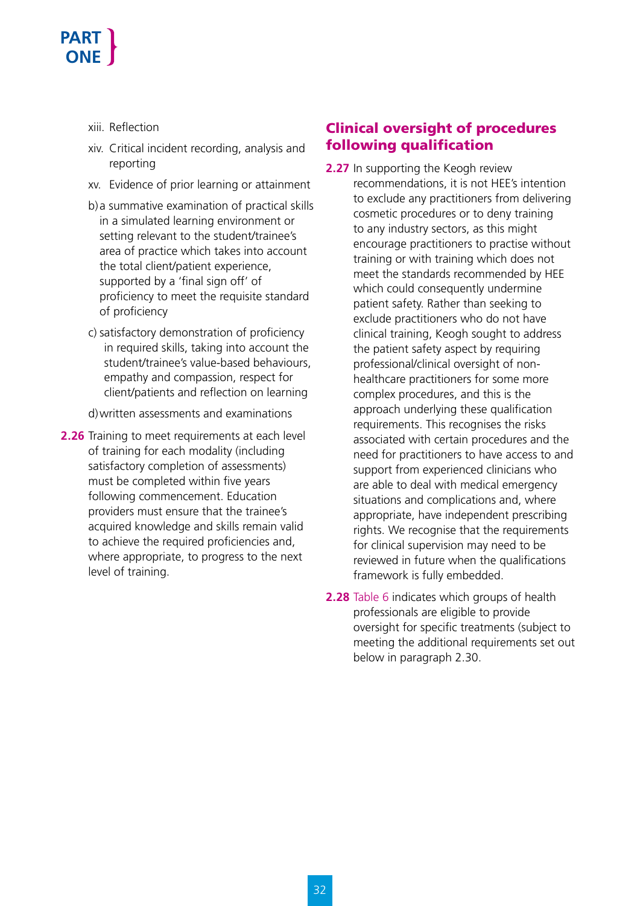xiii. Reflection

xiv. Critical incident recording, analysis and reporting

xv. Evidence of prior learning or attainment

b) a summative examination of practical skills in a simulated learning environment or setting relevant to the student/trainee's area of practice which takes into account the total client/patient experience, supported by a 'final sign off' of proficiency to meet the requisite standard of proficiency

c) satisfactory demonstration of proficiency in required skills, taking into account the student/trainee's value-based behaviours, empathy and compassion, respect for client/patients and reflection on learning

d) written assessments and examinations

**2.26** Training to meet requirements at each level of training for each modality (including satisfactory completion of assessments) must be completed within five years following commencement. Education providers must ensure that the trainee's acquired knowledge and skills remain valid to achieve the required proficiencies and, where appropriate, to progress to the next level of training.

## Clinical oversight of procedures following qualification

**2.27** In supporting the Keogh review recommendations, it is not HEE's intention to exclude any practitioners from delivering cosmetic procedures or to deny training to any industry sectors, as this might encourage practitioners to practise without training or with training which does not meet the standards recommended by HEE which could consequently undermine patient safety. Rather than seeking to exclude practitioners who do not have clinical training, Keogh sought to address the patient safety aspect by requiring professional/clinical oversight of non-healthcare practitioners for some more complex procedures, and this is the approach underlying these qualification requirements. This recognises the risks associated with certain procedures and the need for practitioners to have access to and support from experienced clinicians who are able to deal with medical emergency situations and complications and, where appropriate, have independent prescribing rights. We recognise that the requirements for clinical supervision may need to be reviewed in future when the qualifications framework is fully embedded.

**2.28** Table 6 indicates which groups of health professionals are eligible to provide oversight for specific treatments (subject to meeting the additional requirements set out below in paragraph 2.30.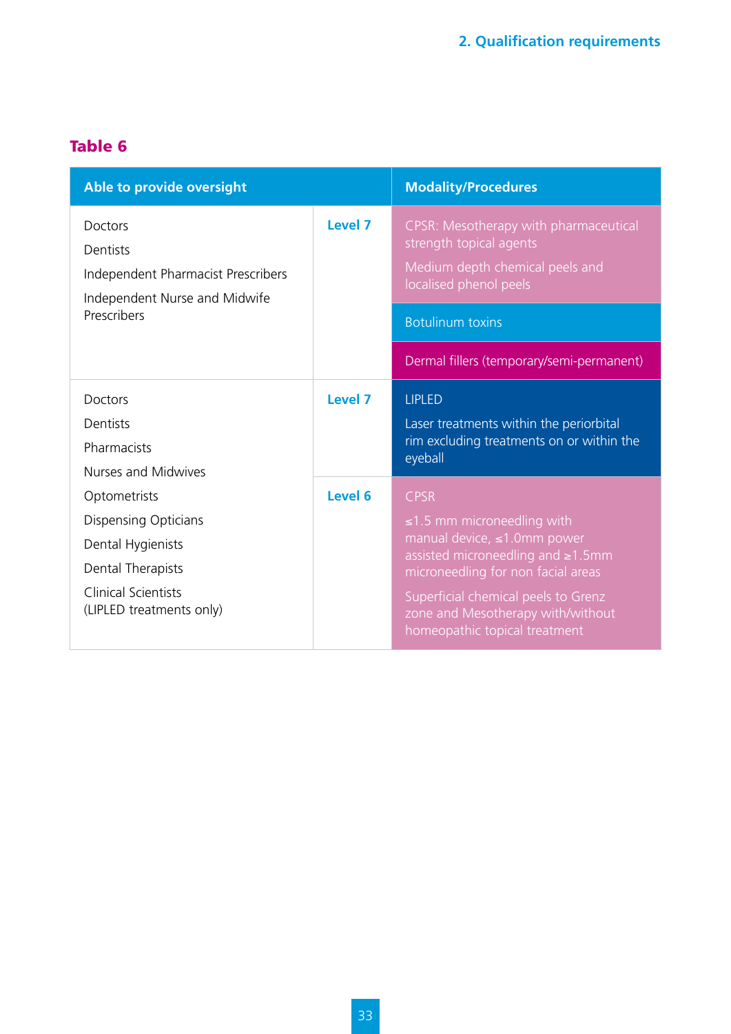## Table 6

| Able to provide oversight | | Modality/Procedures |
|---|---|---|
| Doctors<br>Dentists<br>Independent Pharmacist Prescribers<br>Independent Nurse and Midwife Prescribers | Level 7 | CPSR: Mesotherapy with pharmaceutical strength topical agents<br>Medium depth chemical peels and localised phenol peels |
| | | Botulinum toxins |
| | | Dermal fillers (temporary/semi-permanent) |
| Doctors<br>Dentists<br>Pharmacists<br>Nurses and Midwives<br>Optometrists<br>Dispensing Opticians<br>Dental Hygienists<br>Dental Therapists<br>Clinical Scientists (LIPLED treatments only) | Level 7 | LIPLED<br>Laser treatments within the periorbital rim excluding treatments on or within the eyeball |
| | Level 6 | CPSR<br>≤1.5 mm microneedling with manual device, ≤1.0mm power assisted microneedling and ≥1.5mm microneedling for non facial areas<br>Superficial chemical peels to Grenz zone and Mesotherapy with/without homeopathic topical treatment |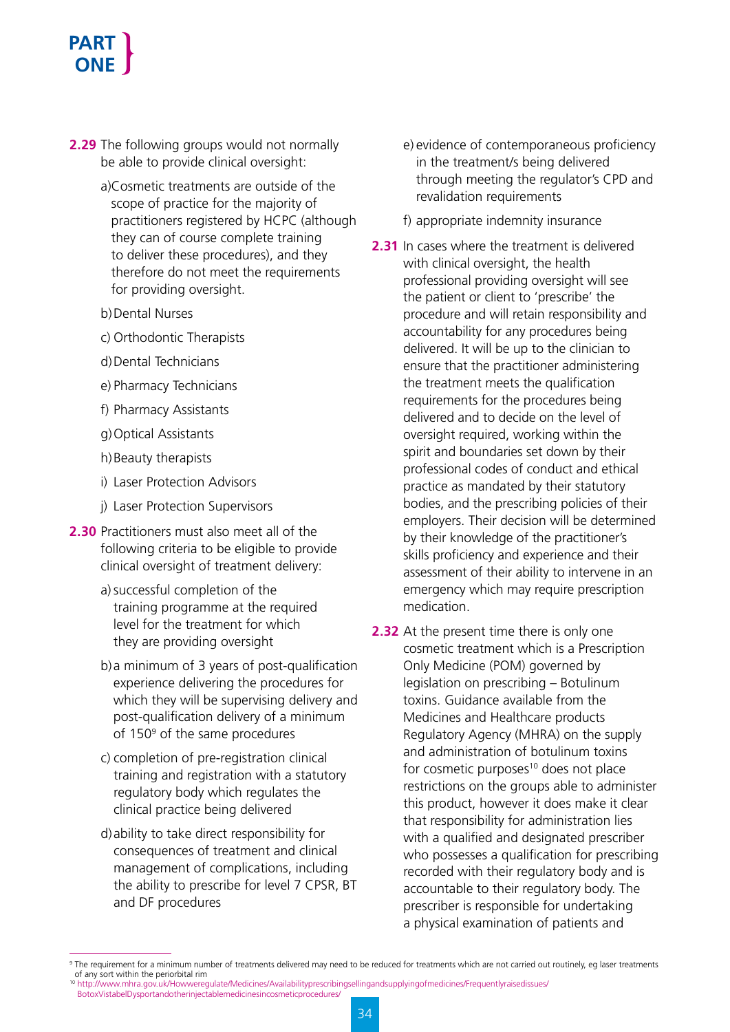**2.29** The following groups would not normally be able to provide clinical oversight:

a) Cosmetic treatments are outside of the scope of practice for the majority of practitioners registered by HCPC (although they can of course complete training to deliver these procedures), and they therefore do not meet the requirements for providing oversight.

b) Dental Nurses

c) Orthodontic Therapists

d) Dental Technicians

e) Pharmacy Technicians

f) Pharmacy Assistants

g) Optical Assistants

h) Beauty therapists

i) Laser Protection Advisors

j) Laser Protection Supervisors

**2.30** Practitioners must also meet all of the following criteria to be eligible to provide clinical oversight of treatment delivery:

a) successful completion of the training programme at the required level for the treatment for which they are providing oversight

b) a minimum of 3 years of post-qualification experience delivering the procedures for which they will be supervising delivery and post-qualification delivery of a minimum of 150[9] of the same procedures

c) completion of pre-registration clinical training and registration with a statutory regulatory body which regulates the clinical practice being delivered

d) ability to take direct responsibility for consequences of treatment and clinical management of complications, including the ability to prescribe for level 7 CPSR, BT and DF procedures

e) evidence of contemporaneous proficiency in the treatment/s being delivered through meeting the regulator's CPD and revalidation requirements

f) appropriate indemnity insurance

**2.31** In cases where the treatment is delivered with clinical oversight, the health professional providing oversight will see the patient or client to 'prescribe' the procedure and will retain responsibility and accountability for any procedures being delivered. It will be up to the clinician to ensure that the practitioner administering the treatment meets the qualification requirements for the procedures being delivered and to decide on the level of oversight required, working within the spirit and boundaries set down by their professional codes of conduct and ethical practice as mandated by their statutory bodies, and the prescribing policies of their employers. Their decision will be determined by their knowledge of the practitioner's skills proficiency and experience and their assessment of their ability to intervene in an emergency which may require prescription medication.

**2.32** At the present time there is only one cosmetic treatment which is a Prescription Only Medicine (POM) governed by legislation on prescribing – Botulinum toxins. Guidance available from the Medicines and Healthcare products Regulatory Agency (MHRA) on the supply and administration of botulinum toxins for cosmetic purposes[10] does not place restrictions on the groups able to administer this product, however it does make it clear that responsibility for administration lies with a qualified and designated prescriber who possesses a qualification for prescribing recorded with their regulatory body and is accountable to their regulatory body. The prescriber is responsible for undertaking a physical examination of patients and

---

[9] The requirement for a minimum number of treatments delivered may need to be reduced for treatments which are not carried out routinely, eg laser treatments of any sort within the periorbital rim

[10] http://www.mhra.gov.uk/Howweregulate/Medicines/Availabilityprescribingsellingandsupplyingofmedicines/Frequentlyraisedissues/BotoxVistabelDysportandotherinjectablemedicinesincosmeticprocedures/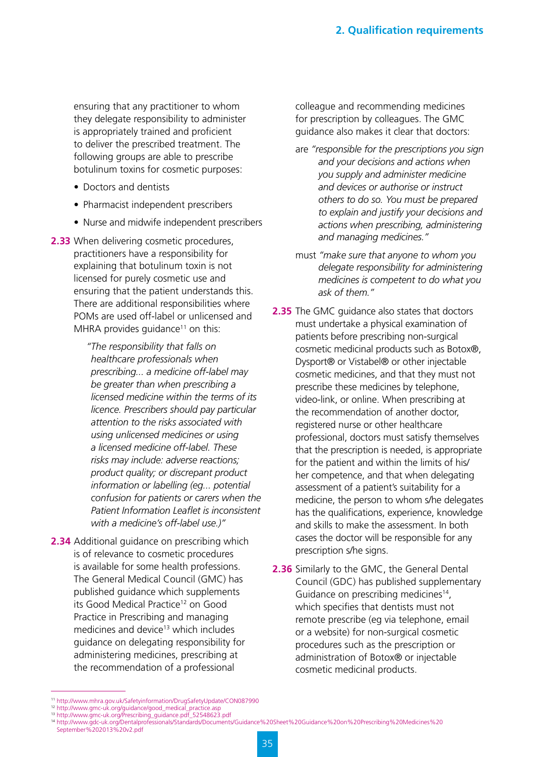ensuring that any practitioner to whom they delegate responsibility to administer is appropriately trained and proficient to deliver the prescribed treatment. The following groups are able to prescribe botulinum toxins for cosmetic purposes:

- Doctors and dentists
- Pharmacist independent prescribers
- Nurse and midwife independent prescribers

**2.33** When delivering cosmetic procedures, practitioners have a responsibility for explaining that botulinum toxin is not licensed for purely cosmetic use and ensuring that the patient understands this. There are additional responsibilities where POMs are used off-label or unlicensed and MHRA provides guidance[11] on this:

> *"The responsibility that falls on healthcare professionals when prescribing... a medicine off-label may be greater than when prescribing a licensed medicine within the terms of its licence. Prescribers should pay particular attention to the risks associated with using unlicensed medicines or using a licensed medicine off-label. These risks may include: adverse reactions; product quality; or discrepant product information or labelling (eg... potential confusion for patients or carers when the Patient Information Leaflet is inconsistent with a medicine's off-label use.)"*

**2.34** Additional guidance on prescribing which is of relevance to cosmetic procedures is available for some health professions. The General Medical Council (GMC) has published guidance which supplements its Good Medical Practice[12] on Good Practice in Prescribing and managing medicines and device[13] which includes guidance on delegating responsibility for administering medicines, prescribing at the recommendation of a professional colleague and recommending medicines for prescription by colleagues. The GMC guidance also makes it clear that doctors:

are *"responsible for the prescriptions you sign and your decisions and actions when you supply and administer medicine and devices or authorise or instruct others to do so. You must be prepared to explain and justify your decisions and actions when prescribing, administering and managing medicines."*

must *"make sure that anyone to whom you delegate responsibility for administering medicines is competent to do what you ask of them."*

**2.35** The GMC guidance also states that doctors must undertake a physical examination of patients before prescribing non-surgical cosmetic medicinal products such as Botox®, Dysport® or Vistabel® or other injectable cosmetic medicines, and that they must not prescribe these medicines by telephone, video-link, or online. When prescribing at the recommendation of another doctor, registered nurse or other healthcare professional, doctors must satisfy themselves that the prescription is needed, is appropriate for the patient and within the limits of his/her competence, and that when delegating assessment of a patient's suitability for a medicine, the person to whom s/he delegates has the qualifications, experience, knowledge and skills to make the assessment. In both cases the doctor will be responsible for any prescription s/he signs.

**2.36** Similarly to the GMC, the General Dental Council (GDC) has published supplementary Guidance on prescribing medicines[14], which specifies that dentists must not remote prescribe (eg via telephone, email or a website) for non-surgical cosmetic procedures such as the prescription or administration of Botox® or injectable cosmetic medicinal products.

---

[11] http://www.mhra.gov.uk/Safetyinformation/DrugSafetyUpdate/CON087990
[12] http://www.gmc-uk.org/guidance/good_medical_practice.asp
[13] http://www.gmc-uk.org/Prescribing_guidance.pdf_52548623.pdf
[14] http://www.gdc-uk.org/Dentalprofessionals/Standards/Documents/Guidance%20Sheet%20Guidance%20on%20Prescribing%20Medicines%20September%202013%20v2.pdf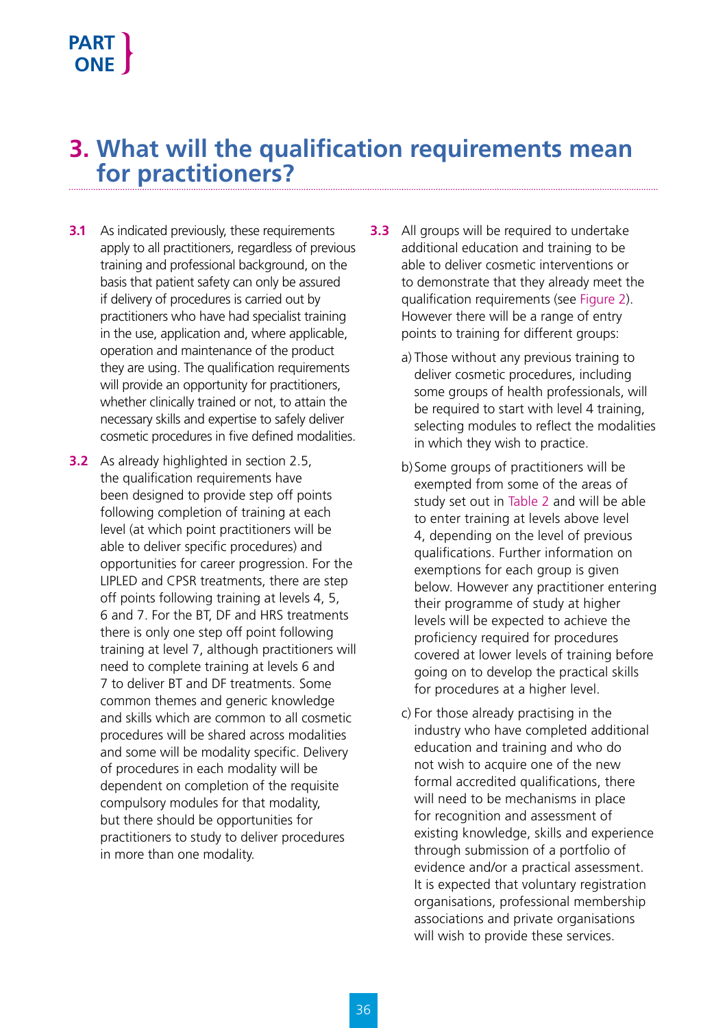## 3. What will the qualification requirements mean for practitioners?

**3.1** As indicated previously, these requirements apply to all practitioners, regardless of previous training and professional background, on the basis that patient safety can only be assured if delivery of procedures is carried out by practitioners who have had specialist training in the use, application and, where applicable, operation and maintenance of the product they are using. The qualification requirements will provide an opportunity for practitioners, whether clinically trained or not, to attain the necessary skills and expertise to safely deliver cosmetic procedures in five defined modalities.

**3.2** As already highlighted in section 2.5, the qualification requirements have been designed to provide step off points following completion of training at each level (at which point practitioners will be able to deliver specific procedures) and opportunities for career progression. For the LIPLED and CPSR treatments, there are step off points following training at levels 4, 5, 6 and 7. For the BT, DF and HRS treatments there is only one step off point following training at level 7, although practitioners will need to complete training at levels 6 and 7 to deliver BT and DF treatments. Some common themes and generic knowledge and skills which are common to all cosmetic procedures will be shared across modalities and some will be modality specific. Delivery of procedures in each modality will be dependent on completion of the requisite compulsory modules for that modality, but there should be opportunities for practitioners to study to deliver procedures in more than one modality.

**3.3** All groups will be required to undertake additional education and training to be able to deliver cosmetic interventions or to demonstrate that they already meet the qualification requirements (see Figure 2). However there will be a range of entry points to training for different groups:

a) Those without any previous training to deliver cosmetic procedures, including some groups of health professionals, will be required to start with level 4 training, selecting modules to reflect the modalities in which they wish to practice.

b) Some groups of practitioners will be exempted from some of the areas of study set out in Table 2 and will be able to enter training at levels above level 4, depending on the level of previous qualifications. Further information on exemptions for each group is given below. However any practitioner entering their programme of study at higher levels will be expected to achieve the proficiency required for procedures covered at lower levels of training before going on to develop the practical skills for procedures at a higher level.

c) For those already practising in the industry who have completed additional education and training and who do not wish to acquire one of the new formal accredited qualifications, there will need to be mechanisms in place for recognition and assessment of existing knowledge, skills and experience through submission of a portfolio of evidence and/or a practical assessment. It is expected that voluntary registration organisations, professional membership associations and private organisations will wish to provide these services.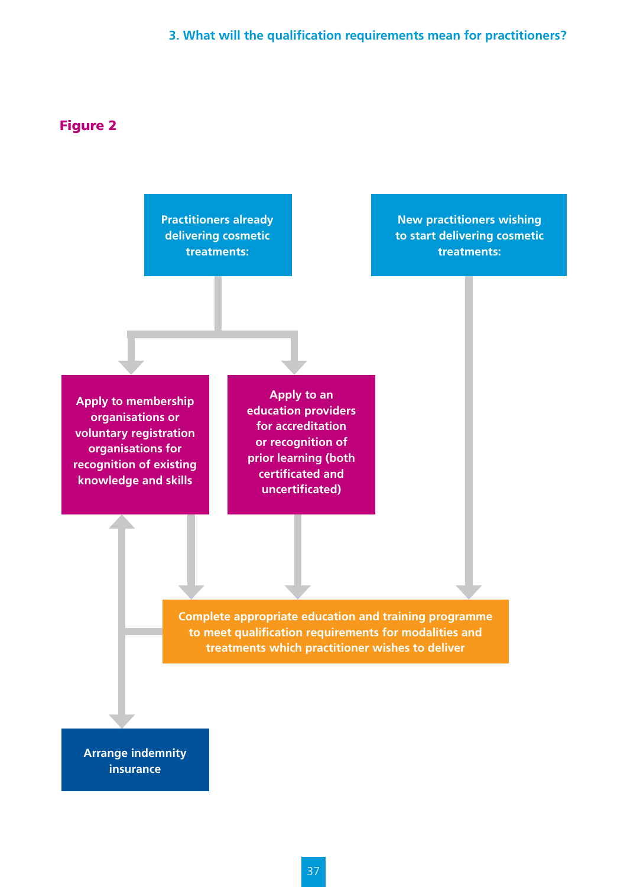## Figure 2

Practitioners already delivering cosmetic treatments:

New practitioners wishing to start delivering cosmetic treatments:

Apply to membership organisations or voluntary registration organisations for recognition of existing knowledge and skills

Apply to an education providers for accreditation or recognition of prior learning (both certificated and uncertificated)

Complete appropriate education and training programme to meet qualification requirements for modalities and treatments which practitioner wishes to deliver

Arrange indemnity insurance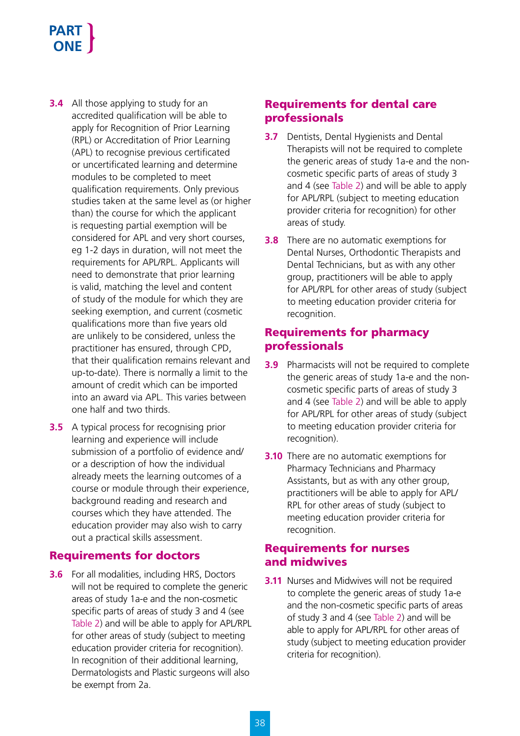**3.4** All those applying to study for an accredited qualification will be able to apply for Recognition of Prior Learning (RPL) or Accreditation of Prior Learning (APL) to recognise previous certificated or uncertificated learning and determine modules to be completed to meet qualification requirements. Only previous studies taken at the same level as (or higher than) the course for which the applicant is requesting partial exemption will be considered for APL and very short courses, eg 1-2 days in duration, will not meet the requirements for APL/RPL. Applicants will need to demonstrate that prior learning is valid, matching the level and content of study of the module for which they are seeking exemption, and current (cosmetic qualifications more than five years old are unlikely to be considered, unless the practitioner has ensured, through CPD, that their qualification remains relevant and up-to-date). There is normally a limit to the amount of credit which can be imported into an award via APL. This varies between one half and two thirds.

**3.5** A typical process for recognising prior learning and experience will include submission of a portfolio of evidence and/or a description of how the individual already meets the learning outcomes of a course or module through their experience, background reading and research and courses which they have attended. The education provider may also wish to carry out a practical skills assessment.

## Requirements for doctors

**3.6** For all modalities, including HRS, Doctors will not be required to complete the generic areas of study 1a-e and the non-cosmetic specific parts of areas of study 3 and 4 (see Table 2) and will be able to apply for APL/RPL for other areas of study (subject to meeting education provider criteria for recognition). In recognition of their additional learning, Dermatologists and Plastic surgeons will also be exempt from 2a.

## Requirements for dental care professionals

**3.7** Dentists, Dental Hygienists and Dental Therapists will not be required to complete the generic areas of study 1a-e and the non-cosmetic specific parts of areas of study 3 and 4 (see Table 2) and will be able to apply for APL/RPL (subject to meeting education provider criteria for recognition) for other areas of study.

**3.8** There are no automatic exemptions for Dental Nurses, Orthodontic Therapists and Dental Technicians, but as with any other group, practitioners will be able to apply for APL/RPL for other areas of study (subject to meeting education provider criteria for recognition.

## Requirements for pharmacy professionals

**3.9** Pharmacists will not be required to complete the generic areas of study 1a-e and the non-cosmetic specific parts of areas of study 3 and 4 (see Table 2) and will be able to apply for APL/RPL for other areas of study (subject to meeting education provider criteria for recognition).

**3.10** There are no automatic exemptions for Pharmacy Technicians and Pharmacy Assistants, but as with any other group, practitioners will be able to apply for APL/RPL for other areas of study (subject to meeting education provider criteria for recognition.

## Requirements for nurses and midwives

**3.11** Nurses and Midwives will not be required to complete the generic areas of study 1a-e and the non-cosmetic specific parts of areas of study 3 and 4 (see Table 2) and will be able to apply for APL/RPL for other areas of study (subject to meeting education provider criteria for recognition).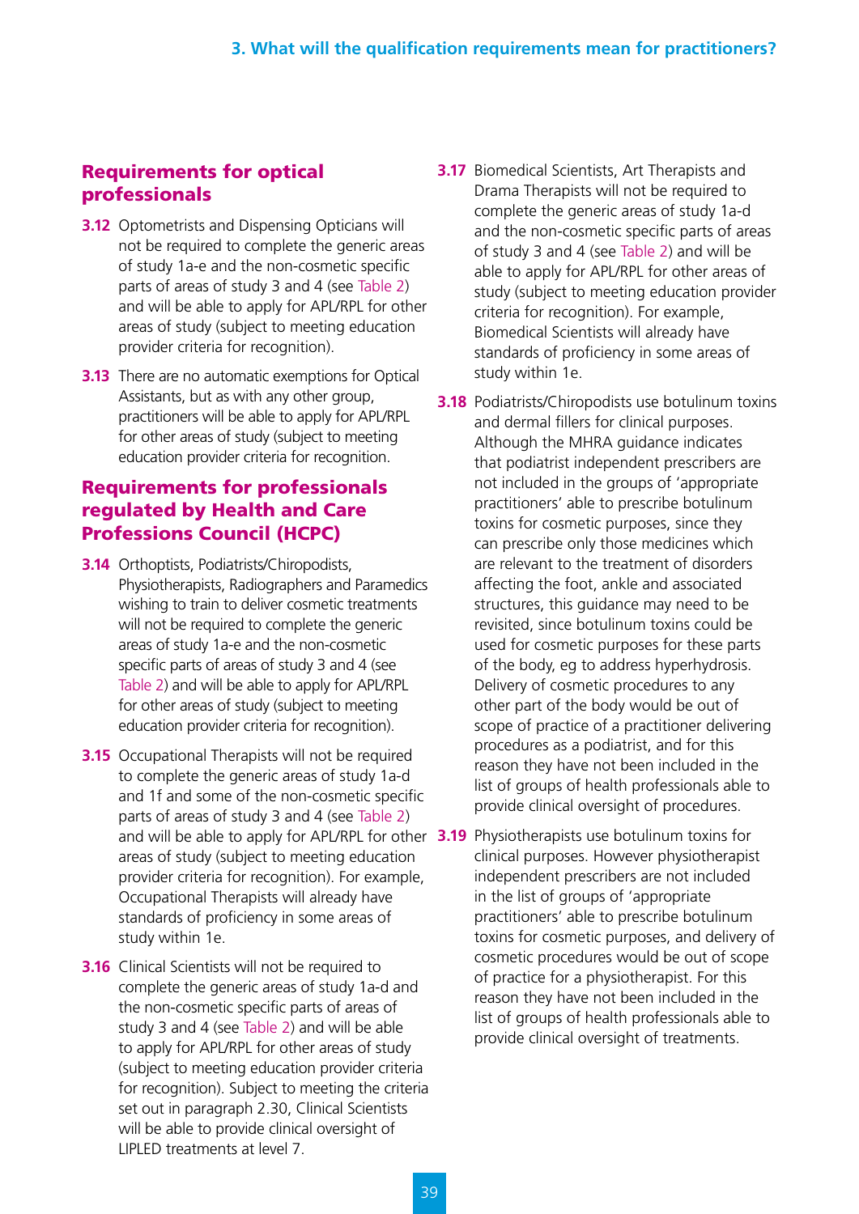## Requirements for optical professionals

**3.12** Optometrists and Dispensing Opticians will not be required to complete the generic areas of study 1a-e and the non-cosmetic specific parts of areas of study 3 and 4 (see Table 2) and will be able to apply for APL/RPL for other areas of study (subject to meeting education provider criteria for recognition).

**3.13** There are no automatic exemptions for Optical Assistants, but as with any other group, practitioners will be able to apply for APL/RPL for other areas of study (subject to meeting education provider criteria for recognition.

## Requirements for professionals regulated by Health and Care Professions Council (HCPC)

**3.14** Orthoptists, Podiatrists/Chiropodists, Physiotherapists, Radiographers and Paramedics wishing to train to deliver cosmetic treatments will not be required to complete the generic areas of study 1a-e and the non-cosmetic specific parts of areas of study 3 and 4 (see Table 2) and will be able to apply for APL/RPL for other areas of study (subject to meeting education provider criteria for recognition).

**3.15** Occupational Therapists will not be required to complete the generic areas of study 1a-d and 1f and some of the non-cosmetic specific parts of areas of study 3 and 4 (see Table 2) and will be able to apply for APL/RPL for other areas of study (subject to meeting education provider criteria for recognition). For example, Occupational Therapists will already have standards of proficiency in some areas of study within 1e.

**3.16** Clinical Scientists will not be required to complete the generic areas of study 1a-d and the non-cosmetic specific parts of areas of study 3 and 4 (see Table 2) and will be able to apply for APL/RPL for other areas of study (subject to meeting education provider criteria for recognition). Subject to meeting the criteria set out in paragraph 2.30, Clinical Scientists will be able to provide clinical oversight of LIPLED treatments at level 7.

**3.17** Biomedical Scientists, Art Therapists and Drama Therapists will not be required to complete the generic areas of study 1a-d and the non-cosmetic specific parts of areas of study 3 and 4 (see Table 2) and will be able to apply for APL/RPL for other areas of study (subject to meeting education provider criteria for recognition). For example, Biomedical Scientists will already have standards of proficiency in some areas of study within 1e.

**3.18** Podiatrists/Chiropodists use botulinum toxins and dermal fillers for clinical purposes. Although the MHRA guidance indicates that podiatrist independent prescribers are not included in the groups of 'appropriate practitioners' able to prescribe botulinum toxins for cosmetic purposes, since they can prescribe only those medicines which are relevant to the treatment of disorders affecting the foot, ankle and associated structures, this guidance may need to be revisited, since botulinum toxins could be used for cosmetic purposes for these parts of the body, eg to address hyperhydrosis. Delivery of cosmetic procedures to any other part of the body would be out of scope of practice of a practitioner delivering procedures as a podiatrist, and for this reason they have not been included in the list of groups of health professionals able to provide clinical oversight of procedures.

**3.19** Physiotherapists use botulinum toxins for clinical purposes. However physiotherapist independent prescribers are not included in the list of groups of 'appropriate practitioners' able to prescribe botulinum toxins for cosmetic purposes, and delivery of cosmetic procedures would be out of scope of practice for a physiotherapist. For this reason they have not been included in the list of groups of health professionals able to provide clinical oversight of treatments.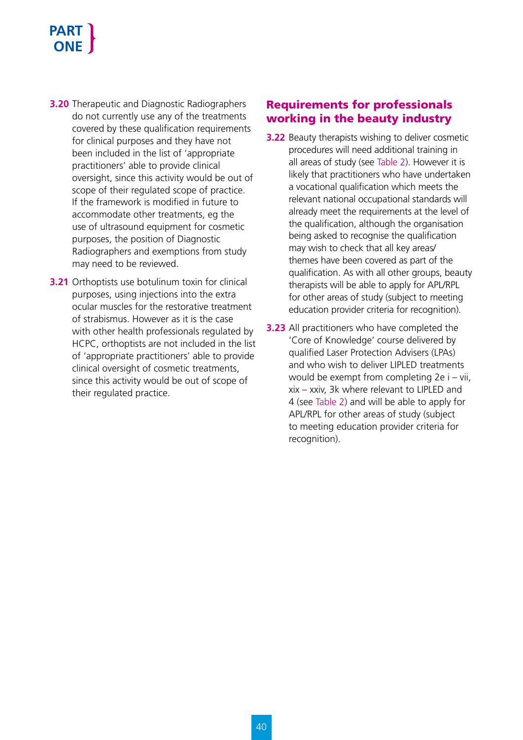**3.20** Therapeutic and Diagnostic Radiographers do not currently use any of the treatments covered by these qualification requirements for clinical purposes and they have not been included in the list of 'appropriate practitioners' able to provide clinical oversight, since this activity would be out of scope of their regulated scope of practice. If the framework is modified in future to accommodate other treatments, eg the use of ultrasound equipment for cosmetic purposes, the position of Diagnostic Radiographers and exemptions from study may need to be reviewed.

**3.21** Orthoptists use botulinum toxin for clinical purposes, using injections into the extra ocular muscles for the restorative treatment of strabismus. However as it is the case with other health professionals regulated by HCPC, orthoptists are not included in the list of 'appropriate practitioners' able to provide clinical oversight of cosmetic treatments, since this activity would be out of scope of their regulated practice.

## Requirements for professionals working in the beauty industry

**3.22** Beauty therapists wishing to deliver cosmetic procedures will need additional training in all areas of study (see Table 2). However it is likely that practitioners who have undertaken a vocational qualification which meets the relevant national occupational standards will already meet the requirements at the level of the qualification, although the organisation being asked to recognise the qualification may wish to check that all key areas/themes have been covered as part of the qualification. As with all other groups, beauty therapists will be able to apply for APL/RPL for other areas of study (subject to meeting education provider criteria for recognition).

**3.23** All practitioners who have completed the 'Core of Knowledge' course delivered by qualified Laser Protection Advisers (LPAs) and who wish to deliver LIPLED treatments would be exempt from completing 2e i – vii, xix – xxiv, 3k where relevant to LIPLED and 4 (see Table 2) and will be able to apply for APL/RPL for other areas of study (subject to meeting education provider criteria for recognition).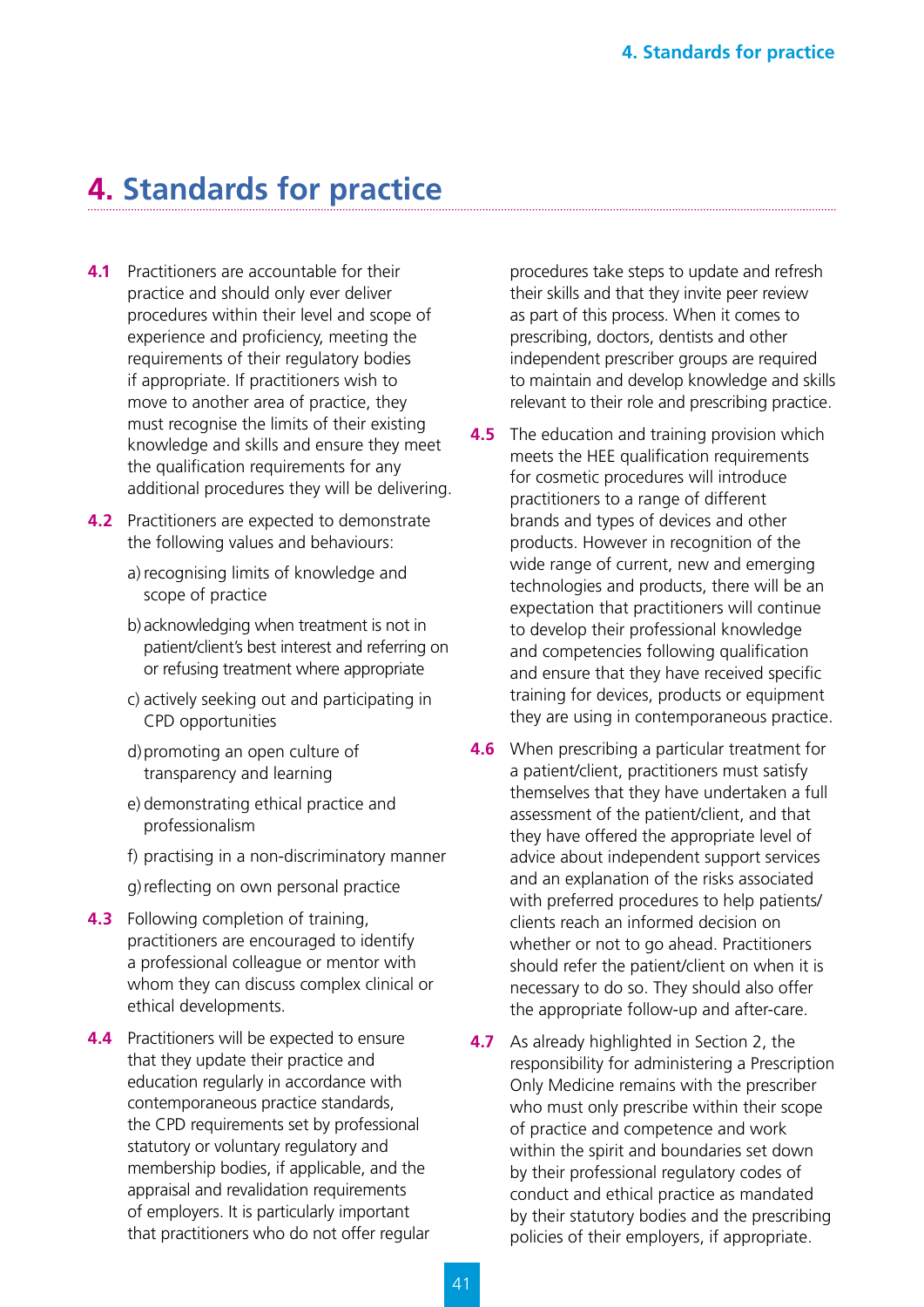# 4. Standards for practice

**4.1** Practitioners are accountable for their practice and should only ever deliver procedures within their level and scope of experience and proficiency, meeting the requirements of their regulatory bodies if appropriate. If practitioners wish to move to another area of practice, they must recognise the limits of their existing knowledge and skills and ensure they meet the qualification requirements for any additional procedures they will be delivering.

**4.2** Practitioners are expected to demonstrate the following values and behaviours:

a) recognising limits of knowledge and scope of practice

b) acknowledging when treatment is not in patient/client's best interest and referring on or refusing treatment where appropriate

c) actively seeking out and participating in CPD opportunities

d) promoting an open culture of transparency and learning

e) demonstrating ethical practice and professionalism

f) practising in a non-discriminatory manner

g) reflecting on own personal practice

**4.3** Following completion of training, practitioners are encouraged to identify a professional colleague or mentor with whom they can discuss complex clinical or ethical developments.

**4.4** Practitioners will be expected to ensure that they update their practice and education regularly in accordance with contemporaneous practice standards, the CPD requirements set by professional statutory or voluntary regulatory and membership bodies, if applicable, and the appraisal and revalidation requirements of employers. It is particularly important that practitioners who do not offer regular procedures take steps to update and refresh their skills and that they invite peer review as part of this process. When it comes to prescribing, doctors, dentists and other independent prescriber groups are required to maintain and develop knowledge and skills relevant to their role and prescribing practice.

**4.5** The education and training provision which meets the HEE qualification requirements for cosmetic procedures will introduce practitioners to a range of different brands and types of devices and other products. However in recognition of the wide range of current, new and emerging technologies and products, there will be an expectation that practitioners will continue to develop their professional knowledge and competencies following qualification and ensure that they have received specific training for devices, products or equipment they are using in contemporaneous practice.

**4.6** When prescribing a particular treatment for a patient/client, practitioners must satisfy themselves that they have undertaken a full assessment of the patient/client, and that they have offered the appropriate level of advice about independent support services and an explanation of the risks associated with preferred procedures to help patients/clients reach an informed decision on whether or not to go ahead. Practitioners should refer the patient/client on when it is necessary to do so. They should also offer the appropriate follow-up and after-care.

**4.7** As already highlighted in Section 2, the responsibility for administering a Prescription Only Medicine remains with the prescriber who must only prescribe within their scope of practice and competence and work within the spirit and boundaries set down by their professional regulatory codes of conduct and ethical practice as mandated by their statutory bodies and the prescribing policies of their employers, if appropriate.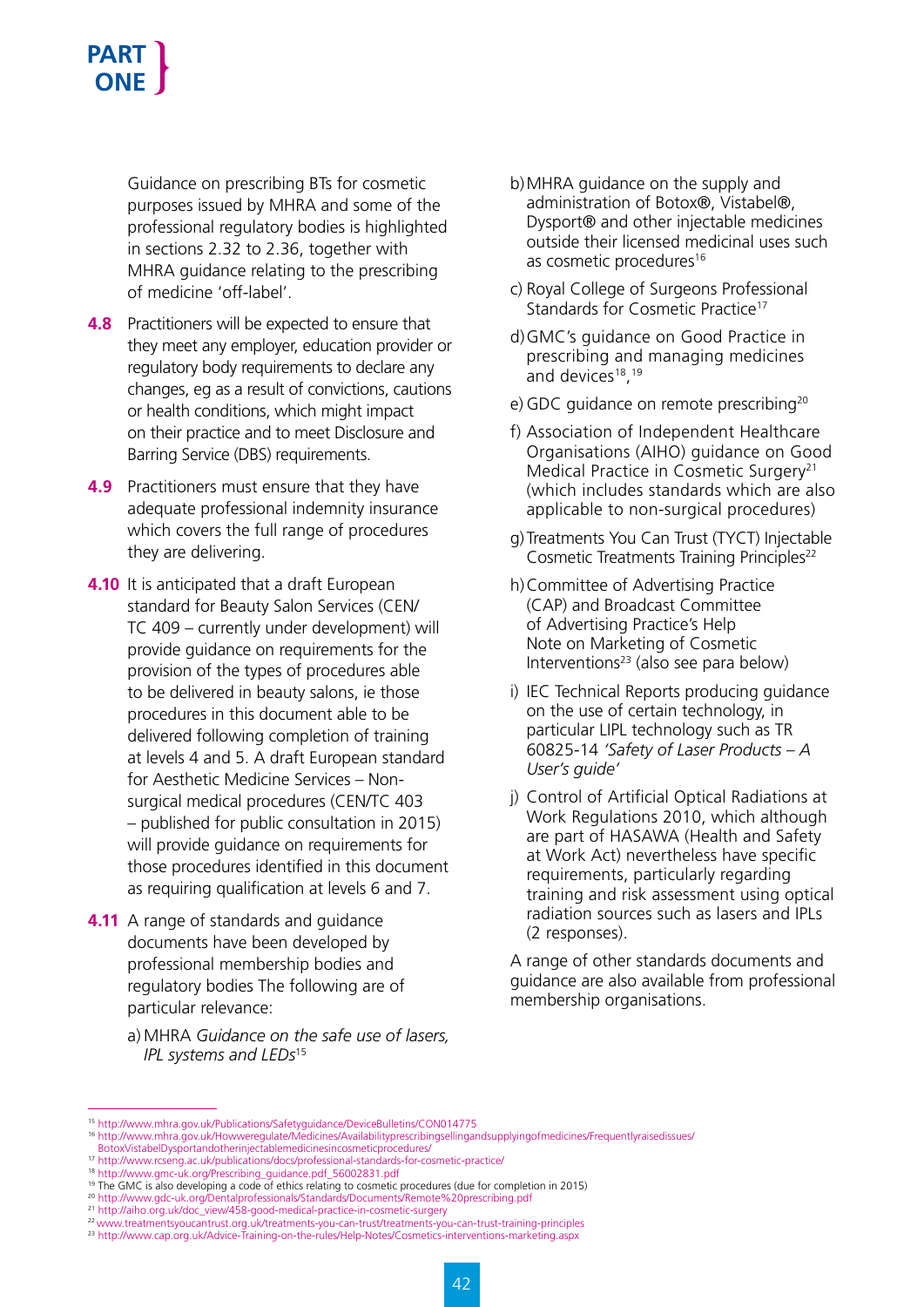Guidance on prescribing BTs for cosmetic purposes issued by MHRA and some of the professional regulatory bodies is highlighted in sections 2.32 to 2.36, together with MHRA guidance relating to the prescribing of medicine 'off-label'.

**4.8** Practitioners will be expected to ensure that they meet any employer, education provider or regulatory body requirements to declare any changes, eg as a result of convictions, cautions or health conditions, which might impact on their practice and to meet Disclosure and Barring Service (DBS) requirements.

**4.9** Practitioners must ensure that they have adequate professional indemnity insurance which covers the full range of procedures they are delivering.

**4.10** It is anticipated that a draft European standard for Beauty Salon Services (CEN/TC 409 – currently under development) will provide guidance on requirements for the provision of the types of procedures able to be delivered in beauty salons, ie those procedures in this document able to be delivered following completion of training at levels 4 and 5. A draft European standard for Aesthetic Medicine Services – Non-surgical medical procedures (CEN/TC 403 – published for public consultation in 2015) will provide guidance on requirements for those procedures identified in this document as requiring qualification at levels 6 and 7.

**4.11** A range of standards and guidance documents have been developed by professional membership bodies and regulatory bodies The following are of particular relevance:

a) MHRA *Guidance on the safe use of lasers, IPL systems and LEDs*[15]

b) MHRA guidance on the supply and administration of Botox®, Vistabel®, Dysport® and other injectable medicines outside their licensed medicinal uses such as cosmetic procedures[16]

c) Royal College of Surgeons Professional Standards for Cosmetic Practice[17]

d) GMC's guidance on Good Practice in prescribing and managing medicines and devices[18], [19]

e) GDC guidance on remote prescribing[20]

f) Association of Independent Healthcare Organisations (AIHO) guidance on Good Medical Practice in Cosmetic Surgery[21] (which includes standards which are also applicable to non-surgical procedures)

g) Treatments You Can Trust (TYCT) Injectable Cosmetic Treatments Training Principles[22]

h) Committee of Advertising Practice (CAP) and Broadcast Committee of Advertising Practice's Help Note on Marketing of Cosmetic Interventions[23] (also see para below)

i) IEC Technical Reports producing guidance on the use of certain technology, in particular LIPL technology such as TR 60825-14 *'Safety of Laser Products – A User's guide'*

j) Control of Artificial Optical Radiations at Work Regulations 2010, which although are part of HASAWA (Health and Safety at Work Act) nevertheless have specific requirements, particularly regarding training and risk assessment using optical radiation sources such as lasers and IPLs (2 responses).

A range of other standards documents and guidance are also available from professional membership organisations.

---

[15] http://www.mhra.gov.uk/Publications/Safetyguidance/DeviceBulletins/CON014775
[16] http://www.mhra.gov.uk/Howweregulate/Medicines/Availabilityprescribingsellingandsupplyingofmedicines/Frequentlyraisedissues/BotoxVistabelDysportandotherinjectablemedicinesincosmeticprocedures/
[17] http://www.rcseng.ac.uk/publications/docs/professional-standards-for-cosmetic-practice/
[18] http://www.gmc-uk.org/Prescribing_guidance.pdf_56002831.pdf
[19] The GMC is also developing a code of ethics relating to cosmetic procedures (due for completion in 2015)
[20] http://www.gdc-uk.org/Dentalprofessionals/Standards/Documents/Remote%20prescribing.pdf
[21] http://aiho.org.uk/doc_view/458-good-medical-practice-in-cosmetic-surgery
[22] www.treatmentsyoucantrust.org.uk/treatments-you-can-trust/treatments-you-can-trust-training-principles
[23] http://www.cap.org.uk/Advice-Training-on-the-rules/Help-Notes/Cosmetics-interventions-marketing.aspx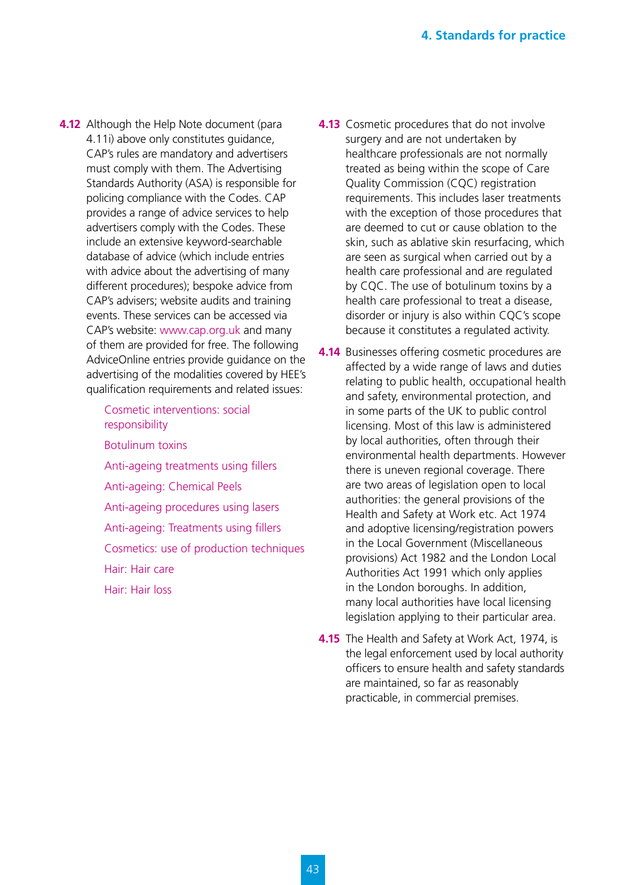**4.12** Although the Help Note document (para 4.11i) above only constitutes guidance, CAP's rules are mandatory and advertisers must comply with them. The Advertising Standards Authority (ASA) is responsible for policing compliance with the Codes. CAP provides a range of advice services to help advertisers comply with the Codes. These include an extensive keyword-searchable database of advice (which include entries with advice about the advertising of many different procedures); bespoke advice from CAP's advisers; website audits and training events. These services can be accessed via CAP's website: www.cap.org.uk and many of them are provided for free. The following AdviceOnline entries provide guidance on the advertising of the modalities covered by HEE's qualification requirements and related issues:

- Cosmetic interventions: social responsibility
- Botulinum toxins
- Anti-ageing treatments using fillers
- Anti-ageing: Chemical Peels
- Anti-ageing procedures using lasers
- Anti-ageing: Treatments using fillers
- Cosmetics: use of production techniques
- Hair: Hair care
- Hair: Hair loss

**4.13** Cosmetic procedures that do not involve surgery and are not undertaken by healthcare professionals are not normally treated as being within the scope of Care Quality Commission (CQC) registration requirements. This includes laser treatments with the exception of those procedures that are deemed to cut or cause oblation to the skin, such as ablative skin resurfacing, which are seen as surgical when carried out by a health care professional and are regulated by CQC. The use of botulinum toxins by a health care professional to treat a disease, disorder or injury is also within CQC's scope because it constitutes a regulated activity.

**4.14** Businesses offering cosmetic procedures are affected by a wide range of laws and duties relating to public health, occupational health and safety, environmental protection, and in some parts of the UK to public control licensing. Most of this law is administered by local authorities, often through their environmental health departments. However there is uneven regional coverage. There are two areas of legislation open to local authorities: the general provisions of the Health and Safety at Work etc. Act 1974 and adoptive licensing/registration powers in the Local Government (Miscellaneous provisions) Act 1982 and the London Local Authorities Act 1991 which only applies in the London boroughs. In addition, many local authorities have local licensing legislation applying to their particular area.

**4.15** The Health and Safety at Work Act, 1974, is the legal enforcement used by local authority officers to ensure health and safety standards are maintained, so far as reasonably practicable, in commercial premises.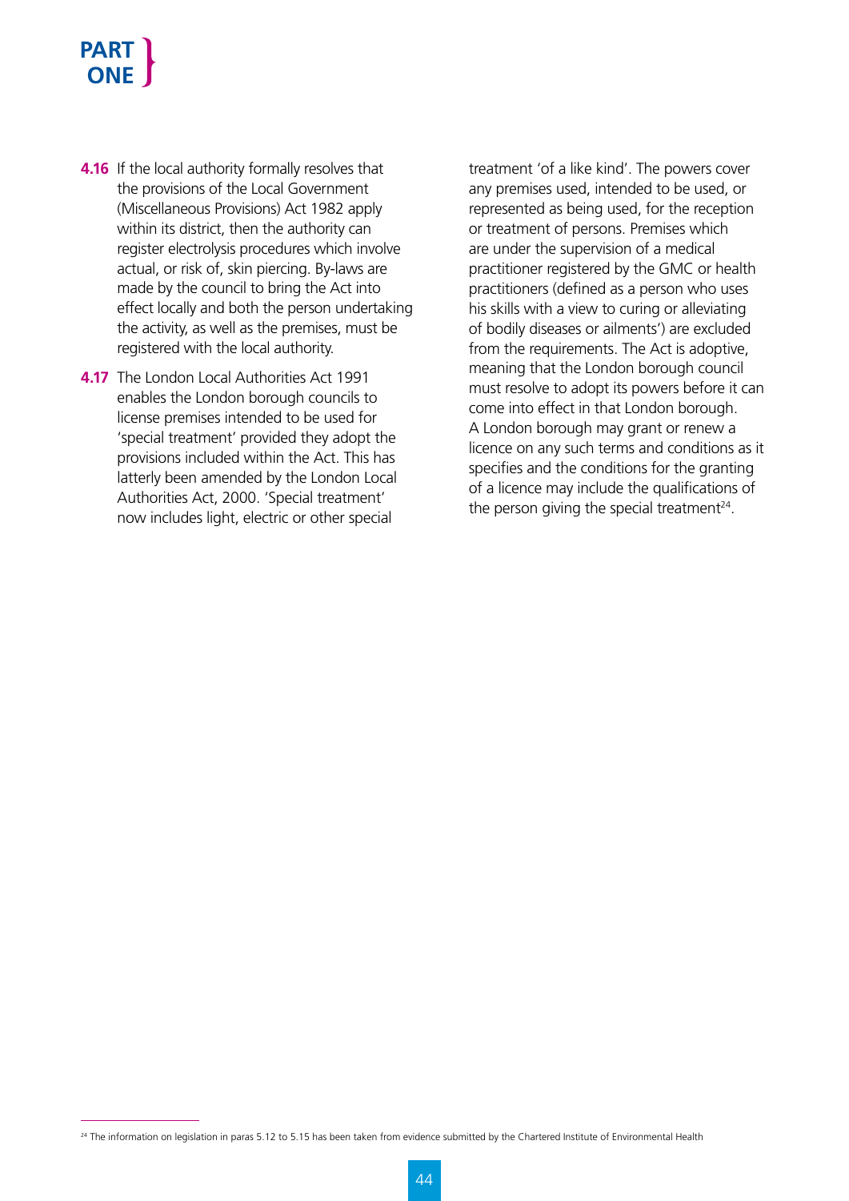**4.16** If the local authority formally resolves that the provisions of the Local Government (Miscellaneous Provisions) Act 1982 apply within its district, then the authority can register electrolysis procedures which involve actual, or risk of, skin piercing. By-laws are made by the council to bring the Act into effect locally and both the person undertaking the activity, as well as the premises, must be registered with the local authority.

**4.17** The London Local Authorities Act 1991 enables the London borough councils to license premises intended to be used for 'special treatment' provided they adopt the provisions included within the Act. This has latterly been amended by the London Local Authorities Act, 2000. 'Special treatment' now includes light, electric or other special treatment 'of a like kind'. The powers cover any premises used, intended to be used, or represented as being used, for the reception or treatment of persons. Premises which are under the supervision of a medical practitioner registered by the GMC or health practitioners (defined as a person who uses his skills with a view to curing or alleviating of bodily diseases or ailments') are excluded from the requirements. The Act is adoptive, meaning that the London borough council must resolve to adopt its powers before it can come into effect in that London borough. A London borough may grant or renew a licence on any such terms and conditions as it specifies and the conditions for the granting of a licence may include the qualifications of the person giving the special treatment[24].

[24] The information on legislation in paras 5.12 to 5.15 has been taken from evidence submitted by the Chartered Institute of Environmental Health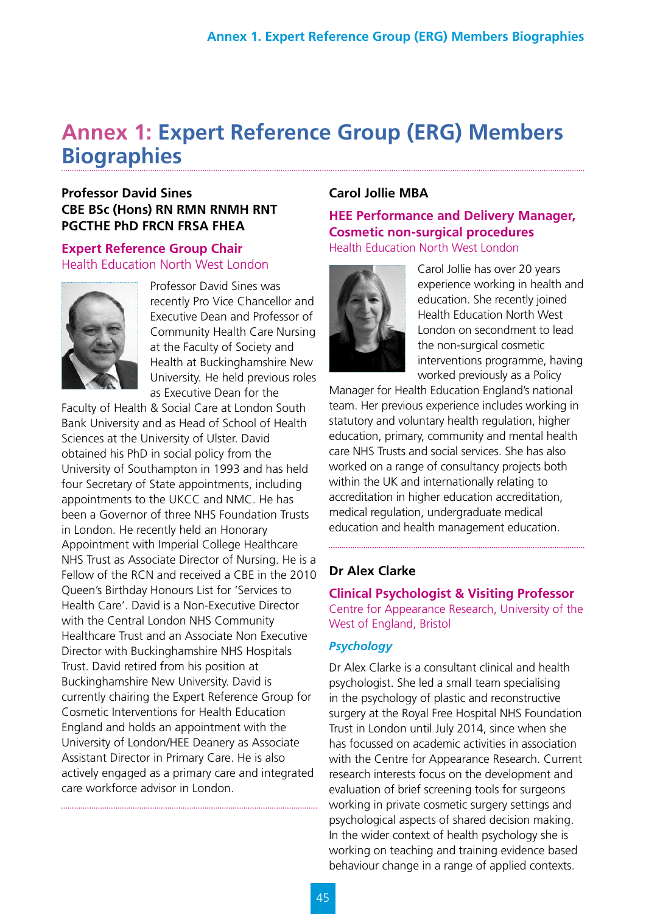# Annex 1: Expert Reference Group (ERG) Members Biographies

### Professor David Sines CBE BSc (Hons) RN RMN RNMH RNT PGCTHE PhD FRCN FRSA FHEA

**Expert Reference Group Chair**
Health Education North West London

Professor David Sines was recently Pro Vice Chancellor and Executive Dean and Professor of Community Health Care Nursing at the Faculty of Society and Health at Buckinghamshire New University. He held previous roles as Executive Dean for the Faculty of Health & Social Care at London South Bank University and as Head of School of Health Sciences at the University of Ulster. David obtained his PhD in social policy from the University of Southampton in 1993 and has held four Secretary of State appointments, including appointments to the UKCC and NMC. He has been a Governor of three NHS Foundation Trusts in London. He recently held an Honorary Appointment with Imperial College Healthcare NHS Trust as Associate Director of Nursing. He is a Fellow of the RCN and received a CBE in the 2010 Queen's Birthday Honours List for 'Services to Health Care'. David is a Non-Executive Director with the Central London NHS Community Healthcare Trust and an Associate Non Executive Director with Buckinghamshire NHS Hospitals Trust. David retired from his position at Buckinghamshire New University. David is currently chairing the Expert Reference Group for Cosmetic Interventions for Health Education England and holds an appointment with the University of London/HEE Deanery as Associate Assistant Director in Primary Care. He is also actively engaged as a primary care and integrated care workforce advisor in London.

### Carol Jollie MBA

**HEE Performance and Delivery Manager, Cosmetic non-surgical procedures**
Health Education North West London

Carol Jollie has over 20 years experience working in health and education. She recently joined Health Education North West London on secondment to lead the non-surgical cosmetic interventions programme, having worked previously as a Policy Manager for Health Education England's national team. Her previous experience includes working in statutory and voluntary health regulation, higher education, primary, community and mental health care NHS Trusts and social services. She has also worked on a range of consultancy projects both within the UK and internationally relating to accreditation in higher education accreditation, medical regulation, undergraduate medical education and health management education.

### Dr Alex Clarke

**Clinical Psychologist & Visiting Professor**
Centre for Appearance Research, University of the West of England, Bristol

***Psychology***

Dr Alex Clarke is a consultant clinical and health psychologist. She led a small team specialising in the psychology of plastic and reconstructive surgery at the Royal Free Hospital NHS Foundation Trust in London until July 2014, since when she has focussed on academic activities in association with the Centre for Appearance Research. Current research interests focus on the development and evaluation of brief screening tools for surgeons working in private cosmetic surgery settings and psychological aspects of shared decision making. In the wider context of health psychology she is working on teaching and training evidence based behaviour change in a range of applied contexts.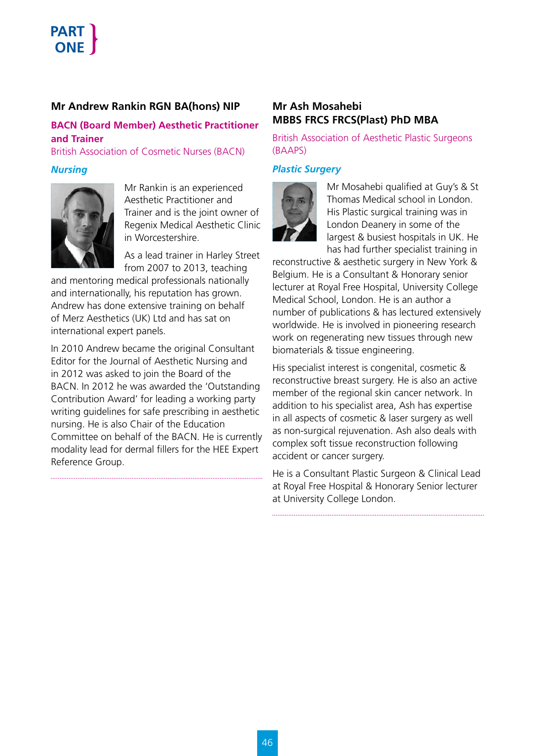## Mr Andrew Rankin RGN BA(hons) NIP

**BACN (Board Member) Aesthetic Practitioner and Trainer**

British Association of Cosmetic Nurses (BACN)

***Nursing***

Mr Rankin is an experienced Aesthetic Practitioner and Trainer and is the joint owner of Regenix Medical Aesthetic Clinic in Worcestershire.

As a lead trainer in Harley Street from 2007 to 2013, teaching and mentoring medical professionals nationally and internationally, his reputation has grown. Andrew has done extensive training on behalf of Merz Aesthetics (UK) Ltd and has sat on international expert panels.

In 2010 Andrew became the original Consultant Editor for the Journal of Aesthetic Nursing and in 2012 was asked to join the Board of the BACN. In 2012 he was awarded the 'Outstanding Contribution Award' for leading a working party writing guidelines for safe prescribing in aesthetic nursing. He is also Chair of the Education Committee on behalf of the BACN. He is currently modality lead for dermal fillers for the HEE Expert Reference Group.

## Mr Ash Mosahebi MBBS FRCS FRCS(Plast) PhD MBA

British Association of Aesthetic Plastic Surgeons (BAAPS)

***Plastic Surgery***

Mr Mosahebi qualified at Guy's & St Thomas Medical school in London. His Plastic surgical training was in London Deanery in some of the largest & busiest hospitals in UK. He has had further specialist training in reconstructive & aesthetic surgery in New York & Belgium. He is a Consultant & Honorary senior lecturer at Royal Free Hospital, University College Medical School, London. He is an author a number of publications & has lectured extensively worldwide. He is involved in pioneering research work on regenerating new tissues through new biomaterials & tissue engineering.

His specialist interest is congenital, cosmetic & reconstructive breast surgery. He is also an active member of the regional skin cancer network. In addition to his specialist area, Ash has expertise in all aspects of cosmetic & laser surgery as well as non-surgical rejuvenation. Ash also deals with complex soft tissue reconstruction following accident or cancer surgery.

He is a Consultant Plastic Surgeon & Clinical Lead at Royal Free Hospital & Honorary Senior lecturer at University College London.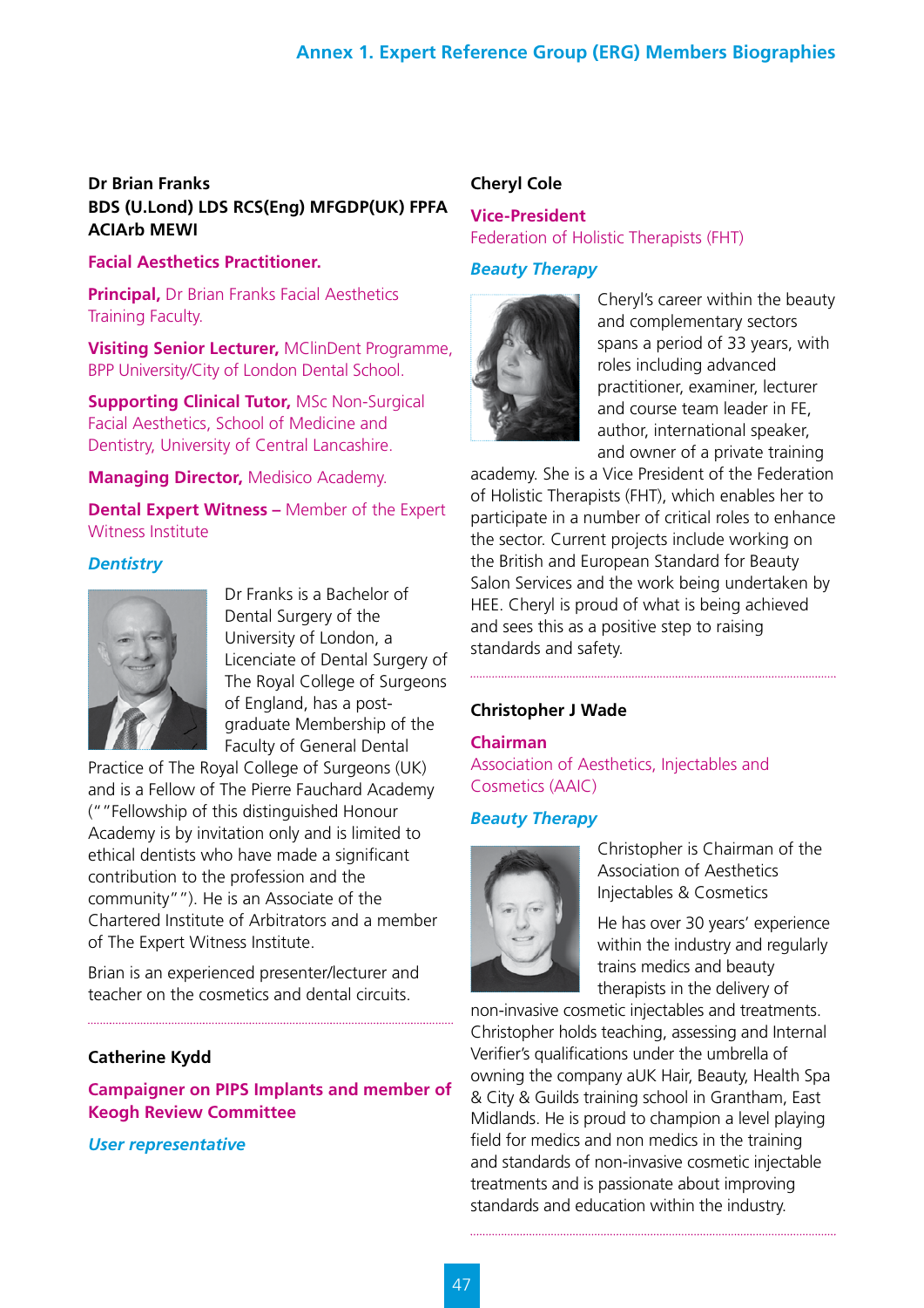## Dr Brian Franks

**BDS (U.Lond) LDS RCS(Eng) MFGDP(UK) FPFA ACIArb MEWI**

**Facial Aesthetics Practitioner.**

**Principal,** Dr Brian Franks Facial Aesthetics Training Faculty.

**Visiting Senior Lecturer,** MClinDent Programme, BPP University/City of London Dental School.

**Supporting Clinical Tutor,** MSc Non-Surgical Facial Aesthetics, School of Medicine and Dentistry, University of Central Lancashire.

**Managing Director,** Medisico Academy.

**Dental Expert Witness –** Member of the Expert Witness Institute

***Dentistry***

Dr Franks is a Bachelor of Dental Surgery of the University of London, a Licenciate of Dental Surgery of The Royal College of Surgeons of England, has a post-graduate Membership of the Faculty of General Dental Practice of The Royal College of Surgeons (UK) and is a Fellow of The Pierre Fauchard Academy (""Fellowship of this distinguished Honour Academy is by invitation only and is limited to ethical dentists who have made a significant contribution to the profession and the community""). He is an Associate of the Chartered Institute of Arbitrators and a member of The Expert Witness Institute.

Brian is an experienced presenter/lecturer and teacher on the cosmetics and dental circuits.

## Catherine Kydd

**Campaigner on PIPS Implants and member of Keogh Review Committee**

***User representative***

## Cheryl Cole

**Vice-President**

Federation of Holistic Therapists (FHT)

***Beauty Therapy***

Cheryl's career within the beauty and complementary sectors spans a period of 33 years, with roles including advanced practitioner, examiner, lecturer and course team leader in FE, author, international speaker, and owner of a private training academy. She is a Vice President of the Federation of Holistic Therapists (FHT), which enables her to participate in a number of critical roles to enhance the sector. Current projects include working on the British and European Standard for Beauty Salon Services and the work being undertaken by HEE. Cheryl is proud of what is being achieved and sees this as a positive step to raising standards and safety.

## Christopher J Wade

**Chairman**

Association of Aesthetics, Injectables and Cosmetics (AAIC)

***Beauty Therapy***

Christopher is Chairman of the Association of Aesthetics Injectables & Cosmetics

He has over 30 years' experience within the industry and regularly trains medics and beauty therapists in the delivery of non-invasive cosmetic injectables and treatments. Christopher holds teaching, assessing and Internal Verifier's qualifications under the umbrella of owning the company aUK Hair, Beauty, Health Spa & City & Guilds training school in Grantham, East Midlands. He is proud to champion a level playing field for medics and non medics in the training and standards of non-invasive cosmetic injectable treatments and is passionate about improving standards and education within the industry.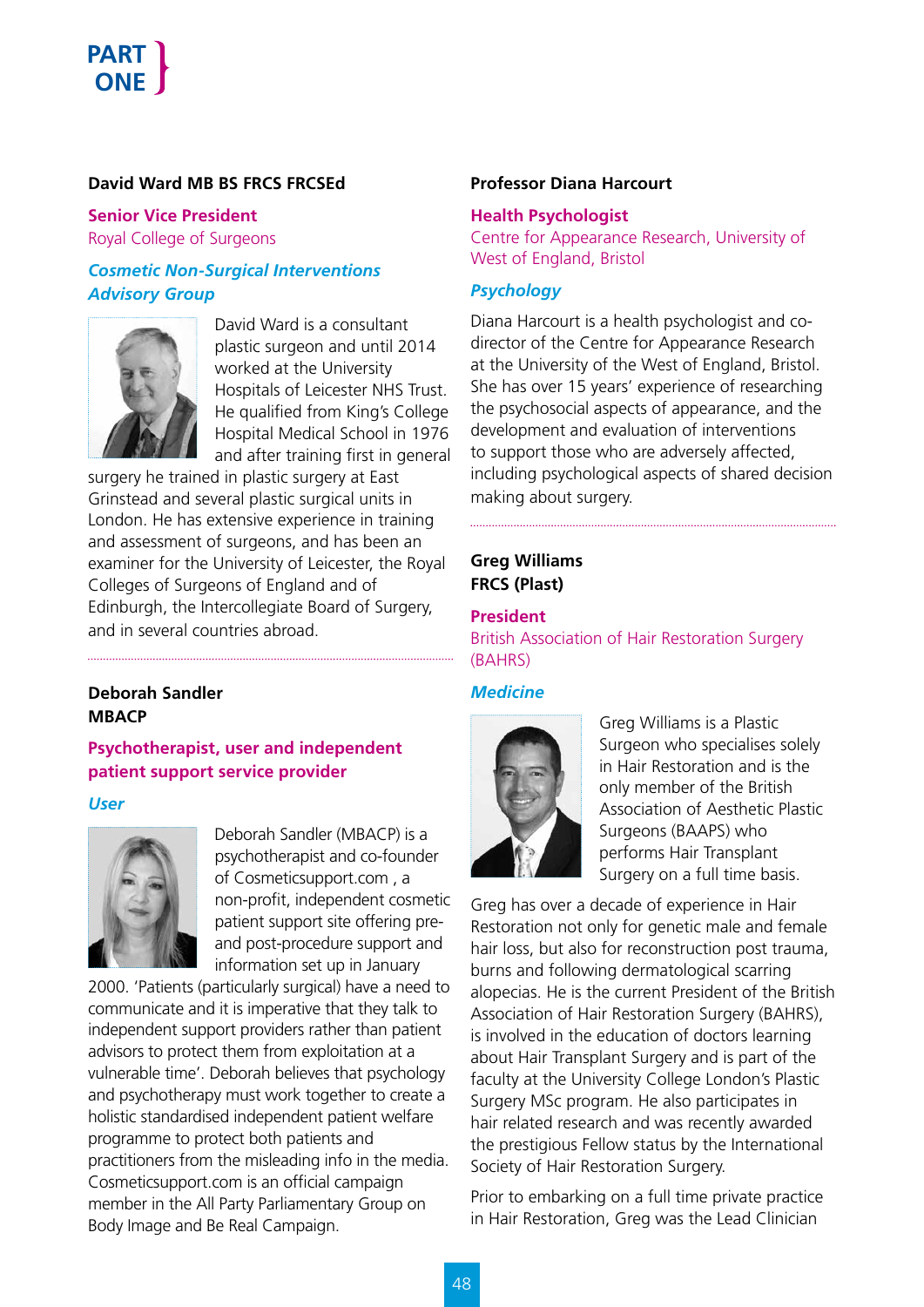PART ONE

### David Ward MB BS FRCS FRCSEd

**Senior Vice President**
Royal College of Surgeons

***Cosmetic Non-Surgical Interventions Advisory Group***

David Ward is a consultant plastic surgeon and until 2014 worked at the University Hospitals of Leicester NHS Trust. He qualified from King's College Hospital Medical School in 1976 and after training first in general surgery he trained in plastic surgery at East Grinstead and several plastic surgical units in London. He has extensive experience in training and assessment of surgeons, and has been an examiner for the University of Leicester, the Royal Colleges of Surgeons of England and of Edinburgh, the Intercollegiate Board of Surgery, and in several countries abroad.

### Deborah Sandler MBACP

**Psychotherapist, user and independent patient support service provider**

***User***

Deborah Sandler (MBACP) is a psychotherapist and co-founder of Cosmeticsupport.com , a non-profit, independent cosmetic patient support site offering pre- and post-procedure support and information set up in January 2000. 'Patients (particularly surgical) have a need to communicate and it is imperative that they talk to independent support providers rather than patient advisors to protect them from exploitation at a vulnerable time'. Deborah believes that psychology and psychotherapy must work together to create a holistic standardised independent patient welfare programme to protect both patients and practitioners from the misleading info in the media. Cosmeticsupport.com is an official campaign member in the All Party Parliamentary Group on Body Image and Be Real Campaign.

### Professor Diana Harcourt

**Health Psychologist**
Centre for Appearance Research, University of West of England, Bristol

***Psychology***

Diana Harcourt is a health psychologist and co-director of the Centre for Appearance Research at the University of the West of England, Bristol. She has over 15 years' experience of researching the psychosocial aspects of appearance, and the development and evaluation of interventions to support those who are adversely affected, including psychological aspects of shared decision making about surgery.

### Greg Williams FRCS (Plast)

**President**
British Association of Hair Restoration Surgery (BAHRS)

***Medicine***

Greg Williams is a Plastic Surgeon who specialises solely in Hair Restoration and is the only member of the British Association of Aesthetic Plastic Surgeons (BAAPS) who performs Hair Transplant Surgery on a full time basis.

Greg has over a decade of experience in Hair Restoration not only for genetic male and female hair loss, but also for reconstruction post trauma, burns and following dermatological scarring alopecias. He is the current President of the British Association of Hair Restoration Surgery (BAHRS), is involved in the education of doctors learning about Hair Transplant Surgery and is part of the faculty at the University College London's Plastic Surgery MSc program. He also participates in hair related research and was recently awarded the prestigious Fellow status by the International Society of Hair Restoration Surgery.

Prior to embarking on a full time private practice in Hair Restoration, Greg was the Lead Clinician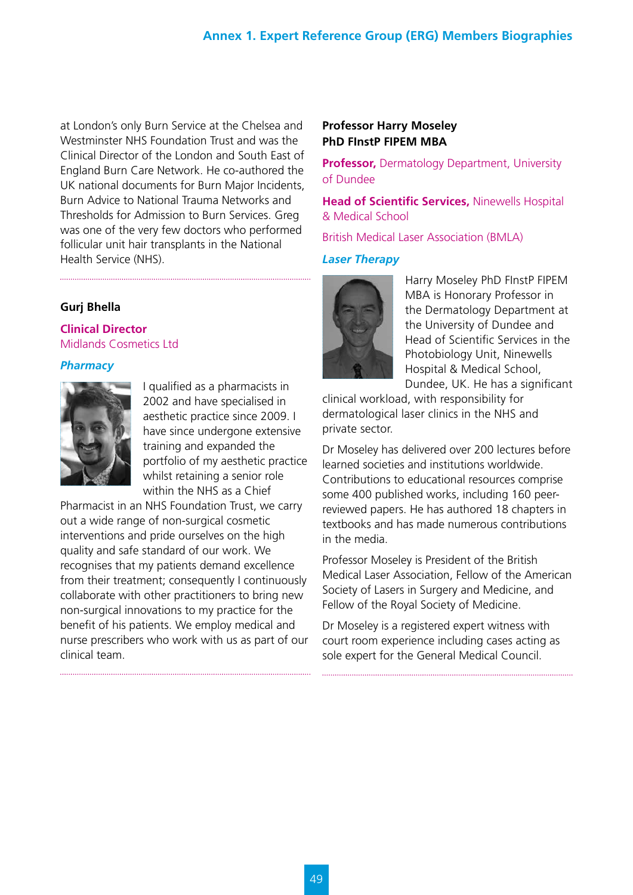at London's only Burn Service at the Chelsea and Westminster NHS Foundation Trust and was the Clinical Director of the London and South East of England Burn Care Network. He co-authored the UK national documents for Burn Major Incidents, Burn Advice to National Trauma Networks and Thresholds for Admission to Burn Services. Greg was one of the very few doctors who performed follicular unit hair transplants in the National Health Service (NHS).

### Gurj Bhella

**Clinical Director**
Midlands Cosmetics Ltd

***Pharmacy***

I qualified as a pharmacists in 2002 and have specialised in aesthetic practice since 2009. I have since undergone extensive training and expanded the portfolio of my aesthetic practice whilst retaining a senior role within the NHS as a Chief Pharmacist in an NHS Foundation Trust, we carry out a wide range of non-surgical cosmetic interventions and pride ourselves on the high quality and safe standard of our work. We recognises that my patients demand excellence from their treatment; consequently I continuously collaborate with other practitioners to bring new non-surgical innovations to my practice for the benefit of his patients. We employ medical and nurse prescribers who work with us as part of our clinical team.

### Professor Harry Moseley PhD FInstP FIPEM MBA

**Professor,** Dermatology Department, University of Dundee

**Head of Scientific Services,** Ninewells Hospital & Medical School

British Medical Laser Association (BMLA)

***Laser Therapy***

Harry Moseley PhD FInstP FIPEM MBA is Honorary Professor in the Dermatology Department at the University of Dundee and Head of Scientific Services in the Photobiology Unit, Ninewells Hospital & Medical School, Dundee, UK. He has a significant clinical workload, with responsibility for dermatological laser clinics in the NHS and private sector.

Dr Moseley has delivered over 200 lectures before learned societies and institutions worldwide. Contributions to educational resources comprise some 400 published works, including 160 peer-reviewed papers. He has authored 18 chapters in textbooks and has made numerous contributions in the media.

Professor Moseley is President of the British Medical Laser Association, Fellow of the American Society of Lasers in Surgery and Medicine, and Fellow of the Royal Society of Medicine.

Dr Moseley is a registered expert witness with court room experience including cases acting as sole expert for the General Medical Council.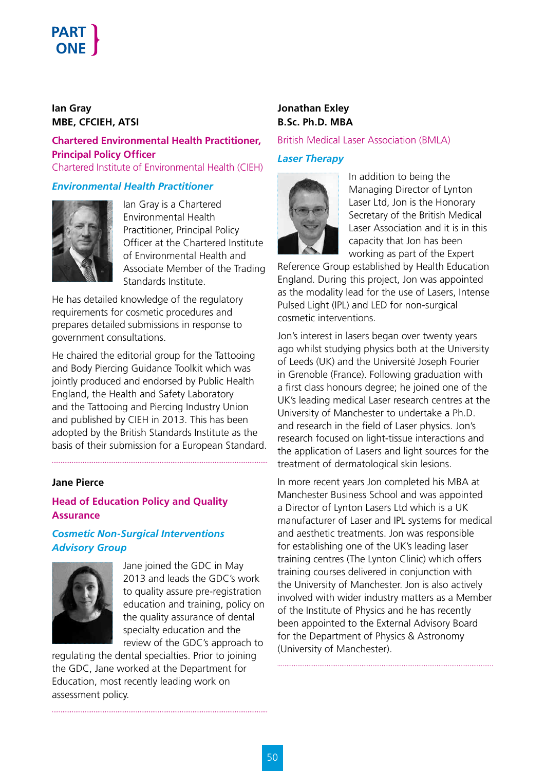**Ian Gray**
**MBE, CFCIEH, ATSI**

**Chartered Environmental Health Practitioner, Principal Policy Officer**
Chartered Institute of Environmental Health (CIEH)

***Environmental Health Practitioner***

Ian Gray is a Chartered Environmental Health Practitioner, Principal Policy Officer at the Chartered Institute of Environmental Health and Associate Member of the Trading Standards Institute.

He has detailed knowledge of the regulatory requirements for cosmetic procedures and prepares detailed submissions in response to government consultations.

He chaired the editorial group for the Tattooing and Body Piercing Guidance Toolkit which was jointly produced and endorsed by Public Health England, the Health and Safety Laboratory and the Tattooing and Piercing Industry Union and published by CIEH in 2013. This has been adopted by the British Standards Institute as the basis of their submission for a European Standard.

---

**Jane Pierce**

**Head of Education Policy and Quality Assurance**

***Cosmetic Non-Surgical Interventions Advisory Group***

Jane joined the GDC in May 2013 and leads the GDC's work to quality assure pre-registration education and training, policy on the quality assurance of dental specialty education and the review of the GDC's approach to regulating the dental specialties. Prior to joining the GDC, Jane worked at the Department for Education, most recently leading work on assessment policy.

---

**Jonathan Exley**
**B.Sc. Ph.D. MBA**

British Medical Laser Association (BMLA)

***Laser Therapy***

In addition to being the Managing Director of Lynton Laser Ltd, Jon is the Honorary Secretary of the British Medical Laser Association and it is in this capacity that Jon has been working as part of the Expert Reference Group established by Health Education England. During this project, Jon was appointed as the modality lead for the use of Lasers, Intense Pulsed Light (IPL) and LED for non-surgical cosmetic interventions.

Jon's interest in lasers began over twenty years ago whilst studying physics both at the University of Leeds (UK) and the Université Joseph Fourier in Grenoble (France). Following graduation with a first class honours degree; he joined one of the UK's leading medical Laser research centres at the University of Manchester to undertake a Ph.D. and research in the field of Laser physics. Jon's research focused on light-tissue interactions and the application of Lasers and light sources for the treatment of dermatological skin lesions.

In more recent years Jon completed his MBA at Manchester Business School and was appointed a Director of Lynton Lasers Ltd which is a UK manufacturer of Laser and IPL systems for medical and aesthetic treatments. Jon was responsible for establishing one of the UK's leading laser training centres (The Lynton Clinic) which offers training courses delivered in conjunction with the University of Manchester. Jon is also actively involved with wider industry matters as a Member of the Institute of Physics and he has recently been appointed to the External Advisory Board for the Department of Physics & Astronomy (University of Manchester).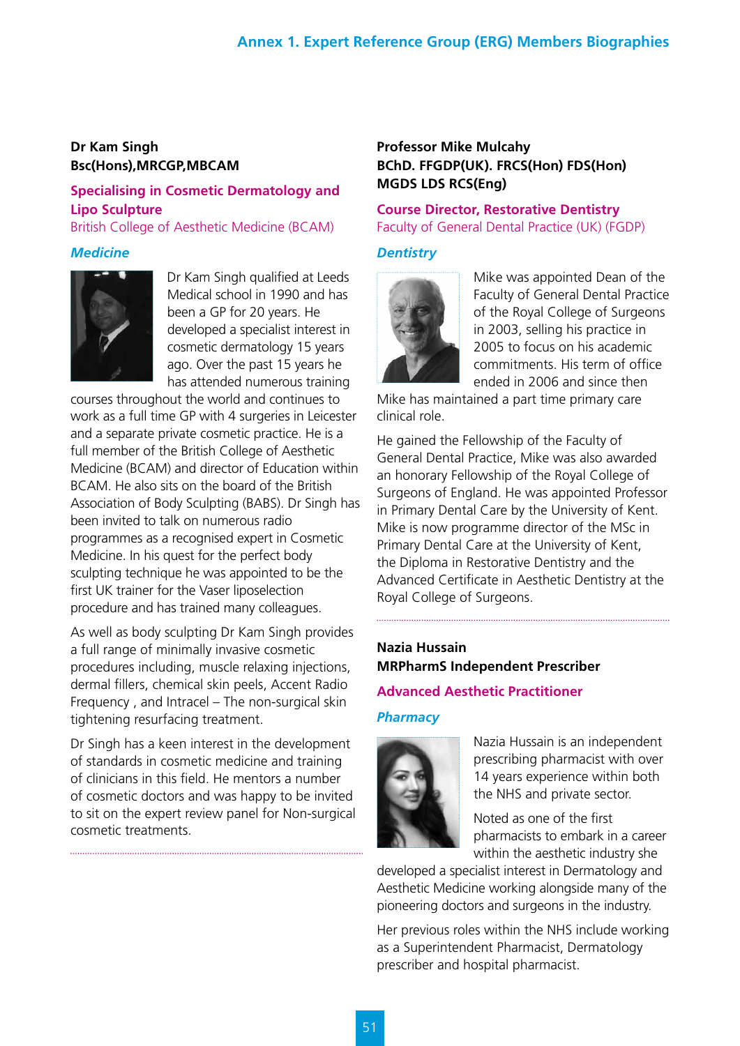### Dr Kam Singh
**Bsc(Hons),MRCGP,MBCAM**

**Specialising in Cosmetic Dermatology and Lipo Sculpture**
British College of Aesthetic Medicine (BCAM)

***Medicine***

Dr Kam Singh qualified at Leeds Medical school in 1990 and has been a GP for 20 years. He developed a specialist interest in cosmetic dermatology 15 years ago. Over the past 15 years he has attended numerous training courses throughout the world and continues to work as a full time GP with 4 surgeries in Leicester and a separate private cosmetic practice. He is a full member of the British College of Aesthetic Medicine (BCAM) and director of Education within BCAM. He also sits on the board of the British Association of Body Sculpting (BABS). Dr Singh has been invited to talk on numerous radio programmes as a recognised expert in Cosmetic Medicine. In his quest for the perfect body sculpting technique he was appointed to be the first UK trainer for the Vaser liposelection procedure and has trained many colleagues.

As well as body sculpting Dr Kam Singh provides a full range of minimally invasive cosmetic procedures including, muscle relaxing injections, dermal fillers, chemical skin peels, Accent Radio Frequency , and Intracel – The non-surgical skin tightening resurfacing treatment.

Dr Singh has a keen interest in the development of standards in cosmetic medicine and training of clinicians in this field. He mentors a number of cosmetic doctors and was happy to be invited to sit on the expert review panel for Non-surgical cosmetic treatments.

### Professor Mike Mulcahy
**BChD. FFGDP(UK). FRCS(Hon) FDS(Hon) MGDS LDS RCS(Eng)**

**Course Director, Restorative Dentistry**
Faculty of General Dental Practice (UK) (FGDP)

***Dentistry***

Mike was appointed Dean of the Faculty of General Dental Practice of the Royal College of Surgeons in 2003, selling his practice in 2005 to focus on his academic commitments. His term of office ended in 2006 and since then Mike has maintained a part time primary care clinical role.

He gained the Fellowship of the Faculty of General Dental Practice, Mike was also awarded an honorary Fellowship of the Royal College of Surgeons of England. He was appointed Professor in Primary Dental Care by the University of Kent. Mike is now programme director of the MSc in Primary Dental Care at the University of Kent, the Diploma in Restorative Dentistry and the Advanced Certificate in Aesthetic Dentistry at the Royal College of Surgeons.

### Nazia Hussain
**MRPharmS Independent Prescriber**

**Advanced Aesthetic Practitioner**

***Pharmacy***

Nazia Hussain is an independent prescribing pharmacist with over 14 years experience within both the NHS and private sector.

Noted as one of the first pharmacists to embark in a career within the aesthetic industry she developed a specialist interest in Dermatology and Aesthetic Medicine working alongside many of the pioneering doctors and surgeons in the industry.

Her previous roles within the NHS include working as a Superintendent Pharmacist, Dermatology prescriber and hospital pharmacist.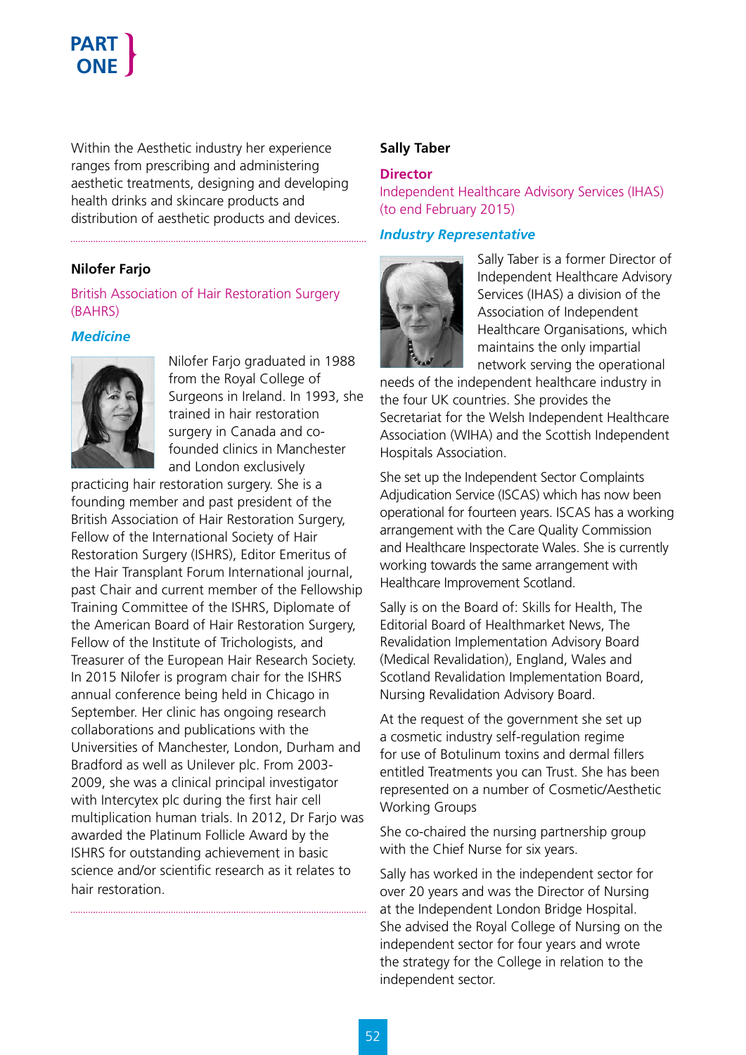Within the Aesthetic industry her experience ranges from prescribing and administering aesthetic treatments, designing and developing health drinks and skincare products and distribution of aesthetic products and devices.

---

**Nilofer Farjo**

British Association of Hair Restoration Surgery (BAHRS)

***Medicine***

Nilofer Farjo graduated in 1988 from the Royal College of Surgeons in Ireland. In 1993, she trained in hair restoration surgery in Canada and co-founded clinics in Manchester and London exclusively practicing hair restoration surgery. She is a founding member and past president of the British Association of Hair Restoration Surgery, Fellow of the International Society of Hair Restoration Surgery (ISHRS), Editor Emeritus of the Hair Transplant Forum International journal, past Chair and current member of the Fellowship Training Committee of the ISHRS, Diplomate of the American Board of Hair Restoration Surgery, Fellow of the Institute of Trichologists, and Treasurer of the European Hair Research Society. In 2015 Nilofer is program chair for the ISHRS annual conference being held in Chicago in September. Her clinic has ongoing research collaborations and publications with the Universities of Manchester, London, Durham and Bradford as well as Unilever plc. From 2003-2009, she was a clinical principal investigator with Intercytex plc during the first hair cell multiplication human trials. In 2012, Dr Farjo was awarded the Platinum Follicle Award by the ISHRS for outstanding achievement in basic science and/or scientific research as it relates to hair restoration.

---

**Sally Taber**

**Director**
Independent Healthcare Advisory Services (IHAS) (to end February 2015)

***Industry Representative***

Sally Taber is a former Director of Independent Healthcare Advisory Services (IHAS) a division of the Association of Independent Healthcare Organisations, which maintains the only impartial network serving the operational needs of the independent healthcare industry in the four UK countries. She provides the Secretariat for the Welsh Independent Healthcare Association (WIHA) and the Scottish Independent Hospitals Association.

She set up the Independent Sector Complaints Adjudication Service (ISCAS) which has now been operational for fourteen years. ISCAS has a working arrangement with the Care Quality Commission and Healthcare Inspectorate Wales. She is currently working towards the same arrangement with Healthcare Improvement Scotland.

Sally is on the Board of: Skills for Health, The Editorial Board of Healthmarket News, The Revalidation Implementation Advisory Board (Medical Revalidation), England, Wales and Scotland Revalidation Implementation Board, Nursing Revalidation Advisory Board.

At the request of the government she set up a cosmetic industry self-regulation regime for use of Botulinum toxins and dermal fillers entitled Treatments you can Trust. She has been represented on a number of Cosmetic/Aesthetic Working Groups

She co-chaired the nursing partnership group with the Chief Nurse for six years.

Sally has worked in the independent sector for over 20 years and was the Director of Nursing at the Independent London Bridge Hospital. She advised the Royal College of Nursing on the independent sector for four years and wrote the strategy for the College in relation to the independent sector.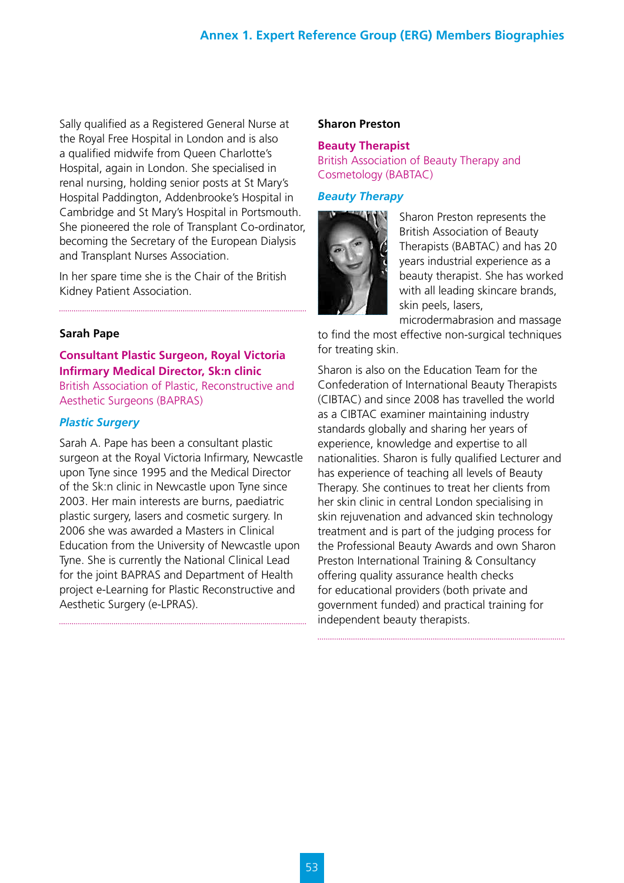Sally qualified as a Registered General Nurse at the Royal Free Hospital in London and is also a qualified midwife from Queen Charlotte's Hospital, again in London. She specialised in renal nursing, holding senior posts at St Mary's Hospital Paddington, Addenbrooke's Hospital in Cambridge and St Mary's Hospital in Portsmouth. She pioneered the role of Transplant Co-ordinator, becoming the Secretary of the European Dialysis and Transplant Nurses Association.

In her spare time she is the Chair of the British Kidney Patient Association.

---

### Sarah Pape

**Consultant Plastic Surgeon, Royal Victoria Infirmary Medical Director, Sk:n clinic**
British Association of Plastic, Reconstructive and Aesthetic Surgeons (BAPRAS)

***Plastic Surgery***

Sarah A. Pape has been a consultant plastic surgeon at the Royal Victoria Infirmary, Newcastle upon Tyne since 1995 and the Medical Director of the Sk:n clinic in Newcastle upon Tyne since 2003. Her main interests are burns, paediatric plastic surgery, lasers and cosmetic surgery. In 2006 she was awarded a Masters in Clinical Education from the University of Newcastle upon Tyne. She is currently the National Clinical Lead for the joint BAPRAS and Department of Health project e-Learning for Plastic Reconstructive and Aesthetic Surgery (e-LPRAS).

---

### Sharon Preston

**Beauty Therapist**
British Association of Beauty Therapy and Cosmetology (BABTAC)

***Beauty Therapy***

Sharon Preston represents the British Association of Beauty Therapists (BABTAC) and has 20 years industrial experience as a beauty therapist. She has worked with all leading skincare brands, skin peels, lasers, microdermabrasion and massage to find the most effective non-surgical techniques for treating skin.

Sharon is also on the Education Team for the Confederation of International Beauty Therapists (CIBTAC) and since 2008 has travelled the world as a CIBTAC examiner maintaining industry standards globally and sharing her years of experience, knowledge and expertise to all nationalities. Sharon is fully qualified Lecturer and has experience of teaching all levels of Beauty Therapy. She continues to treat her clients from her skin clinic in central London specialising in skin rejuvenation and advanced skin technology treatment and is part of the judging process for the Professional Beauty Awards and own Sharon Preston International Training & Consultancy offering quality assurance health checks for educational providers (both private and government funded) and practical training for independent beauty therapists.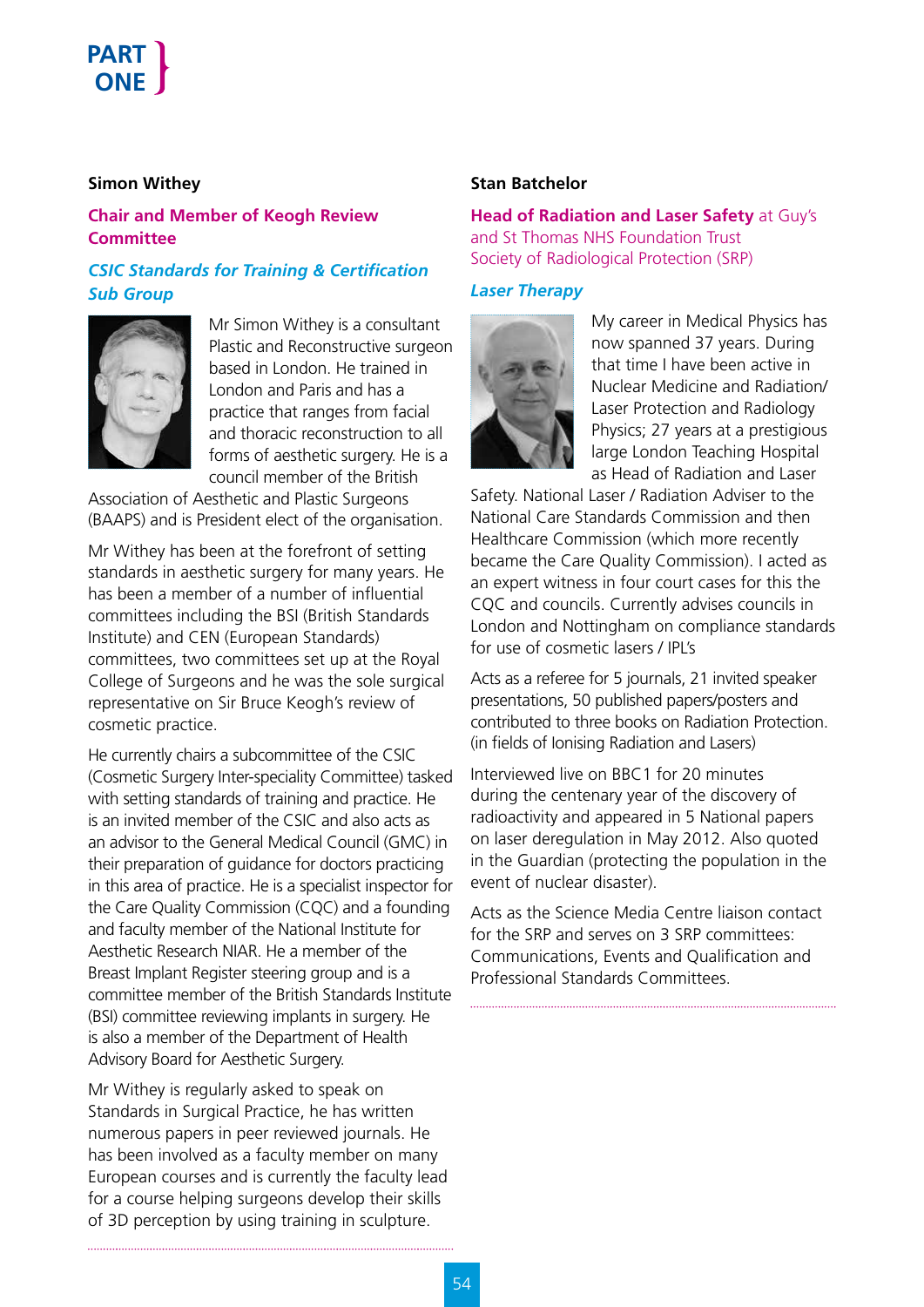## Simon Withey

**Chair and Member of Keogh Review Committee**

***CSIC Standards for Training & Certification Sub Group***

Mr Simon Withey is a consultant Plastic and Reconstructive surgeon based in London. He trained in London and Paris and has a practice that ranges from facial and thoracic reconstruction to all forms of aesthetic surgery. He is a council member of the British Association of Aesthetic and Plastic Surgeons (BAAPS) and is President elect of the organisation.

Mr Withey has been at the forefront of setting standards in aesthetic surgery for many years. He has been a member of a number of influential committees including the BSI (British Standards Institute) and CEN (European Standards) committees, two committees set up at the Royal College of Surgeons and he was the sole surgical representative on Sir Bruce Keogh's review of cosmetic practice.

He currently chairs a subcommittee of the CSIC (Cosmetic Surgery Inter-speciality Committee) tasked with setting standards of training and practice. He is an invited member of the CSIC and also acts as an advisor to the General Medical Council (GMC) in their preparation of guidance for doctors practicing in this area of practice. He is a specialist inspector for the Care Quality Commission (CQC) and a founding and faculty member of the National Institute for Aesthetic Research NIAR. He a member of the Breast Implant Register steering group and is a committee member of the British Standards Institute (BSI) committee reviewing implants in surgery. He is also a member of the Department of Health Advisory Board for Aesthetic Surgery.

Mr Withey is regularly asked to speak on Standards in Surgical Practice, he has written numerous papers in peer reviewed journals. He has been involved as a faculty member on many European courses and is currently the faculty lead for a course helping surgeons develop their skills of 3D perception by using training in sculpture.

## Stan Batchelor

**Head of Radiation and Laser Safety** at Guy's and St Thomas NHS Foundation Trust
Society of Radiological Protection (SRP)

***Laser Therapy***

My career in Medical Physics has now spanned 37 years. During that time I have been active in Nuclear Medicine and Radiation/ Laser Protection and Radiology Physics; 27 years at a prestigious large London Teaching Hospital as Head of Radiation and Laser Safety. National Laser / Radiation Adviser to the National Care Standards Commission and then Healthcare Commission (which more recently became the Care Quality Commission). I acted as an expert witness in four court cases for this the CQC and councils. Currently advises councils in London and Nottingham on compliance standards for use of cosmetic lasers / IPL's

Acts as a referee for 5 journals, 21 invited speaker presentations, 50 published papers/posters and contributed to three books on Radiation Protection. (in fields of Ionising Radiation and Lasers)

Interviewed live on BBC1 for 20 minutes during the centenary year of the discovery of radioactivity and appeared in 5 National papers on laser deregulation in May 2012. Also quoted in the Guardian (protecting the population in the event of nuclear disaster).

Acts as the Science Media Centre liaison contact for the SRP and serves on 3 SRP committees: Communications, Events and Qualification and Professional Standards Committees.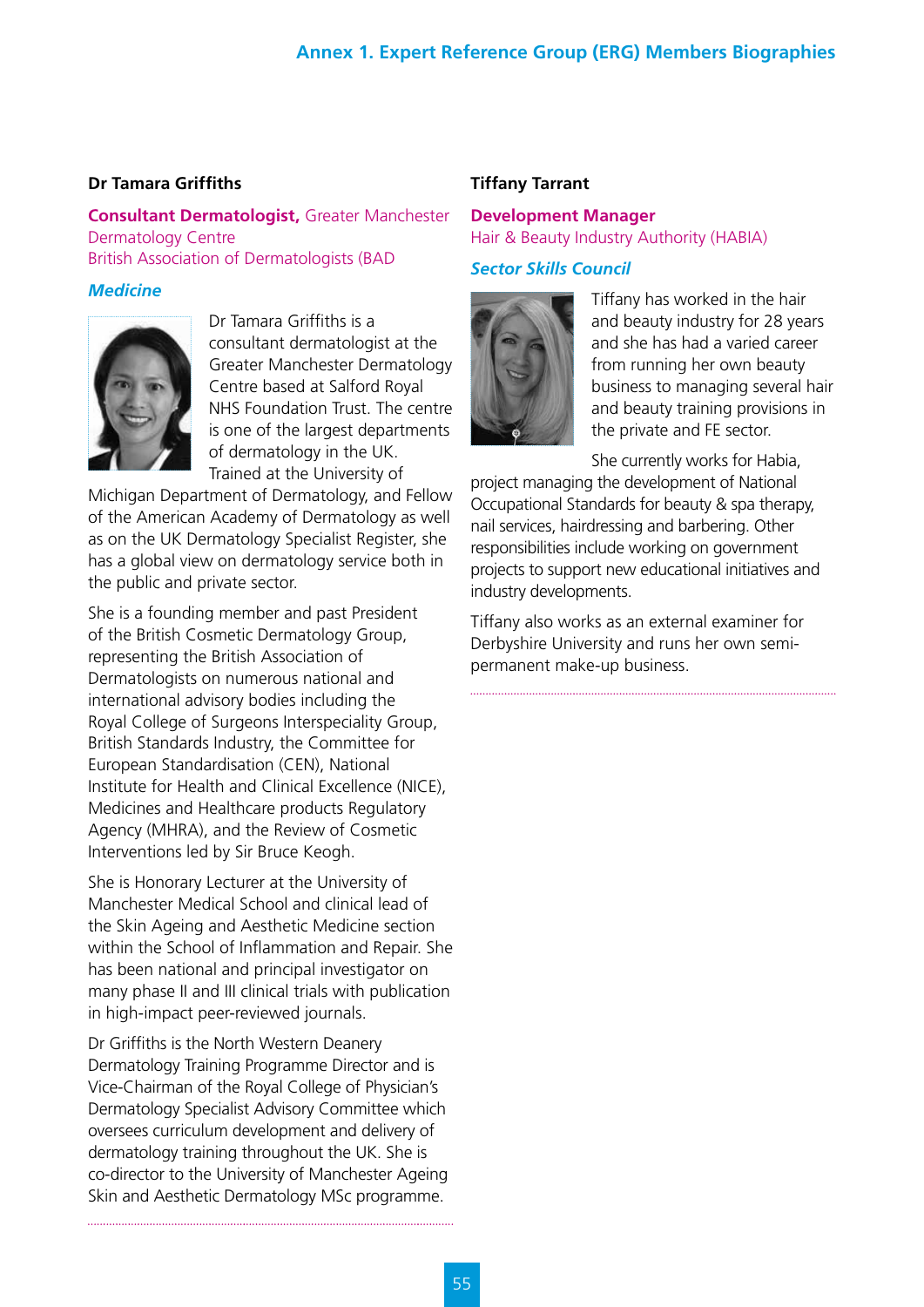#### Dr Tamara Griffiths

**Consultant Dermatologist,** Greater Manchester Dermatology Centre
British Association of Dermatologists (BAD

***Medicine***

Dr Tamara Griffiths is a consultant dermatologist at the Greater Manchester Dermatology Centre based at Salford Royal NHS Foundation Trust. The centre is one of the largest departments of dermatology in the UK. Trained at the University of Michigan Department of Dermatology, and Fellow of the American Academy of Dermatology as well as on the UK Dermatology Specialist Register, she has a global view on dermatology service both in the public and private sector.

She is a founding member and past President of the British Cosmetic Dermatology Group, representing the British Association of Dermatologists on numerous national and international advisory bodies including the Royal College of Surgeons Interspeciality Group, British Standards Industry, the Committee for European Standardisation (CEN), National Institute for Health and Clinical Excellence (NICE), Medicines and Healthcare products Regulatory Agency (MHRA), and the Review of Cosmetic Interventions led by Sir Bruce Keogh.

She is Honorary Lecturer at the University of Manchester Medical School and clinical lead of the Skin Ageing and Aesthetic Medicine section within the School of Inflammation and Repair. She has been national and principal investigator on many phase II and III clinical trials with publication in high-impact peer-reviewed journals.

Dr Griffiths is the North Western Deanery Dermatology Training Programme Director and is Vice-Chairman of the Royal College of Physician's Dermatology Specialist Advisory Committee which oversees curriculum development and delivery of dermatology training throughout the UK. She is co-director to the University of Manchester Ageing Skin and Aesthetic Dermatology MSc programme.

#### Tiffany Tarrant

**Development Manager**
Hair & Beauty Industry Authority (HABIA)

***Sector Skills Council***

Tiffany has worked in the hair and beauty industry for 28 years and she has had a varied career from running her own beauty business to managing several hair and beauty training provisions in the private and FE sector.

She currently works for Habia, project managing the development of National Occupational Standards for beauty & spa therapy, nail services, hairdressing and barbering. Other responsibilities include working on government projects to support new educational initiatives and industry developments.

Tiffany also works as an external examiner for Derbyshire University and runs her own semi-permanent make-up business.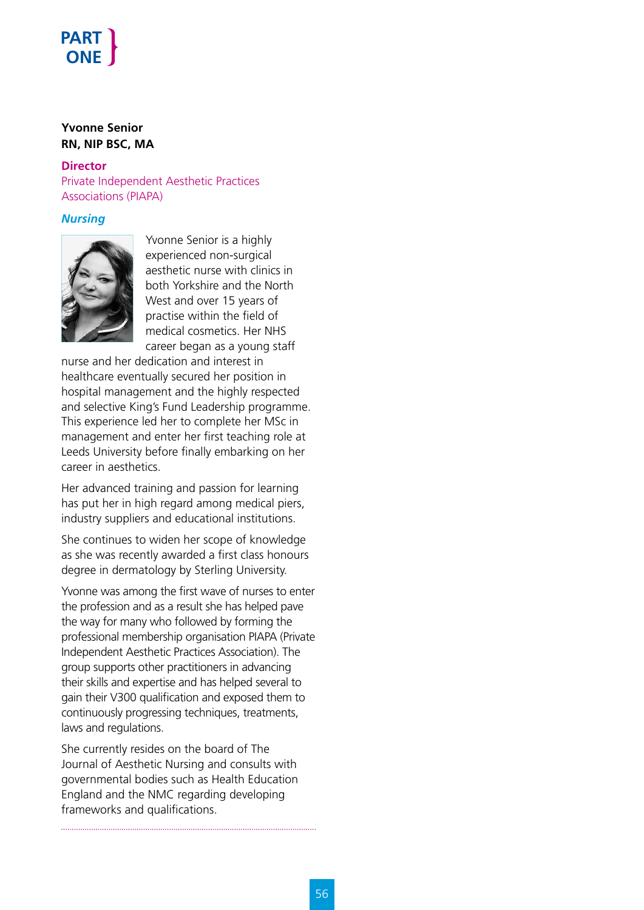**PART ONE**

**Yvonne Senior**
**RN, NIP BSC, MA**

**Director**
Private Independent Aesthetic Practices Associations (PIAPA)

***Nursing***

Yvonne Senior is a highly experienced non-surgical aesthetic nurse with clinics in both Yorkshire and the North West and over 15 years of practise within the field of medical cosmetics. Her NHS career began as a young staff nurse and her dedication and interest in healthcare eventually secured her position in hospital management and the highly respected and selective King's Fund Leadership programme. This experience led her to complete her MSc in management and enter her first teaching role at Leeds University before finally embarking on her career in aesthetics.

Her advanced training and passion for learning has put her in high regard among medical piers, industry suppliers and educational institutions.

She continues to widen her scope of knowledge as she was recently awarded a first class honours degree in dermatology by Sterling University.

Yvonne was among the first wave of nurses to enter the profession and as a result she has helped pave the way for many who followed by forming the professional membership organisation PIAPA (Private Independent Aesthetic Practices Association). The group supports other practitioners in advancing their skills and expertise and has helped several to gain their V300 qualification and exposed them to continuously progressing techniques, treatments, laws and regulations.

She currently resides on the board of The Journal of Aesthetic Nursing and consults with governmental bodies such as Health Education England and the NMC regarding developing frameworks and qualifications.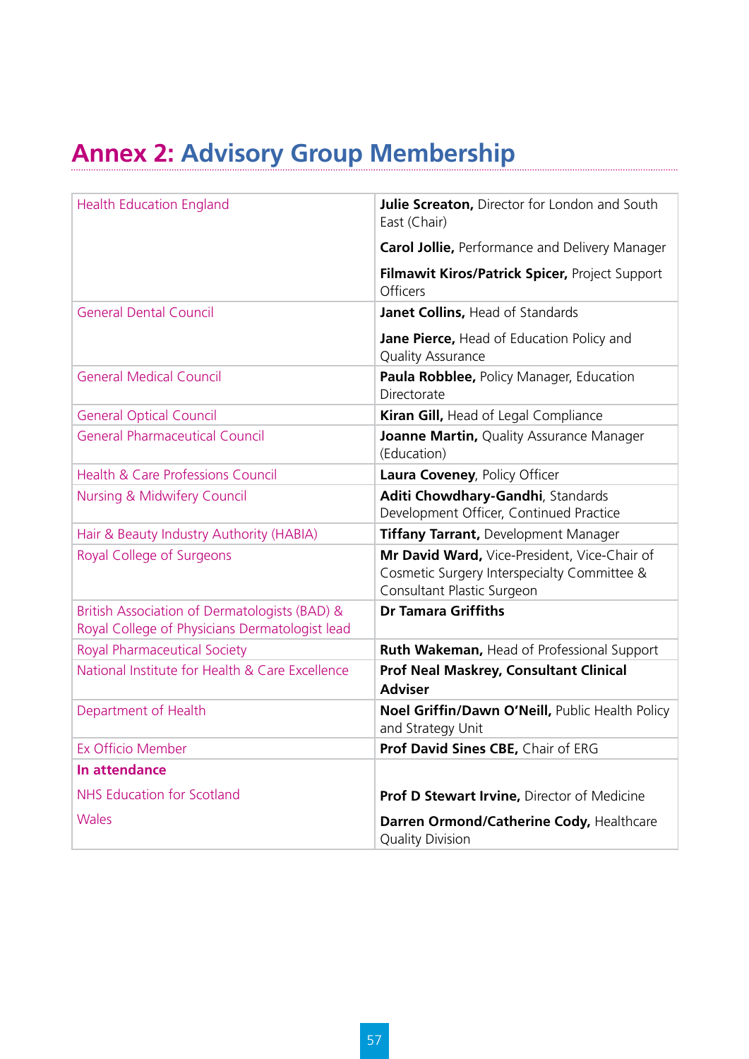# Annex 2: Advisory Group Membership

| | |
|---|---|
| Health Education England | **Julie Screaton,** Director for London and South East (Chair)<br><br>**Carol Jollie,** Performance and Delivery Manager<br><br>**Filmawit Kiros/Patrick Spicer,** Project Support Officers |
| General Dental Council | **Janet Collins,** Head of Standards<br><br>**Jane Pierce,** Head of Education Policy and Quality Assurance |
| General Medical Council | **Paula Robblee,** Policy Manager, Education Directorate |
| General Optical Council | **Kiran Gill,** Head of Legal Compliance |
| General Pharmaceutical Council | **Joanne Martin,** Quality Assurance Manager (Education) |
| Health & Care Professions Council | **Laura Coveney**, Policy Officer |
| Nursing & Midwifery Council | **Aditi Chowdhary-Gandhi**, Standards Development Officer, Continued Practice |
| Hair & Beauty Industry Authority (HABIA) | **Tiffany Tarrant,** Development Manager |
| Royal College of Surgeons | **Mr David Ward,** Vice-President, Vice-Chair of Cosmetic Surgery Interspecialty Committee & Consultant Plastic Surgeon |
| British Association of Dermatologists (BAD) & Royal College of Physicians Dermatologist lead | **Dr Tamara Griffiths** |
| Royal Pharmaceutical Society | **Ruth Wakeman,** Head of Professional Support |
| National Institute for Health & Care Excellence | **Prof Neal Maskrey, Consultant Clinical Adviser** |
| Department of Health | **Noel Griffin/Dawn O'Neill,** Public Health Policy and Strategy Unit |
| Ex Officio Member | **Prof David Sines CBE,** Chair of ERG |
| **In attendance**<br><br>NHS Education for Scotland<br><br>Wales | <br><br>**Prof D Stewart Irvine,** Director of Medicine<br><br>**Darren Ormond/Catherine Cody,** Healthcare Quality Division |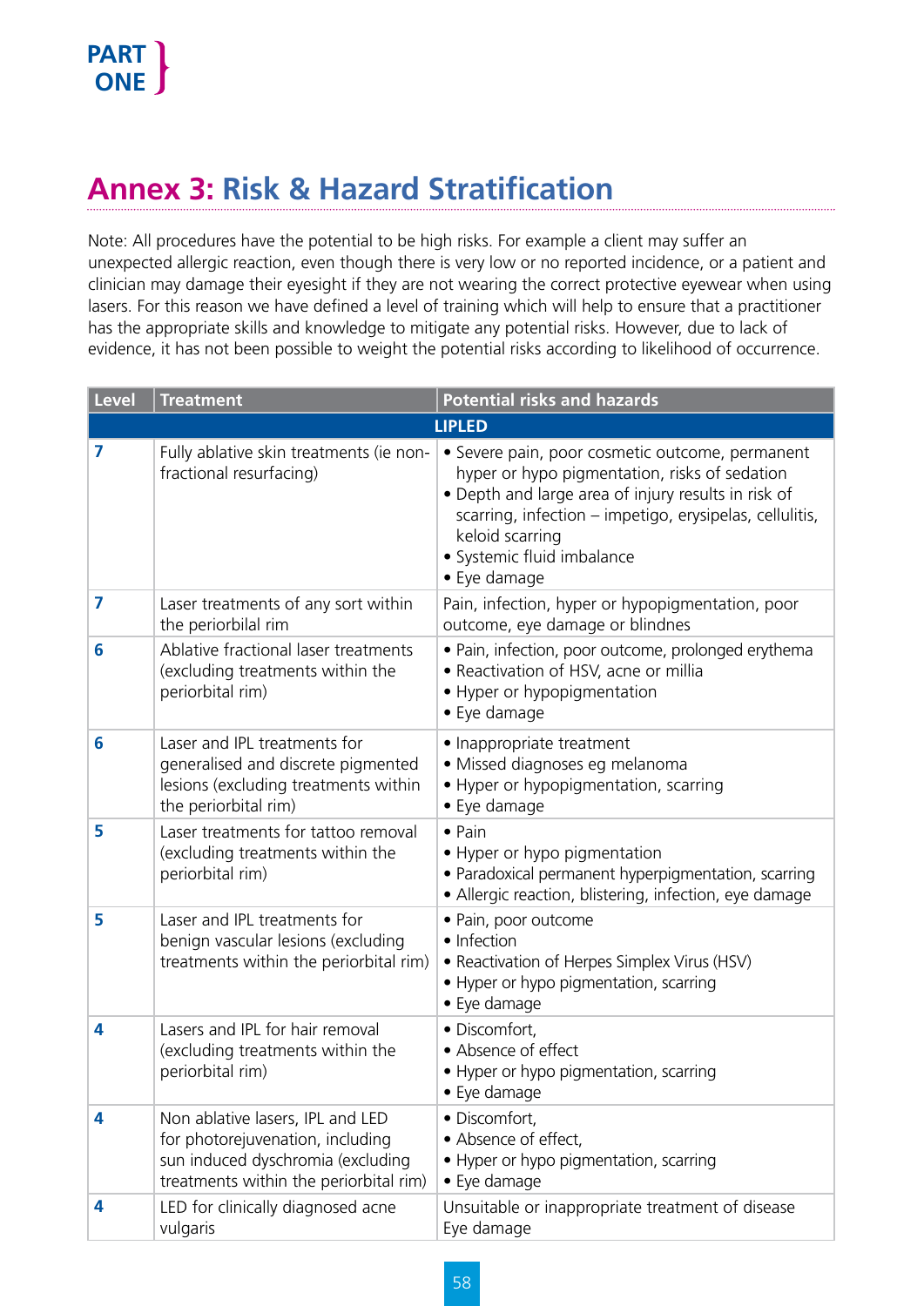# Annex 3: Risk & Hazard Stratification

Note: All procedures have the potential to be high risks. For example a client may suffer an unexpected allergic reaction, even though there is very low or no reported incidence, or a patient and clinician may damage their eyesight if they are not wearing the correct protective eyewear when using lasers. For this reason we have defined a level of training which will help to ensure that a practitioner has the appropriate skills and knowledge to mitigate any potential risks. However, due to lack of evidence, it has not been possible to weight the potential risks according to likelihood of occurrence.

| Level | Treatment | Potential risks and hazards |
|---|---|---|
| | **LIPLED** | |
| 7 | Fully ablative skin treatments (ie non-fractional resurfacing) | • Severe pain, poor cosmetic outcome, permanent hyper or hypo pigmentation, risks of sedation<br>• Depth and large area of injury results in risk of scarring, infection – impetigo, erysipelas, cellulitis, keloid scarring<br>• Systemic fluid imbalance<br>• Eye damage |
| 7 | Laser treatments of any sort within the periorbilal rim | Pain, infection, hyper or hypopigmentation, poor outcome, eye damage or blindnes |
| 6 | Ablative fractional laser treatments (excluding treatments within the periorbital rim) | • Pain, infection, poor outcome, prolonged erythema<br>• Reactivation of HSV, acne or millia<br>• Hyper or hypopigmentation<br>• Eye damage |
| 6 | Laser and IPL treatments for generalised and discrete pigmented lesions (excluding treatments within the periorbital rim) | • Inappropriate treatment<br>• Missed diagnoses eg melanoma<br>• Hyper or hypopigmentation, scarring<br>• Eye damage |
| 5 | Laser treatments for tattoo removal (excluding treatments within the periorbital rim) | • Pain<br>• Hyper or hypo pigmentation<br>• Paradoxical permanent hyperpigmentation, scarring<br>• Allergic reaction, blistering, infection, eye damage |
| 5 | Laser and IPL treatments for benign vascular lesions (excluding treatments within the periorbital rim) | • Pain, poor outcome<br>• Infection<br>• Reactivation of Herpes Simplex Virus (HSV)<br>• Hyper or hypo pigmentation, scarring<br>• Eye damage |
| 4 | Lasers and IPL for hair removal (excluding treatments within the periorbital rim) | • Discomfort,<br>• Absence of effect<br>• Hyper or hypo pigmentation, scarring<br>• Eye damage |
| 4 | Non ablative lasers, IPL and LED for photorejuvenation, including sun induced dyschromia (excluding treatments within the periorbital rim) | • Discomfort,<br>• Absence of effect,<br>• Hyper or hypo pigmentation, scarring<br>• Eye damage |
| 4 | LED for clinically diagnosed acne vulgaris | Unsuitable or inappropriate treatment of disease<br>Eye damage |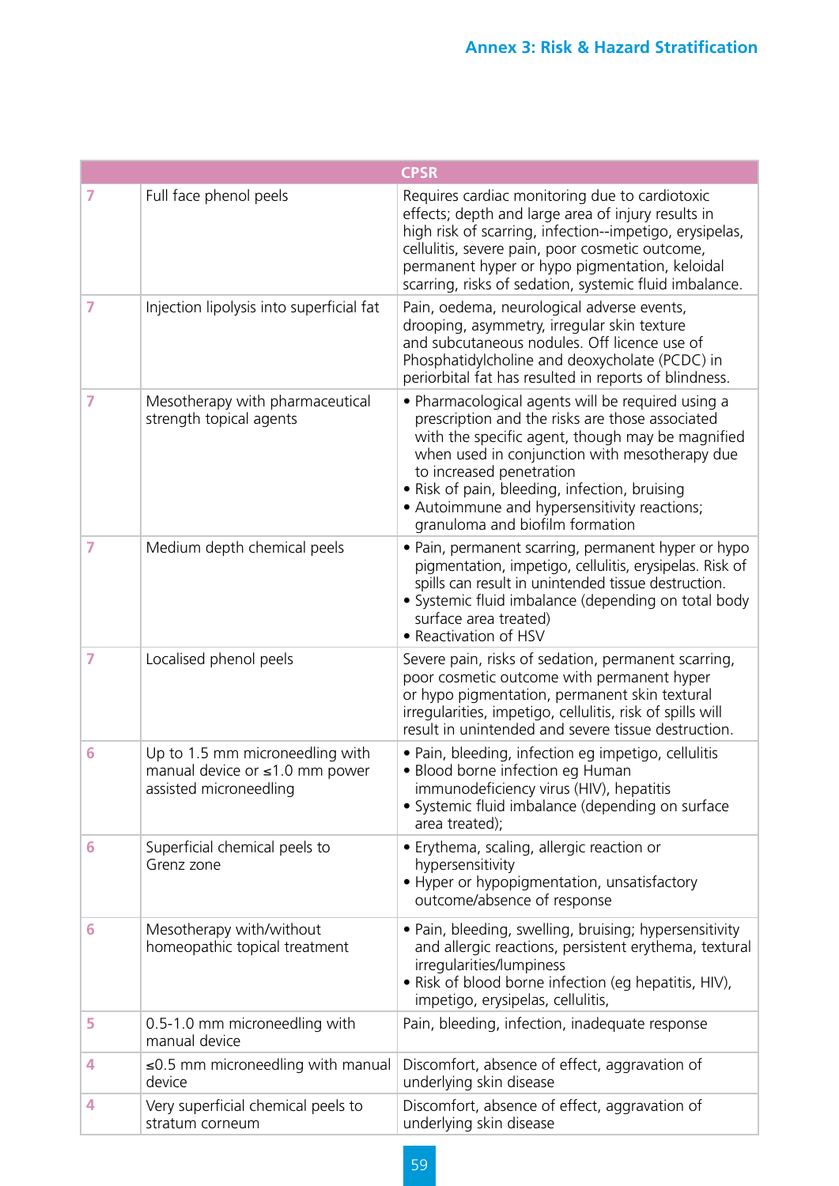# Annex 3: Risk & Hazard Stratification

| CPSR | | |
|---|---|---|
| 7 | Full face phenol peels | Requires cardiac monitoring due to cardiotoxic effects; depth and large area of injury results in high risk of scarring, infection--impetigo, erysipelas, cellulitis, severe pain, poor cosmetic outcome, permanent hyper or hypo pigmentation, keloidal scarring, risks of sedation, systemic fluid imbalance. |
| 7 | Injection lipolysis into superficial fat | Pain, oedema, neurological adverse events, drooping, asymmetry, irregular skin texture and subcutaneous nodules. Off licence use of Phosphatidylcholine and deoxycholate (PCDC) in periorbital fat has resulted in reports of blindness. |
| 7 | Mesotherapy with pharmaceutical strength topical agents | • Pharmacological agents will be required using a prescription and the risks are those associated with the specific agent, though may be magnified when used in conjunction with mesotherapy due to increased penetration<br>• Risk of pain, bleeding, infection, bruising<br>• Autoimmune and hypersensitivity reactions; granuloma and biofilm formation |
| 7 | Medium depth chemical peels | • Pain, permanent scarring, permanent hyper or hypo pigmentation, impetigo, cellulitis, erysipelas. Risk of spills can result in unintended tissue destruction.<br>• Systemic fluid imbalance (depending on total body surface area treated)<br>• Reactivation of HSV |
| 7 | Localised phenol peels | Severe pain, risks of sedation, permanent scarring, poor cosmetic outcome with permanent hyper or hypo pigmentation, permanent skin textural irregularities, impetigo, cellulitis, risk of spills will result in unintended and severe tissue destruction. |
| 6 | Up to 1.5 mm microneedling with manual device or ≤1.0 mm power assisted microneedling | • Pain, bleeding, infection eg impetigo, cellulitis<br>• Blood borne infection eg Human immunodeficiency virus (HIV), hepatitis<br>• Systemic fluid imbalance (depending on surface area treated); |
| 6 | Superficial chemical peels to Grenz zone | • Erythema, scaling, allergic reaction or hypersensitivity<br>• Hyper or hypopigmentation, unsatisfactory outcome/absence of response |
| 6 | Mesotherapy with/without homeopathic topical treatment | • Pain, bleeding, swelling, bruising; hypersensitivity and allergic reactions, persistent erythema, textural irregularities/lumpiness<br>• Risk of blood borne infection (eg hepatitis, HIV), impetigo, erysipelas, cellulitis, |
| 5 | 0.5-1.0 mm microneedling with manual device | Pain, bleeding, infection, inadequate response |
| 4 | ≤0.5 mm microneedling with manual device | Discomfort, absence of effect, aggravation of underlying skin disease |
| 4 | Very superficial chemical peels to stratum corneum | Discomfort, absence of effect, aggravation of underlying skin disease |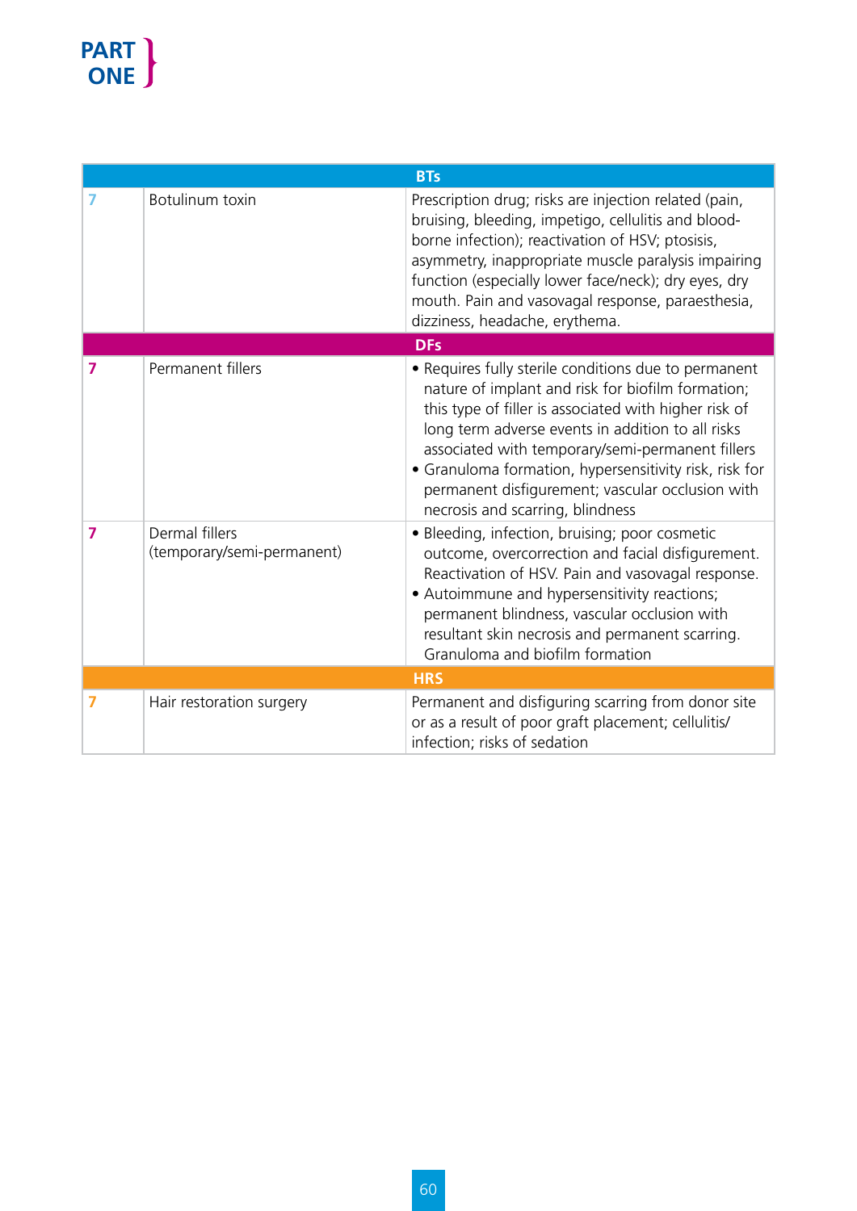PART ONE

| BTs | | |
|---|---|---|
| 7 | Botulinum toxin | Prescription drug; risks are injection related (pain, bruising, bleeding, impetigo, cellulitis and blood-borne infection); reactivation of HSV; ptosisis, asymmetry, inappropriate muscle paralysis impairing function (especially lower face/neck); dry eyes, dry mouth. Pain and vasovagal response, paraesthesia, dizziness, headache, erythema. |
| **DFs** | | |
| 7 | Permanent fillers | • Requires fully sterile conditions due to permanent nature of implant and risk for biofilm formation; this type of filler is associated with higher risk of long term adverse events in addition to all risks associated with temporary/semi-permanent fillers<br>• Granuloma formation, hypersensitivity risk, risk for permanent disfigurement; vascular occlusion with necrosis and scarring, blindness |
| 7 | Dermal fillers (temporary/semi-permanent) | • Bleeding, infection, bruising; poor cosmetic outcome, overcorrection and facial disfigurement. Reactivation of HSV. Pain and vasovagal response.<br>• Autoimmune and hypersensitivity reactions; permanent blindness, vascular occlusion with resultant skin necrosis and permanent scarring. Granuloma and biofilm formation |
| **HRS** | | |
| 7 | Hair restoration surgery | Permanent and disfiguring scarring from donor site or as a result of poor graft placement; cellulitis/infection; risks of sedation |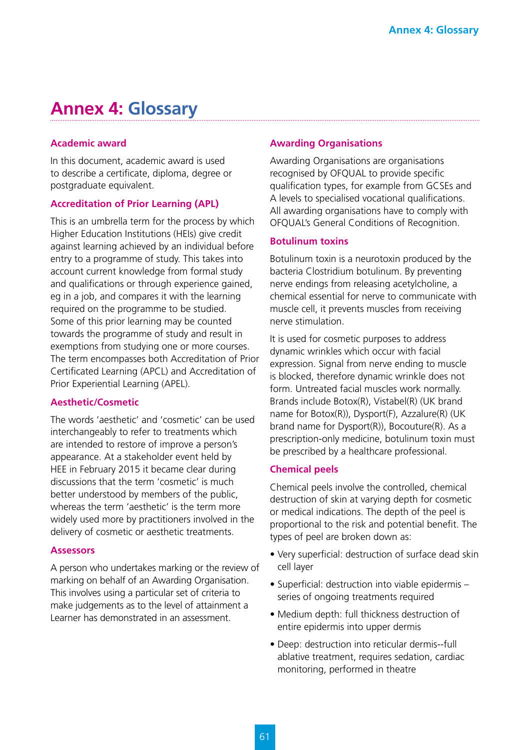# Annex 4: Glossary

### Academic award

In this document, academic award is used to describe a certificate, diploma, degree or postgraduate equivalent.

### Accreditation of Prior Learning (APL)

This is an umbrella term for the process by which Higher Education Institutions (HEIs) give credit against learning achieved by an individual before entry to a programme of study. This takes into account current knowledge from formal study and qualifications or through experience gained, eg in a job, and compares it with the learning required on the programme to be studied. Some of this prior learning may be counted towards the programme of study and result in exemptions from studying one or more courses. The term encompasses both Accreditation of Prior Certificated Learning (APCL) and Accreditation of Prior Experiential Learning (APEL).

### Aesthetic/Cosmetic

The words 'aesthetic' and 'cosmetic' can be used interchangeably to refer to treatments which are intended to restore of improve a person's appearance. At a stakeholder event held by HEE in February 2015 it became clear during discussions that the term 'cosmetic' is much better understood by members of the public, whereas the term 'aesthetic' is the term more widely used more by practitioners involved in the delivery of cosmetic or aesthetic treatments.

### Assessors

A person who undertakes marking or the review of marking on behalf of an Awarding Organisation. This involves using a particular set of criteria to make judgements as to the level of attainment a Learner has demonstrated in an assessment.

### Awarding Organisations

Awarding Organisations are organisations recognised by OFQUAL to provide specific qualification types, for example from GCSEs and A levels to specialised vocational qualifications. All awarding organisations have to comply with OFQUAL's General Conditions of Recognition.

### Botulinum toxins

Botulinum toxin is a neurotoxin produced by the bacteria Clostridium botulinum. By preventing nerve endings from releasing acetylcholine, a chemical essential for nerve to communicate with muscle cell, it prevents muscles from receiving nerve stimulation.

It is used for cosmetic purposes to address dynamic wrinkles which occur with facial expression. Signal from nerve ending to muscle is blocked, therefore dynamic wrinkle does not form. Untreated facial muscles work normally. Brands include Botox(R), Vistabel(R) (UK brand name for Botox(R)), Dysport(F), Azzalure(R) (UK brand name for Dysport(R)), Bocouture(R). As a prescription-only medicine, botulinum toxin must be prescribed by a healthcare professional.

### Chemical peels

Chemical peels involve the controlled, chemical destruction of skin at varying depth for cosmetic or medical indications. The depth of the peel is proportional to the risk and potential benefit. The types of peel are broken down as:

- Very superficial: destruction of surface dead skin cell layer
- Superficial: destruction into viable epidermis – series of ongoing treatments required
- Medium depth: full thickness destruction of entire epidermis into upper dermis
- Deep: destruction into reticular dermis--full ablative treatment, requires sedation, cardiac monitoring, performed in theatre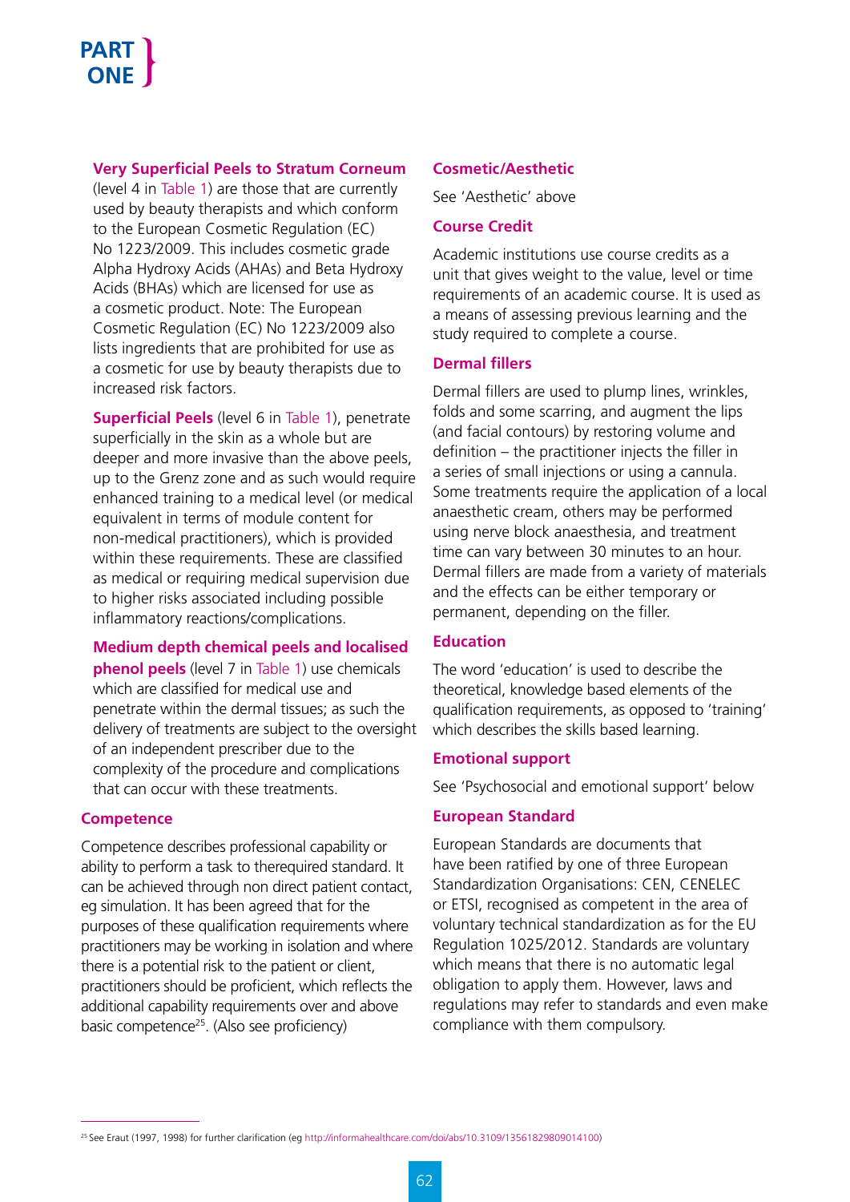**Very Superficial Peels to Stratum Corneum** (level 4 in Table 1) are those that are currently used by beauty therapists and which conform to the European Cosmetic Regulation (EC) No 1223/2009. This includes cosmetic grade Alpha Hydroxy Acids (AHAs) and Beta Hydroxy Acids (BHAs) which are licensed for use as a cosmetic product. Note: The European Cosmetic Regulation (EC) No 1223/2009 also lists ingredients that are prohibited for use as a cosmetic for use by beauty therapists due to increased risk factors.

**Superficial Peels** (level 6 in Table 1), penetrate superficially in the skin as a whole but are deeper and more invasive than the above peels, up to the Grenz zone and as such would require enhanced training to a medical level (or medical equivalent in terms of module content for non-medical practitioners), which is provided within these requirements. These are classified as medical or requiring medical supervision due to higher risks associated including possible inflammatory reactions/complications.

**Medium depth chemical peels and localised phenol peels** (level 7 in Table 1) use chemicals which are classified for medical use and penetrate within the dermal tissues; as such the delivery of treatments are subject to the oversight of an independent prescriber due to the complexity of the procedure and complications that can occur with these treatments.

### Competence

Competence describes professional capability or ability to perform a task to therequired standard. It can be achieved through non direct patient contact, eg simulation. It has been agreed that for the purposes of these qualification requirements where practitioners may be working in isolation and where there is a potential risk to the patient or client, practitioners should be proficient, which reflects the additional capability requirements over and above basic competence[25]. (Also see proficiency)

### Cosmetic/Aesthetic

See 'Aesthetic' above

### Course Credit

Academic institutions use course credits as a unit that gives weight to the value, level or time requirements of an academic course. It is used as a means of assessing previous learning and the study required to complete a course.

### Dermal fillers

Dermal fillers are used to plump lines, wrinkles, folds and some scarring, and augment the lips (and facial contours) by restoring volume and definition – the practitioner injects the filler in a series of small injections or using a cannula. Some treatments require the application of a local anaesthetic cream, others may be performed using nerve block anaesthesia, and treatment time can vary between 30 minutes to an hour. Dermal fillers are made from a variety of materials and the effects can be either temporary or permanent, depending on the filler.

### Education

The word 'education' is used to describe the theoretical, knowledge based elements of the qualification requirements, as opposed to 'training' which describes the skills based learning.

### Emotional support

See 'Psychosocial and emotional support' below

### European Standard

European Standards are documents that have been ratified by one of three European Standardization Organisations: CEN, CENELEC or ETSI, recognised as competent in the area of voluntary technical standardization as for the EU Regulation 1025/2012. Standards are voluntary which means that there is no automatic legal obligation to apply them. However, laws and regulations may refer to standards and even make compliance with them compulsory.

---

[25] See Eraut (1997, 1998) for further clarification (eg http://informahealthcare.com/doi/abs/10.3109/13561829809014100)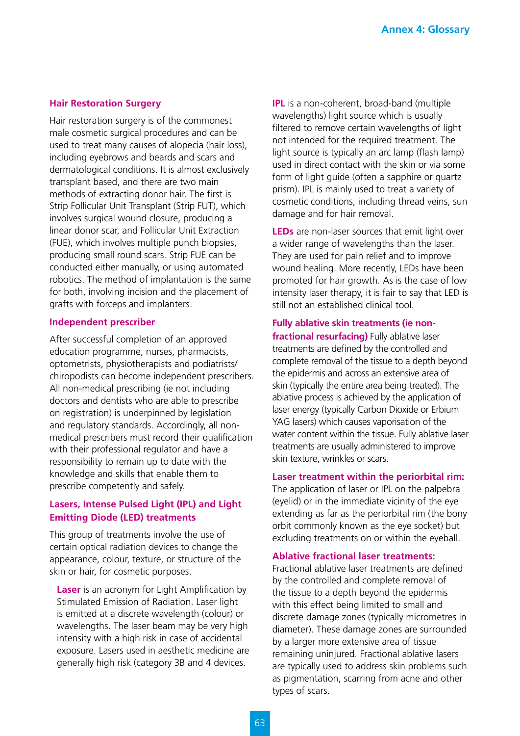### Hair Restoration Surgery

Hair restoration surgery is of the commonest male cosmetic surgical procedures and can be used to treat many causes of alopecia (hair loss), including eyebrows and beards and scars and dermatological conditions. It is almost exclusively transplant based, and there are two main methods of extracting donor hair. The first is Strip Follicular Unit Transplant (Strip FUT), which involves surgical wound closure, producing a linear donor scar, and Follicular Unit Extraction (FUE), which involves multiple punch biopsies, producing small round scars. Strip FUE can be conducted either manually, or using automated robotics. The method of implantation is the same for both, involving incision and the placement of grafts with forceps and implanters.

### Independent prescriber

After successful completion of an approved education programme, nurses, pharmacists, optometrists, physiotherapists and podiatrists/chiropodists can become independent prescribers. All non-medical prescribing (ie not including doctors and dentists who are able to prescribe on registration) is underpinned by legislation and regulatory standards. Accordingly, all non-medical prescribers must record their qualification with their professional regulator and have a responsibility to remain up to date with the knowledge and skills that enable them to prescribe competently and safely.

### Lasers, Intense Pulsed Light (IPL) and Light Emitting Diode (LED) treatments

This group of treatments involve the use of certain optical radiation devices to change the appearance, colour, texture, or structure of the skin or hair, for cosmetic purposes.

**Laser** is an acronym for Light Amplification by Stimulated Emission of Radiation. Laser light is emitted at a discrete wavelength (colour) or wavelengths. The laser beam may be very high intensity with a high risk in case of accidental exposure. Lasers used in aesthetic medicine are generally high risk (category 3B and 4 devices.

**IPL** is a non-coherent, broad-band (multiple wavelengths) light source which is usually filtered to remove certain wavelengths of light not intended for the required treatment. The light source is typically an arc lamp (flash lamp) used in direct contact with the skin or via some form of light guide (often a sapphire or quartz prism). IPL is mainly used to treat a variety of cosmetic conditions, including thread veins, sun damage and for hair removal.

**LEDs** are non-laser sources that emit light over a wider range of wavelengths than the laser. They are used for pain relief and to improve wound healing. More recently, LEDs have been promoted for hair growth. As is the case of low intensity laser therapy, it is fair to say that LED is still not an established clinical tool.

**Fully ablative skin treatments (ie non-fractional resurfacing)** Fully ablative laser treatments are defined by the controlled and complete removal of the tissue to a depth beyond the epidermis and across an extensive area of skin (typically the entire area being treated). The ablative process is achieved by the application of laser energy (typically Carbon Dioxide or Erbium YAG lasers) which causes vaporisation of the water content within the tissue. Fully ablative laser treatments are usually administered to improve skin texture, wrinkles or scars.

**Laser treatment within the periorbital rim:** The application of laser or IPL on the palpebra (eyelid) or in the immediate vicinity of the eye extending as far as the periorbital rim (the bony orbit commonly known as the eye socket) but excluding treatments on or within the eyeball.

**Ablative fractional laser treatments:** Fractional ablative laser treatments are defined by the controlled and complete removal of the tissue to a depth beyond the epidermis with this effect being limited to small and discrete damage zones (typically micrometres in diameter). These damage zones are surrounded by a larger more extensive area of tissue remaining uninjured. Fractional ablative lasers are typically used to address skin problems such as pigmentation, scarring from acne and other types of scars.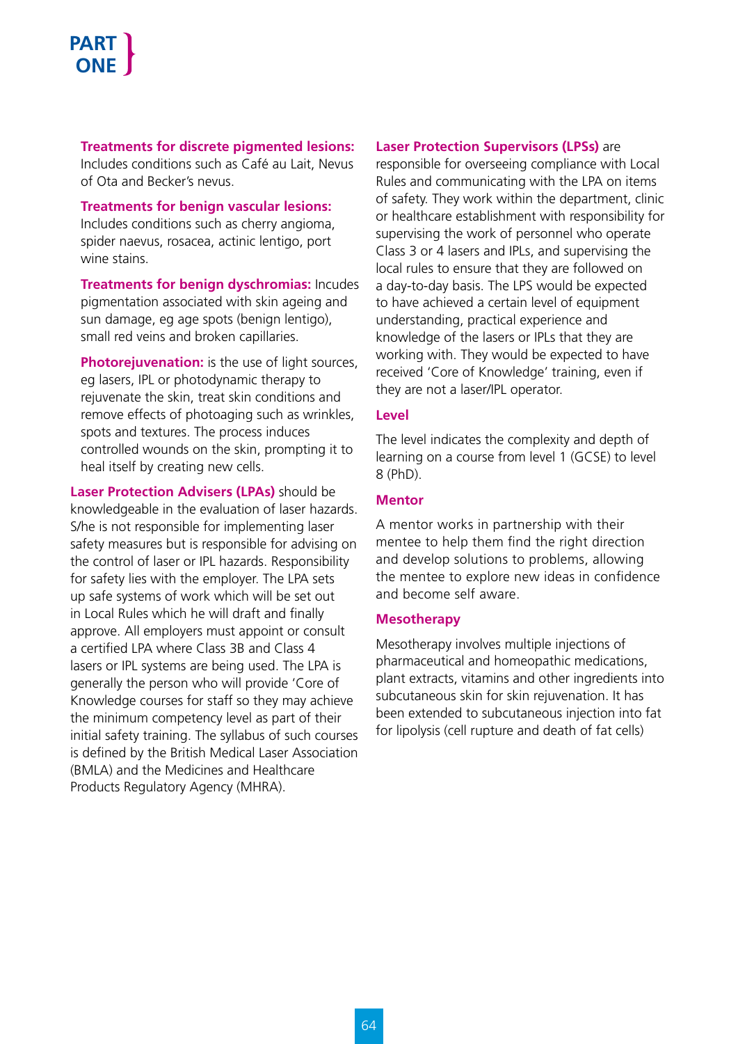**Treatments for discrete pigmented lesions:** Includes conditions such as Café au Lait, Nevus of Ota and Becker's nevus.

**Treatments for benign vascular lesions:** Includes conditions such as cherry angioma, spider naevus, rosacea, actinic lentigo, port wine stains.

**Treatments for benign dyschromias:** Incudes pigmentation associated with skin ageing and sun damage, eg age spots (benign lentigo), small red veins and broken capillaries.

**Photorejuvenation:** is the use of light sources, eg lasers, IPL or photodynamic therapy to rejuvenate the skin, treat skin conditions and remove effects of photoaging such as wrinkles, spots and textures. The process induces controlled wounds on the skin, prompting it to heal itself by creating new cells.

**Laser Protection Advisers (LPAs)** should be knowledgeable in the evaluation of laser hazards. S/he is not responsible for implementing laser safety measures but is responsible for advising on the control of laser or IPL hazards. Responsibility for safety lies with the employer. The LPA sets up safe systems of work which will be set out in Local Rules which he will draft and finally approve. All employers must appoint or consult a certified LPA where Class 3B and Class 4 lasers or IPL systems are being used. The LPA is generally the person who will provide 'Core of Knowledge courses for staff so they may achieve the minimum competency level as part of their initial safety training. The syllabus of such courses is defined by the British Medical Laser Association (BMLA) and the Medicines and Healthcare Products Regulatory Agency (MHRA).

**Laser Protection Supervisors (LPSs)** are responsible for overseeing compliance with Local Rules and communicating with the LPA on items of safety. They work within the department, clinic or healthcare establishment with responsibility for supervising the work of personnel who operate Class 3 or 4 lasers and IPLs, and supervising the local rules to ensure that they are followed on a day-to-day basis. The LPS would be expected to have achieved a certain level of equipment understanding, practical experience and knowledge of the lasers or IPLs that they are working with. They would be expected to have received 'Core of Knowledge' training, even if they are not a laser/IPL operator.

### Level

The level indicates the complexity and depth of learning on a course from level 1 (GCSE) to level 8 (PhD).

### Mentor

A mentor works in partnership with their mentee to help them find the right direction and develop solutions to problems, allowing the mentee to explore new ideas in confidence and become self aware.

### Mesotherapy

Mesotherapy involves multiple injections of pharmaceutical and homeopathic medications, plant extracts, vitamins and other ingredients into subcutaneous skin for skin rejuvenation. It has been extended to subcutaneous injection into fat for lipolysis (cell rupture and death of fat cells)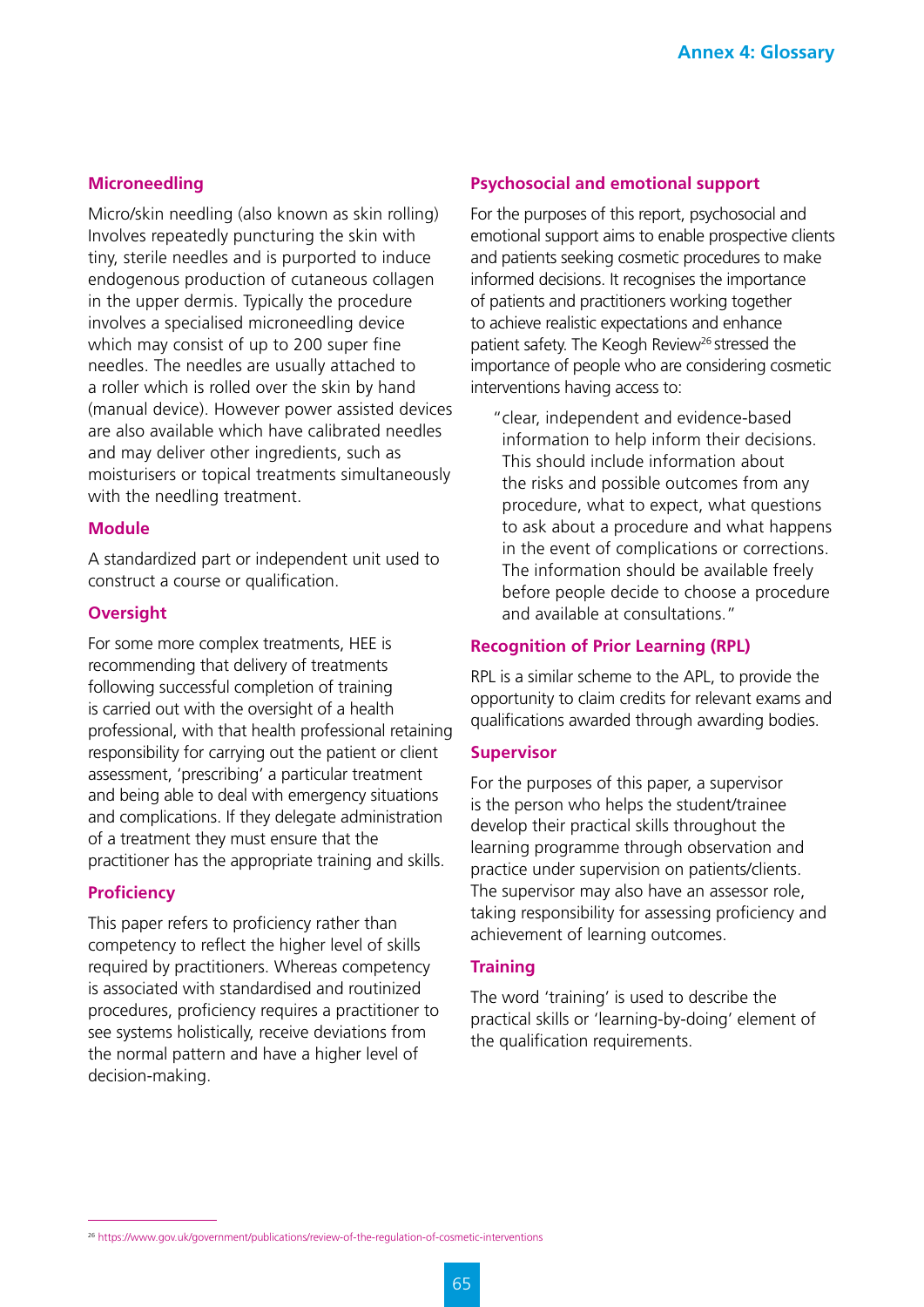### Microneedling

Micro/skin needling (also known as skin rolling) Involves repeatedly puncturing the skin with tiny, sterile needles and is purported to induce endogenous production of cutaneous collagen in the upper dermis. Typically the procedure involves a specialised microneedling device which may consist of up to 200 super fine needles. The needles are usually attached to a roller which is rolled over the skin by hand (manual device). However power assisted devices are also available which have calibrated needles and may deliver other ingredients, such as moisturisers or topical treatments simultaneously with the needling treatment.

### Module

A standardized part or independent unit used to construct a course or qualification.

### Oversight

For some more complex treatments, HEE is recommending that delivery of treatments following successful completion of training is carried out with the oversight of a health professional, with that health professional retaining responsibility for carrying out the patient or client assessment, 'prescribing' a particular treatment and being able to deal with emergency situations and complications. If they delegate administration of a treatment they must ensure that the practitioner has the appropriate training and skills.

### Proficiency

This paper refers to proficiency rather than competency to reflect the higher level of skills required by practitioners. Whereas competency is associated with standardised and routinized procedures, proficiency requires a practitioner to see systems holistically, receive deviations from the normal pattern and have a higher level of decision-making.

### Psychosocial and emotional support

For the purposes of this report, psychosocial and emotional support aims to enable prospective clients and patients seeking cosmetic procedures to make informed decisions. It recognises the importance of patients and practitioners working together to achieve realistic expectations and enhance patient safety. The Keogh Review[26] stressed the importance of people who are considering cosmetic interventions having access to:

> "clear, independent and evidence-based information to help inform their decisions. This should include information about the risks and possible outcomes from any procedure, what to expect, what questions to ask about a procedure and what happens in the event of complications or corrections. The information should be available freely before people decide to choose a procedure and available at consultations."

### Recognition of Prior Learning (RPL)

RPL is a similar scheme to the APL, to provide the opportunity to claim credits for relevant exams and qualifications awarded through awarding bodies.

### Supervisor

For the purposes of this paper, a supervisor is the person who helps the student/trainee develop their practical skills throughout the learning programme through observation and practice under supervision on patients/clients. The supervisor may also have an assessor role, taking responsibility for assessing proficiency and achievement of learning outcomes.

### Training

The word 'training' is used to describe the practical skills or 'learning-by-doing' element of the qualification requirements.

---

[26] https://www.gov.uk/government/publications/review-of-the-regulation-of-cosmetic-interventions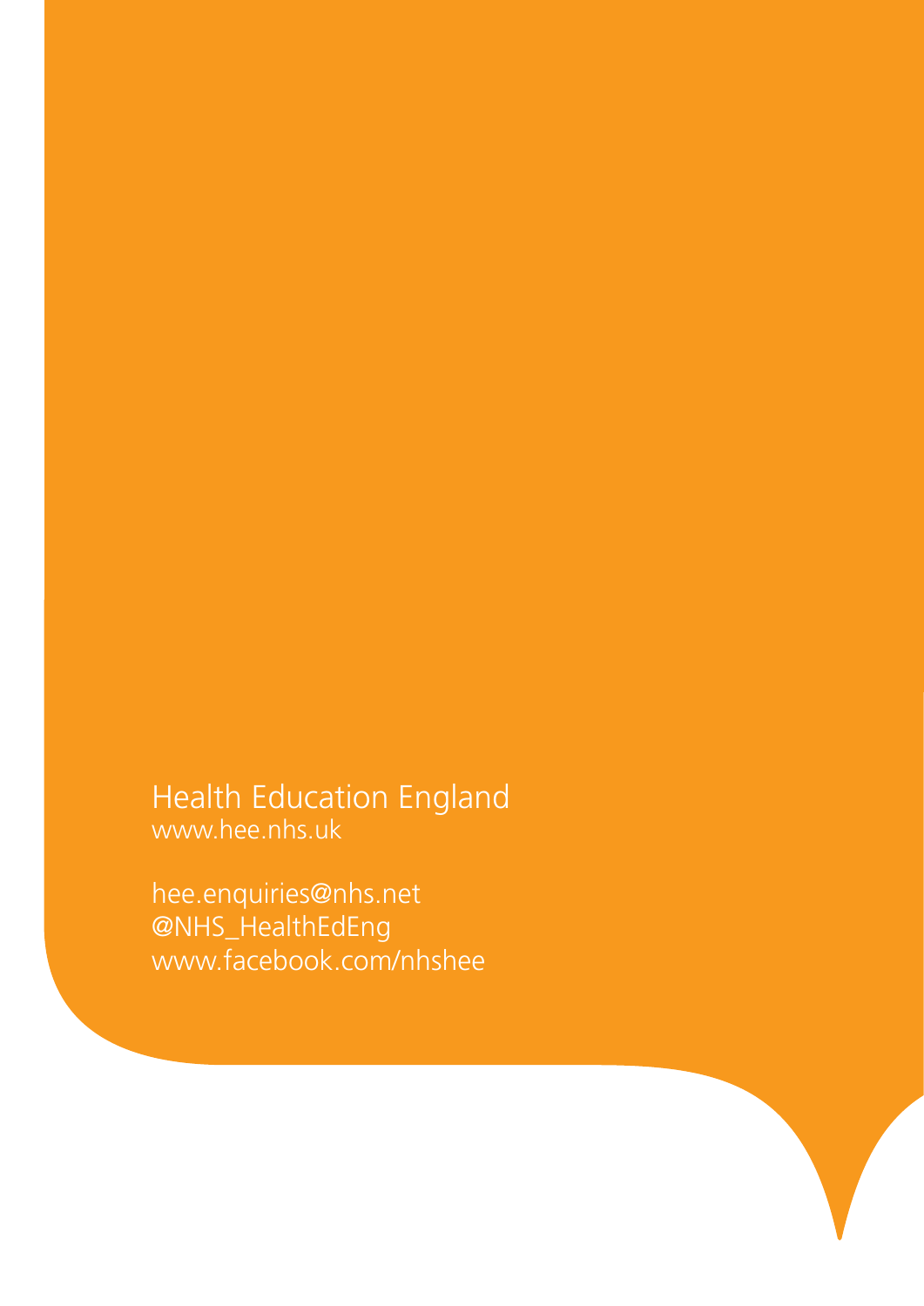Health Education England
www.hee.nhs.uk

hee.enquiries@nhs.net
@NHS_HealthEdEng
www.facebook.com/nhshee